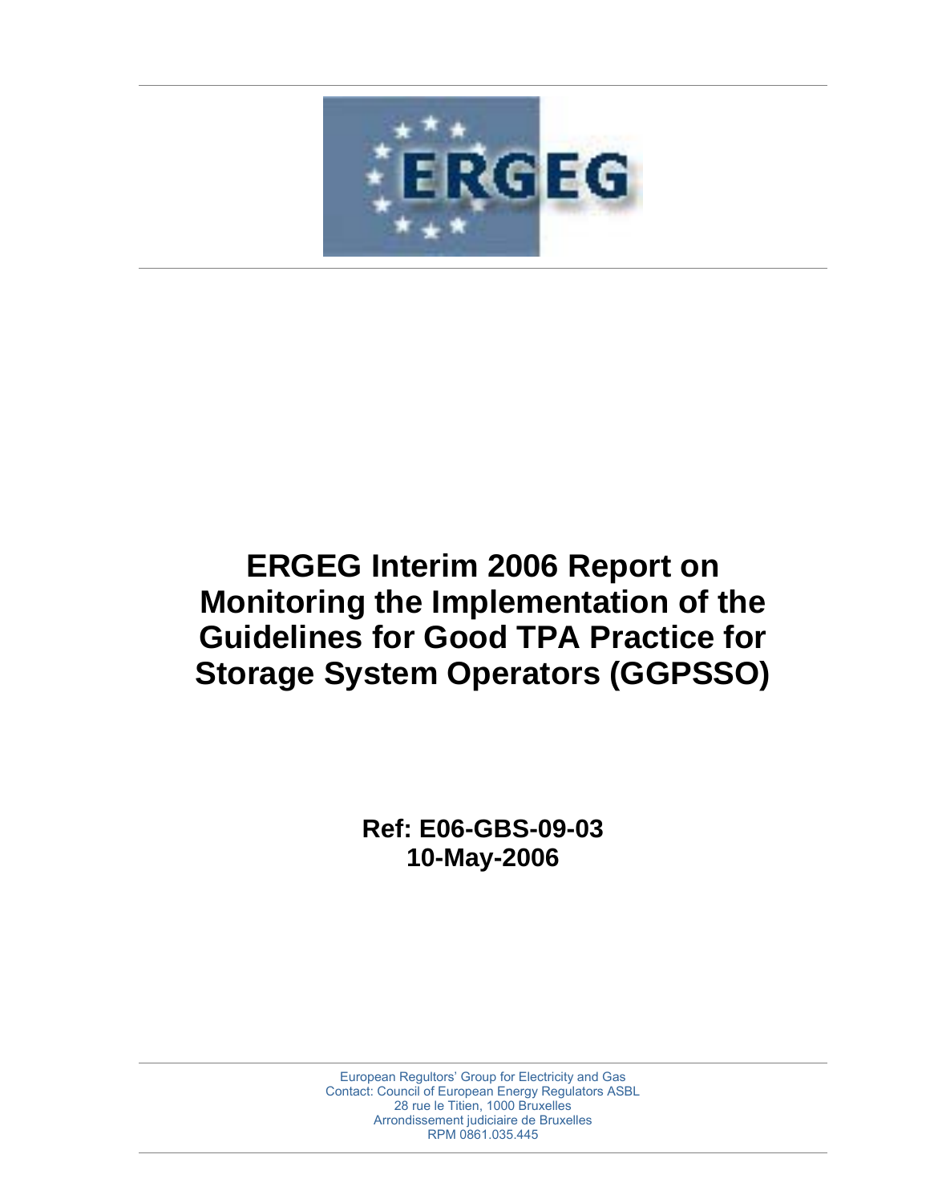# ERGEG Interim 2006 Report on Monitoring the Implementation of the Guidelines for Good TPA Practice for Storage System Operators (GGPSSO)

**Ref: E06-GBS-09-03**
**10-May-2006**

European Regultors' Group for Electricity and Gas
Contact: Council of European Energy Regulators ASBL
28 rue le Titien, 1000 Bruxelles
Arrondissement judiciaire de Bruxelles
RPM 0861.035.445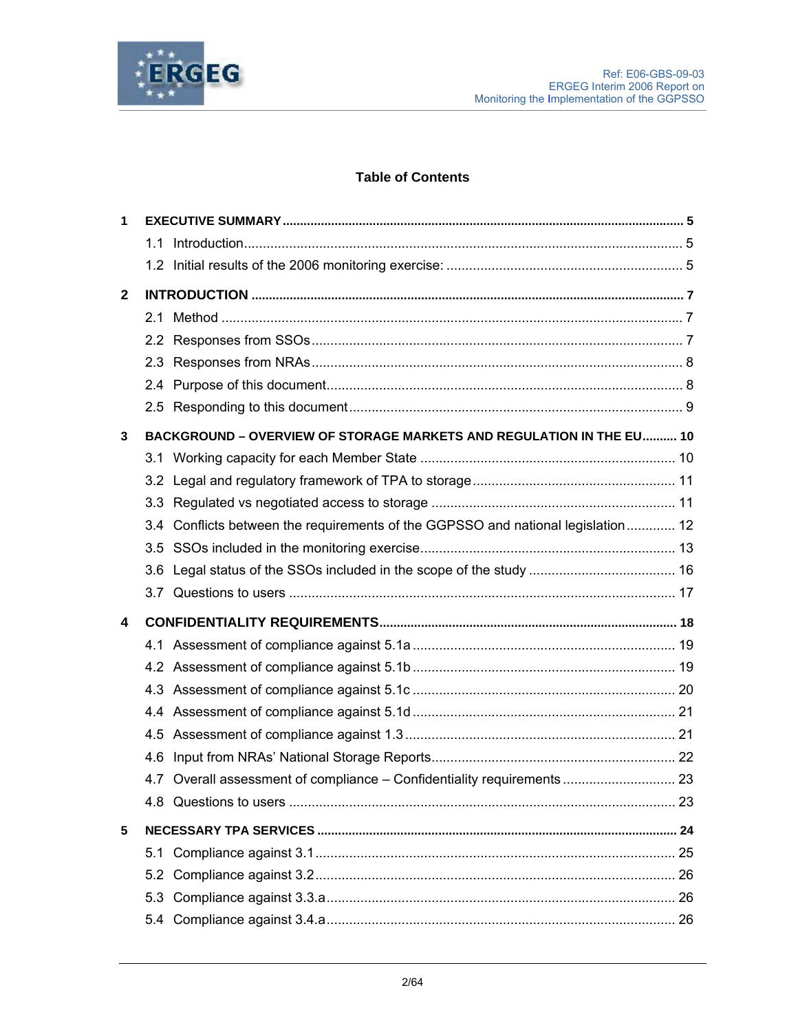## Table of Contents

**1 EXECUTIVE SUMMARY .................................................. 5**

- 1.1 Introduction .................................................. 5
- 1.2 Initial results of the 2006 monitoring exercise: .................................................. 5

**2 INTRODUCTION .................................................. 7**

- 2.1 Method .................................................. 7
- 2.2 Responses from SSOs .................................................. 7
- 2.3 Responses from NRAs .................................................. 8
- 2.4 Purpose of this document .................................................. 8
- 2.5 Responding to this document .................................................. 9

**3 BACKGROUND – OVERVIEW OF STORAGE MARKETS AND REGULATION IN THE EU .......... 10**

- 3.1 Working capacity for each Member State .................................................. 10
- 3.2 Legal and regulatory framework of TPA to storage .................................................. 11
- 3.3 Regulated vs negotiated access to storage .................................................. 11
- 3.4 Conflicts between the requirements of the GGPSSO and national legislation ............. 12
- 3.5 SSOs included in the monitoring exercise .................................................. 13
- 3.6 Legal status of the SSOs included in the scope of the study .................................................. 16
- 3.7 Questions to users .................................................. 17

**4 CONFIDENTIALITY REQUIREMENTS .................................................. 18**

- 4.1 Assessment of compliance against 5.1a .................................................. 19
- 4.2 Assessment of compliance against 5.1b .................................................. 19
- 4.3 Assessment of compliance against 5.1c .................................................. 20
- 4.4 Assessment of compliance against 5.1d .................................................. 21
- 4.5 Assessment of compliance against 1.3 .................................................. 21
- 4.6 Input from NRAs' National Storage Reports .................................................. 22
- 4.7 Overall assessment of compliance – Confidentiality requirements .............................. 23
- 4.8 Questions to users .................................................. 23

**5 NECESSARY TPA SERVICES .................................................. 24**

- 5.1 Compliance against 3.1 .................................................. 25
- 5.2 Compliance against 3.2 .................................................. 26
- 5.3 Compliance against 3.3.a .................................................. 26
- 5.4 Compliance against 3.4.a .................................................. 26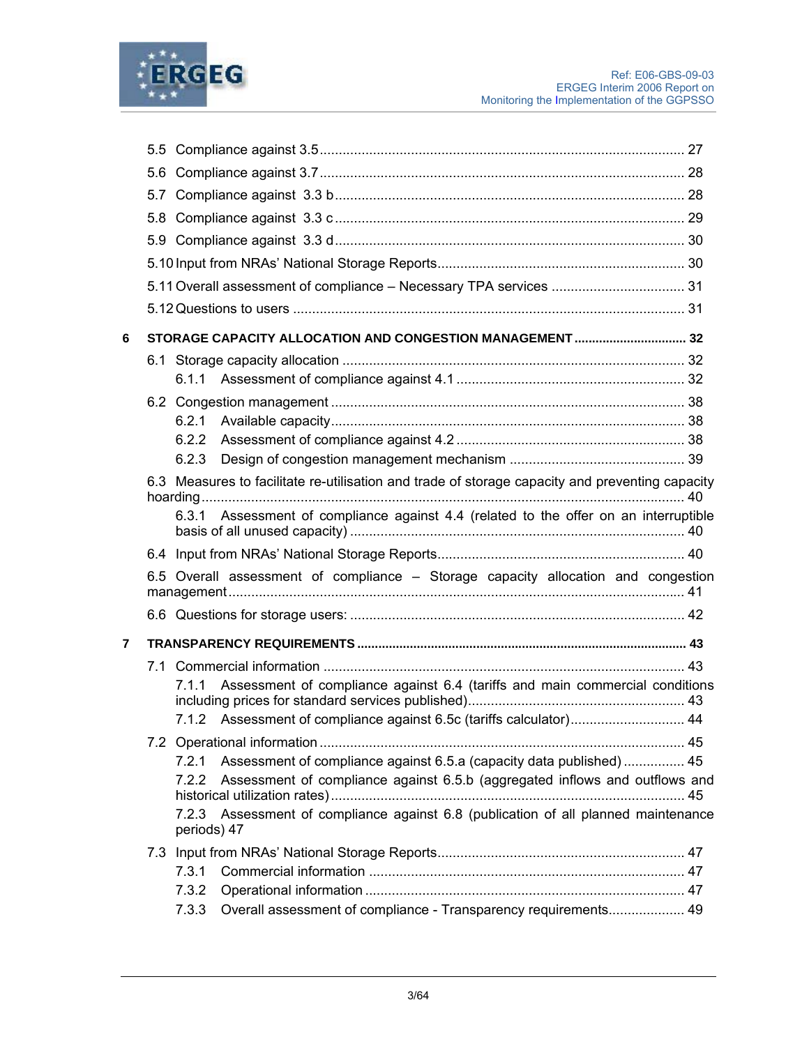5.5 Compliance against 3.5 ... 27

5.6 Compliance against 3.7 ... 28

5.7 Compliance against 3.3 b ... 28

5.8 Compliance against 3.3 c ... 29

5.9 Compliance against 3.3 d ... 30

5.10 Input from NRAs' National Storage Reports ... 30

5.11 Overall assessment of compliance – Necessary TPA services ... 31

5.12 Questions to users ... 31

**6 STORAGE CAPACITY ALLOCATION AND CONGESTION MANAGEMENT ... 32**

6.1 Storage capacity allocation ... 32

6.1.1 Assessment of compliance against 4.1 ... 32

6.2 Congestion management ... 38

6.2.1 Available capacity ... 38

6.2.2 Assessment of compliance against 4.2 ... 38

6.2.3 Design of congestion management mechanism ... 39

6.3 Measures to facilitate re-utilisation and trade of storage capacity and preventing capacity hoarding ... 40

6.3.1 Assessment of compliance against 4.4 (related to the offer on an interruptible basis of all unused capacity) ... 40

6.4 Input from NRAs' National Storage Reports ... 40

6.5 Overall assessment of compliance – Storage capacity allocation and congestion management ... 41

6.6 Questions for storage users: ... 42

**7 TRANSPARENCY REQUIREMENTS ... 43**

7.1 Commercial information ... 43

7.1.1 Assessment of compliance against 6.4 (tariffs and main commercial conditions including prices for standard services published) ... 43

7.1.2 Assessment of compliance against 6.5c (tariffs calculator) ... 44

7.2 Operational information ... 45

7.2.1 Assessment of compliance against 6.5.a (capacity data published) ... 45

7.2.2 Assessment of compliance against 6.5.b (aggregated inflows and outflows and historical utilization rates) ... 45

7.2.3 Assessment of compliance against 6.8 (publication of all planned maintenance periods) 47

7.3 Input from NRAs' National Storage Reports ... 47

7.3.1 Commercial information ... 47

7.3.2 Operational information ... 47

7.3.3 Overall assessment of compliance - Transparency requirements ... 49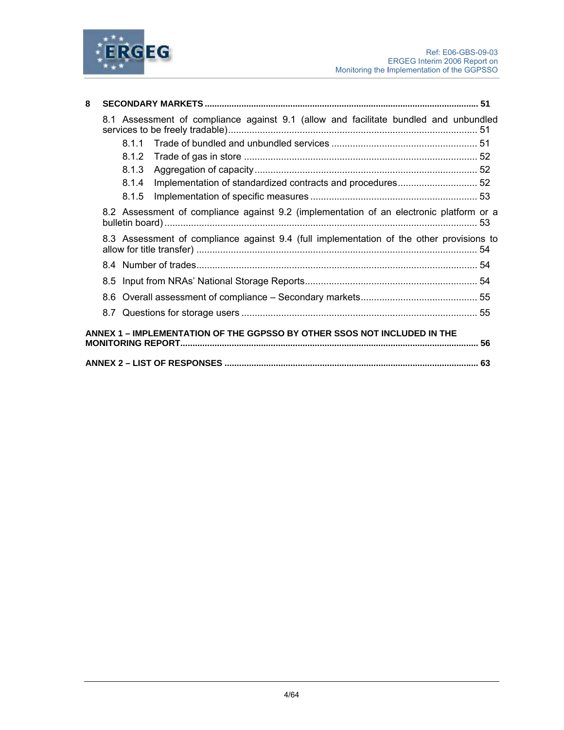**8 SECONDARY MARKETS ............................................................................................................. 51**

8.1 Assessment of compliance against 9.1 (allow and facilitate bundled and unbundled services to be freely tradable)............................................................................................. 51

8.1.1 Trade of bundled and unbundled services ....................................................... 51

8.1.2 Trade of gas in store ........................................................................................ 52

8.1.3 Aggregation of capacity.................................................................................... 52

8.1.4 Implementation of standardized contracts and procedures.............................. 52

8.1.5 Implementation of specific measures ............................................................... 53

8.2 Assessment of compliance against 9.2 (implementation of an electronic platform or a bulletin board)...................................................................................................................... 53

8.3 Assessment of compliance against 9.4 (full implementation of the other provisions to allow for title transfer) .......................................................................................................... 54

8.4 Number of trades.......................................................................................................... 54

8.5 Input from NRAs' National Storage Reports................................................................. 54

8.6 Overall assessment of compliance – Secondary markets............................................ 55

8.7 Questions for storage users ......................................................................................... 55

**ANNEX 1 – IMPLEMENTATION OF THE GGPSSO BY OTHER SSOS NOT INCLUDED IN THE MONITORING REPORT........................................................................................................................ 56**

**ANNEX 2 – LIST OF RESPONSES ...................................................................................................... 63**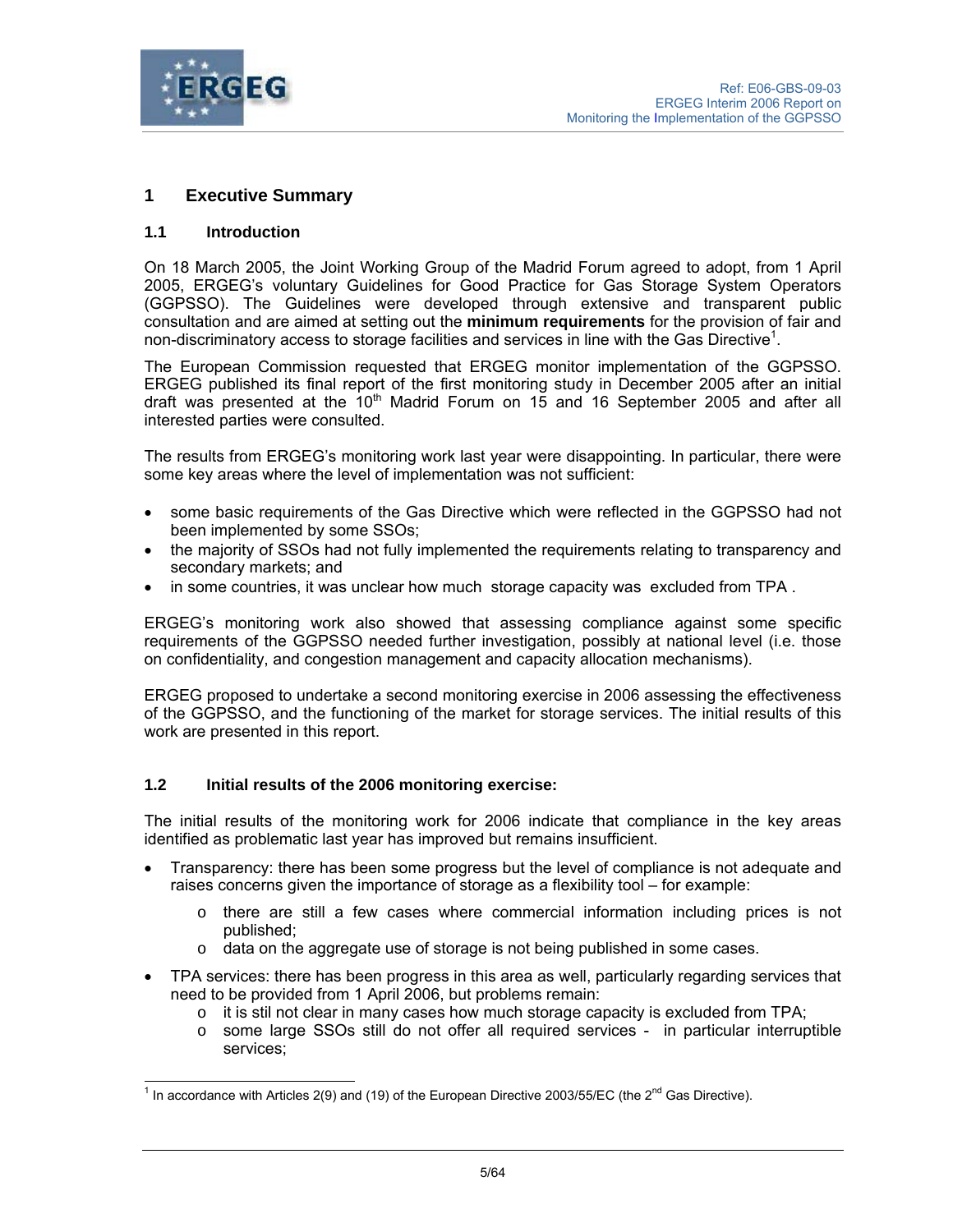# 1 Executive Summary

## 1.1 Introduction

On 18 March 2005, the Joint Working Group of the Madrid Forum agreed to adopt, from 1 April 2005, ERGEG's voluntary Guidelines for Good Practice for Gas Storage System Operators (GGPSSO). The Guidelines were developed through extensive and transparent public consultation and are aimed at setting out the **minimum requirements** for the provision of fair and non-discriminatory access to storage facilities and services in line with the Gas Directive[1].

The European Commission requested that ERGEG monitor implementation of the GGPSSO. ERGEG published its final report of the first monitoring study in December 2005 after an initial draft was presented at the 10th Madrid Forum on 15 and 16 September 2005 and after all interested parties were consulted.

The results from ERGEG's monitoring work last year were disappointing. In particular, there were some key areas where the level of implementation was not sufficient:

- some basic requirements of the Gas Directive which were reflected in the GGPSSO had not been implemented by some SSOs;
- the majority of SSOs had not fully implemented the requirements relating to transparency and secondary markets; and
- in some countries, it was unclear how much storage capacity was excluded from TPA .

ERGEG's monitoring work also showed that assessing compliance against some specific requirements of the GGPSSO needed further investigation, possibly at national level (i.e. those on confidentiality, and congestion management and capacity allocation mechanisms).

ERGEG proposed to undertake a second monitoring exercise in 2006 assessing the effectiveness of the GGPSSO, and the functioning of the market for storage services. The initial results of this work are presented in this report.

## 1.2 Initial results of the 2006 monitoring exercise:

The initial results of the monitoring work for 2006 indicate that compliance in the key areas identified as problematic last year has improved but remains insufficient.

- Transparency: there has been some progress but the level of compliance is not adequate and raises concerns given the importance of storage as a flexibility tool – for example:
  - there are still a few cases where commercial information including prices is not published;
  - data on the aggregate use of storage is not being published in some cases.
- TPA services: there has been progress in this area as well, particularly regarding services that need to be provided from 1 April 2006, but problems remain:
  - it is stil not clear in many cases how much storage capacity is excluded from TPA;
  - some large SSOs still do not offer all required services - in particular interruptible services;

[1] In accordance with Articles 2(9) and (19) of the European Directive 2003/55/EC (the 2nd Gas Directive).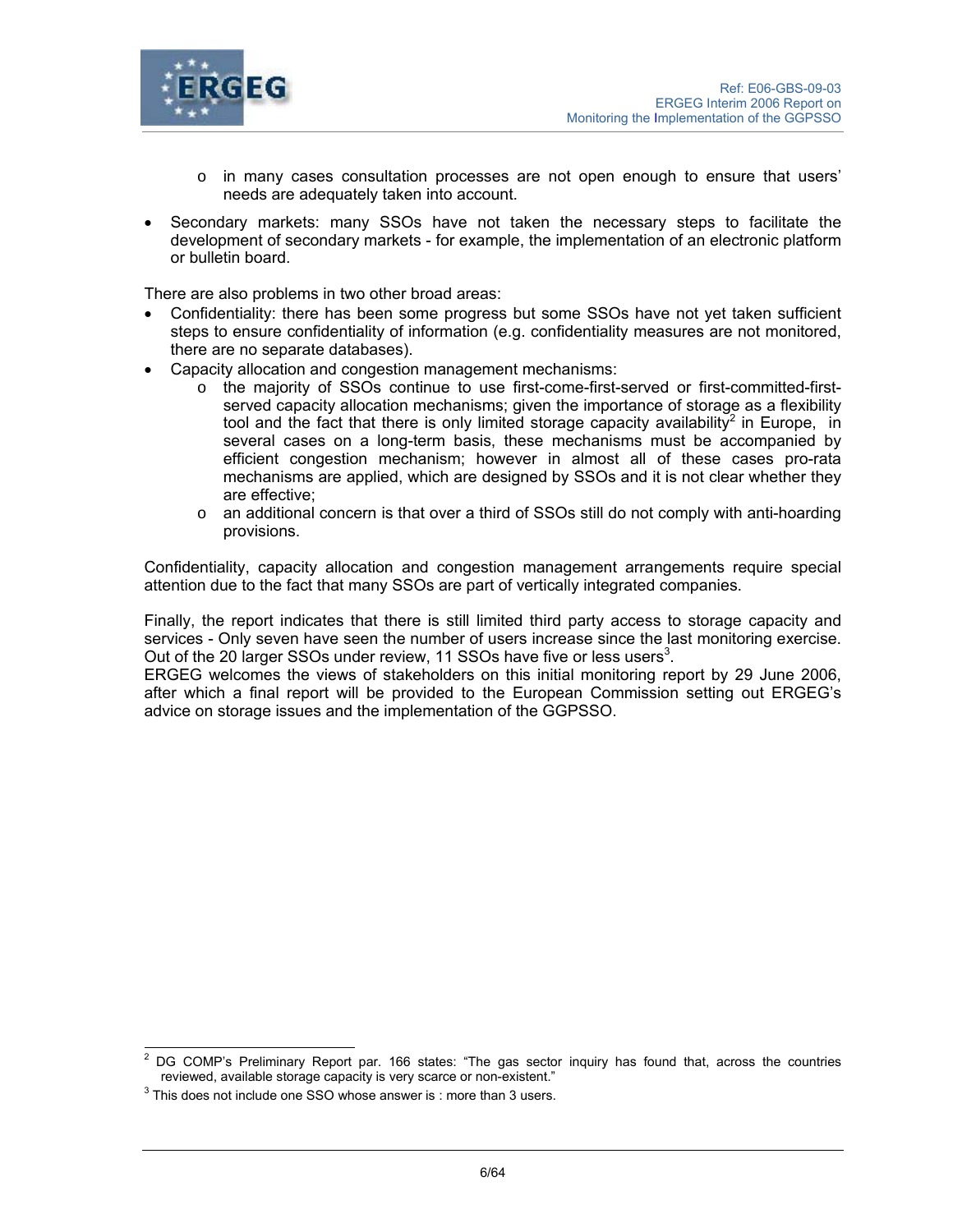- in many cases consultation processes are not open enough to ensure that users' needs are adequately taken into account.

- Secondary markets: many SSOs have not taken the necessary steps to facilitate the development of secondary markets - for example, the implementation of an electronic platform or bulletin board.

There are also problems in two other broad areas:

- Confidentiality: there has been some progress but some SSOs have not yet taken sufficient steps to ensure confidentiality of information (e.g. confidentiality measures are not monitored, there are no separate databases).
- Capacity allocation and congestion management mechanisms:
  - the majority of SSOs continue to use first-come-first-served or first-committed-first-served capacity allocation mechanisms; given the importance of storage as a flexibility tool and the fact that there is only limited storage capacity availability[2] in Europe, in several cases on a long-term basis, these mechanisms must be accompanied by efficient congestion mechanism; however in almost all of these cases pro-rata mechanisms are applied, which are designed by SSOs and it is not clear whether they are effective;
  - an additional concern is that over a third of SSOs still do not comply with anti-hoarding provisions.

Confidentiality, capacity allocation and congestion management arrangements require special attention due to the fact that many SSOs are part of vertically integrated companies.

Finally, the report indicates that there is still limited third party access to storage capacity and services - Only seven have seen the number of users increase since the last monitoring exercise. Out of the 20 larger SSOs under review, 11 SSOs have five or less users[3].
ERGEG welcomes the views of stakeholders on this initial monitoring report by 29 June 2006, after which a final report will be provided to the European Commission setting out ERGEG's advice on storage issues and the implementation of the GGPSSO.

[2] DG COMP's Preliminary Report par. 166 states: "The gas sector inquiry has found that, across the countries reviewed, available storage capacity is very scarce or non-existent."

[3] This does not include one SSO whose answer is : more than 3 users.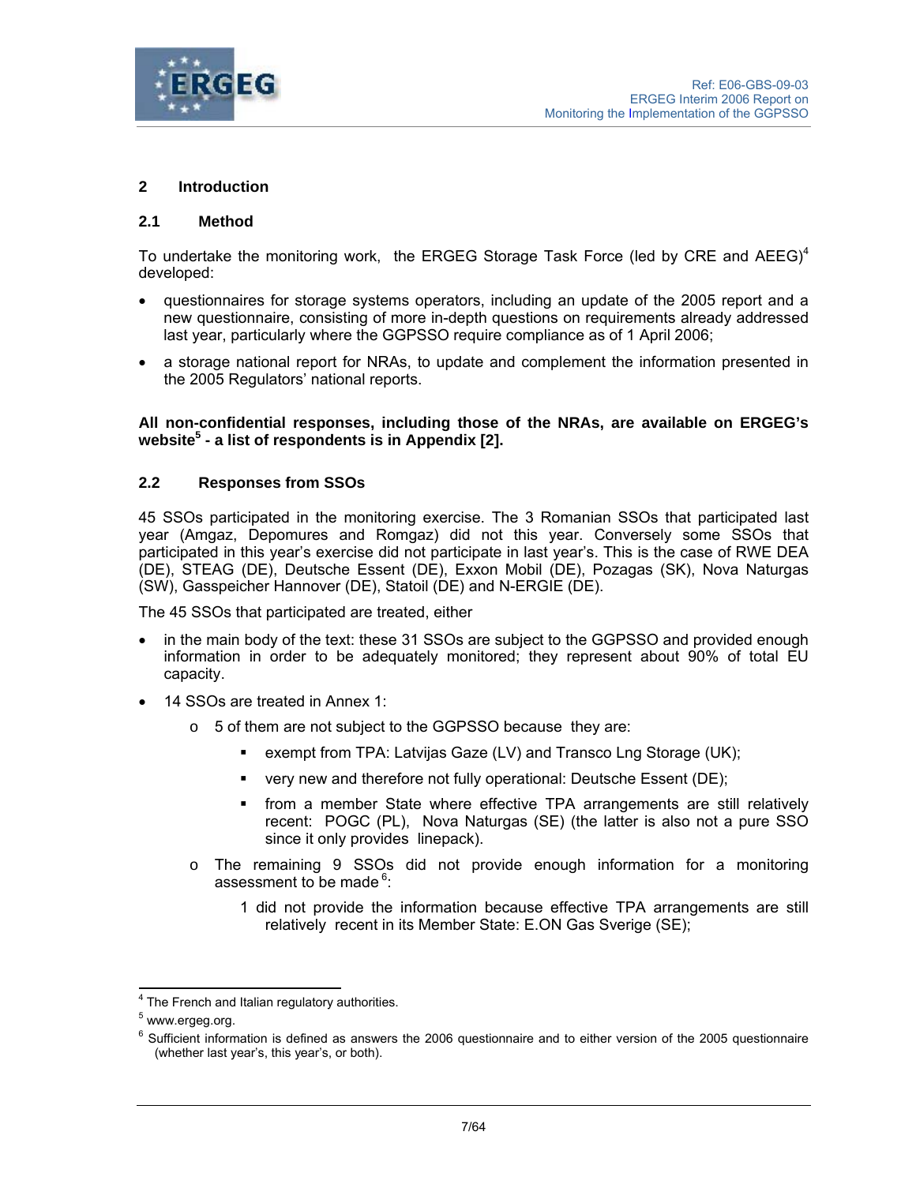## 2 Introduction

### 2.1 Method

To undertake the monitoring work, the ERGEG Storage Task Force (led by CRE and AEEG)[4] developed:

- questionnaires for storage systems operators, including an update of the 2005 report and a new questionnaire, consisting of more in-depth questions on requirements already addressed last year, particularly where the GGPSSO require compliance as of 1 April 2006;
- a storage national report for NRAs, to update and complement the information presented in the 2005 Regulators' national reports.

**All non-confidential responses, including those of the NRAs, are available on ERGEG's website[5] - a list of respondents is in Appendix [2].**

### 2.2 Responses from SSOs

45 SSOs participated in the monitoring exercise. The 3 Romanian SSOs that participated last year (Amgaz, Depomures and Romgaz) did not this year. Conversely some SSOs that participated in this year's exercise did not participate in last year's. This is the case of RWE DEA (DE), STEAG (DE), Deutsche Essent (DE), Exxon Mobil (DE), Pozagas (SK), Nova Naturgas (SW), Gasspeicher Hannover (DE), Statoil (DE) and N-ERGIE (DE).

The 45 SSOs that participated are treated, either

- in the main body of the text: these 31 SSOs are subject to the GGPSSO and provided enough information in order to be adequately monitored; they represent about 90% of total EU capacity.
- 14 SSOs are treated in Annex 1:
  - 5 of them are not subject to the GGPSSO because they are:
    - exempt from TPA: Latvijas Gaze (LV) and Transco Lng Storage (UK);
    - very new and therefore not fully operational: Deutsche Essent (DE);
    - from a member State where effective TPA arrangements are still relatively recent: POGC (PL), Nova Naturgas (SE) (the latter is also not a pure SSO since it only provides linepack).
  - The remaining 9 SSOs did not provide enough information for a monitoring assessment to be made[6]:
    - 1 did not provide the information because effective TPA arrangements are still relatively recent in its Member State: E.ON Gas Sverige (SE);

---

[4] The French and Italian regulatory authorities.

[5] www.ergeg.org.

[6] Sufficient information is defined as answers the 2006 questionnaire and to either version of the 2005 questionnaire (whether last year's, this year's, or both).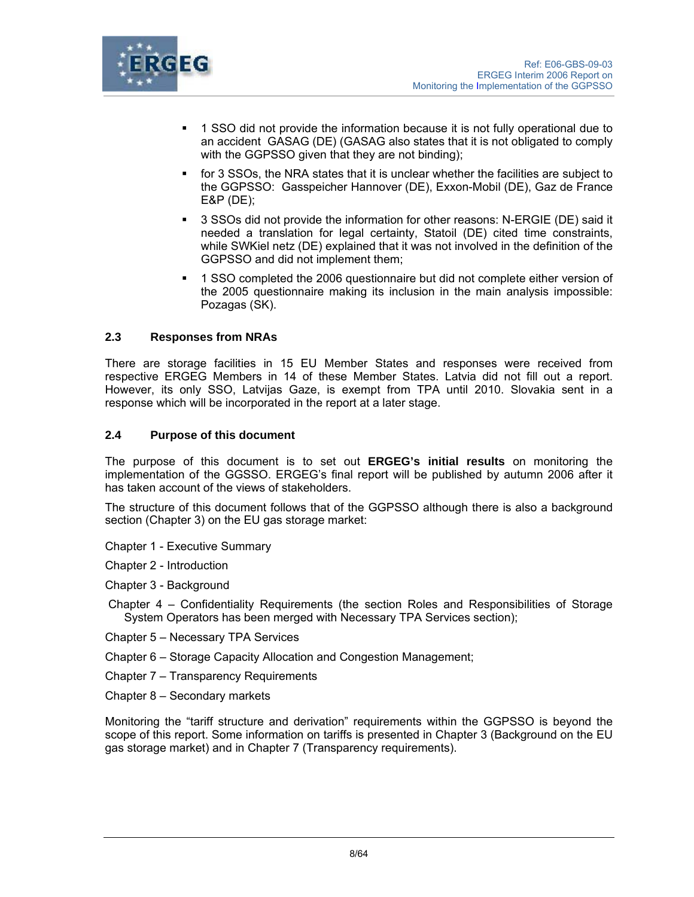- 1 SSO did not provide the information because it is not fully operational due to an accident GASAG (DE) (GASAG also states that it is not obligated to comply with the GGPSSO given that they are not binding);
- for 3 SSOs, the NRA states that it is unclear whether the facilities are subject to the GGPSSO: Gasspeicher Hannover (DE), Exxon-Mobil (DE), Gaz de France E&P (DE);
- 3 SSOs did not provide the information for other reasons: N-ERGIE (DE) said it needed a translation for legal certainty, Statoil (DE) cited time constraints, while SWKiel netz (DE) explained that it was not involved in the definition of the GGPSSO and did not implement them;
- 1 SSO completed the 2006 questionnaire but did not complete either version of the 2005 questionnaire making its inclusion in the main analysis impossible: Pozagas (SK).

### 2.3 Responses from NRAs

There are storage facilities in 15 EU Member States and responses were received from respective ERGEG Members in 14 of these Member States. Latvia did not fill out a report. However, its only SSO, Latvijas Gaze, is exempt from TPA until 2010. Slovakia sent in a response which will be incorporated in the report at a later stage.

### 2.4 Purpose of this document

The purpose of this document is to set out **ERGEG's initial results** on monitoring the implementation of the GGSSO. ERGEG's final report will be published by autumn 2006 after it has taken account of the views of stakeholders.

The structure of this document follows that of the GGPSSO although there is also a background section (Chapter 3) on the EU gas storage market:

Chapter 1 - Executive Summary

Chapter 2 - Introduction

Chapter 3 - Background

Chapter 4 – Confidentiality Requirements (the section Roles and Responsibilities of Storage System Operators has been merged with Necessary TPA Services section);

Chapter 5 – Necessary TPA Services

Chapter 6 – Storage Capacity Allocation and Congestion Management;

Chapter 7 – Transparency Requirements

Chapter 8 – Secondary markets

Monitoring the "tariff structure and derivation" requirements within the GGPSSO is beyond the scope of this report. Some information on tariffs is presented in Chapter 3 (Background on the EU gas storage market) and in Chapter 7 (Transparency requirements).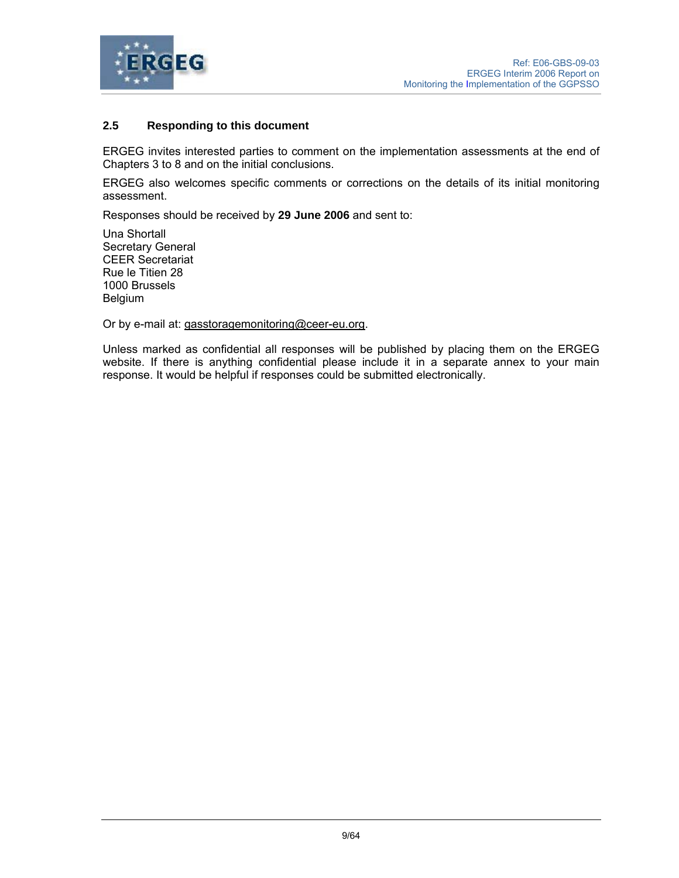### 2.5 Responding to this document

ERGEG invites interested parties to comment on the implementation assessments at the end of Chapters 3 to 8 and on the initial conclusions.

ERGEG also welcomes specific comments or corrections on the details of its initial monitoring assessment.

Responses should be received by **29 June 2006** and sent to:

Una Shortall  
Secretary General  
CEER Secretariat  
Rue le Titien 28  
1000 Brussels  
Belgium

Or by e-mail at: gasstoragemonitoring@ceer-eu.org.

Unless marked as confidential all responses will be published by placing them on the ERGEG website. If there is anything confidential please include it in a separate annex to your main response. It would be helpful if responses could be submitted electronically.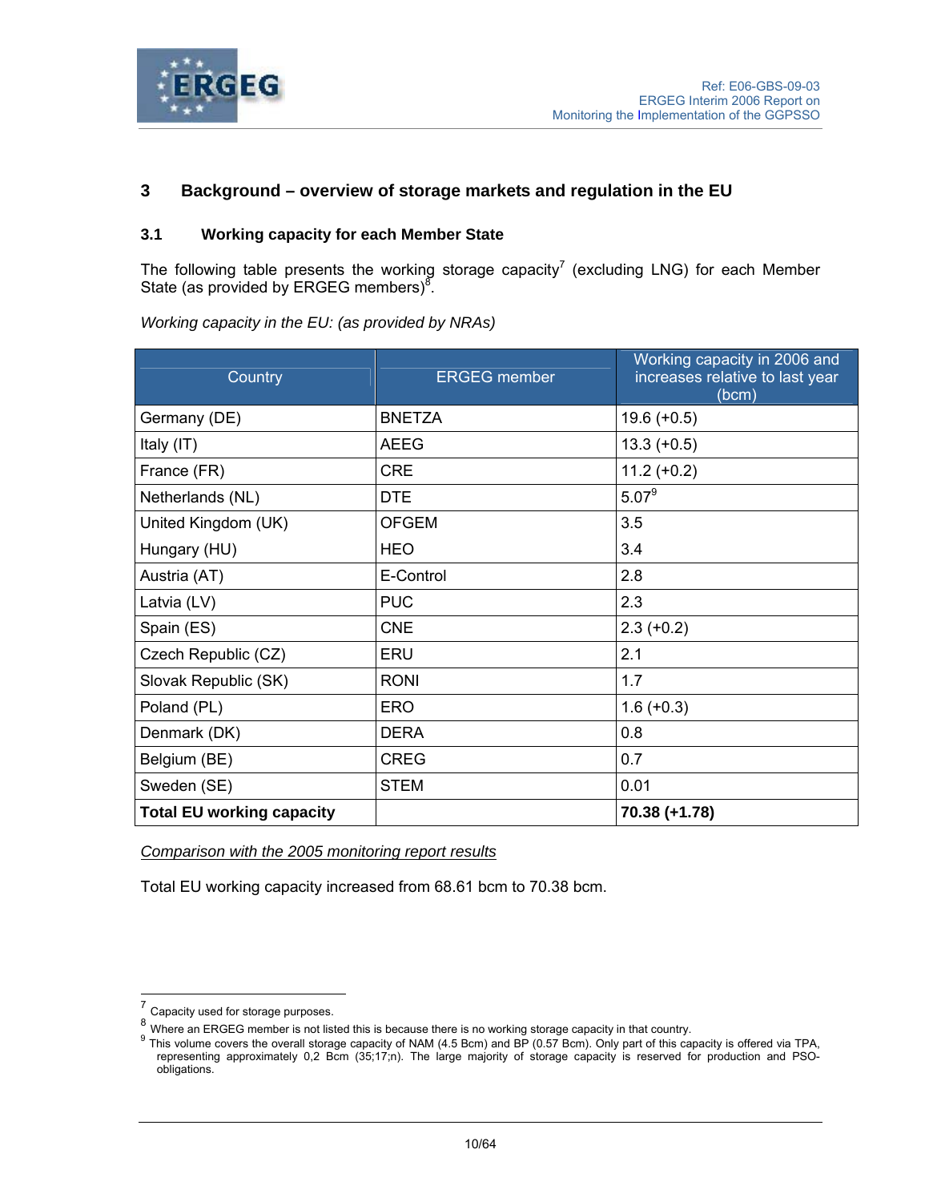## 3 Background – overview of storage markets and regulation in the EU

### 3.1 Working capacity for each Member State

The following table presents the working storage capacity[7] (excluding LNG) for each Member State (as provided by ERGEG members)[8].

*Working capacity in the EU: (as provided by NRAs)*

| Country | ERGEG member | Working capacity in 2006 and increases relative to last year (bcm) |
|---|---|---|
| Germany (DE) | BNETZA | 19.6 (+0.5) |
| Italy (IT) | AEEG | 13.3 (+0.5) |
| France (FR) | CRE | 11.2 (+0.2) |
| Netherlands (NL) | DTE | 5.07[9] |
| United Kingdom (UK) | OFGEM | 3.5 |
| Hungary (HU) | HEO | 3.4 |
| Austria (AT) | E-Control | 2.8 |
| Latvia (LV) | PUC | 2.3 |
| Spain (ES) | CNE | 2.3 (+0.2) |
| Czech Republic (CZ) | ERU | 2.1 |
| Slovak Republic (SK) | RONI | 1.7 |
| Poland (PL) | ERO | 1.6 (+0.3) |
| Denmark (DK) | DERA | 0.8 |
| Belgium (BE) | CREG | 0.7 |
| Sweden (SE) | STEM | 0.01 |
| **Total EU working capacity** | | **70.38 (+1.78)** |

*Comparison with the 2005 monitoring report results*

Total EU working capacity increased from 68.61 bcm to 70.38 bcm.

---

[7] Capacity used for storage purposes.

[8] Where an ERGEG member is not listed this is because there is no working storage capacity in that country.

[9] This volume covers the overall storage capacity of NAM (4.5 Bcm) and BP (0.57 Bcm). Only part of this capacity is offered via TPA, representing approximately 0,2 Bcm (35;17;n). The large majority of storage capacity is reserved for production and PSO-obligations.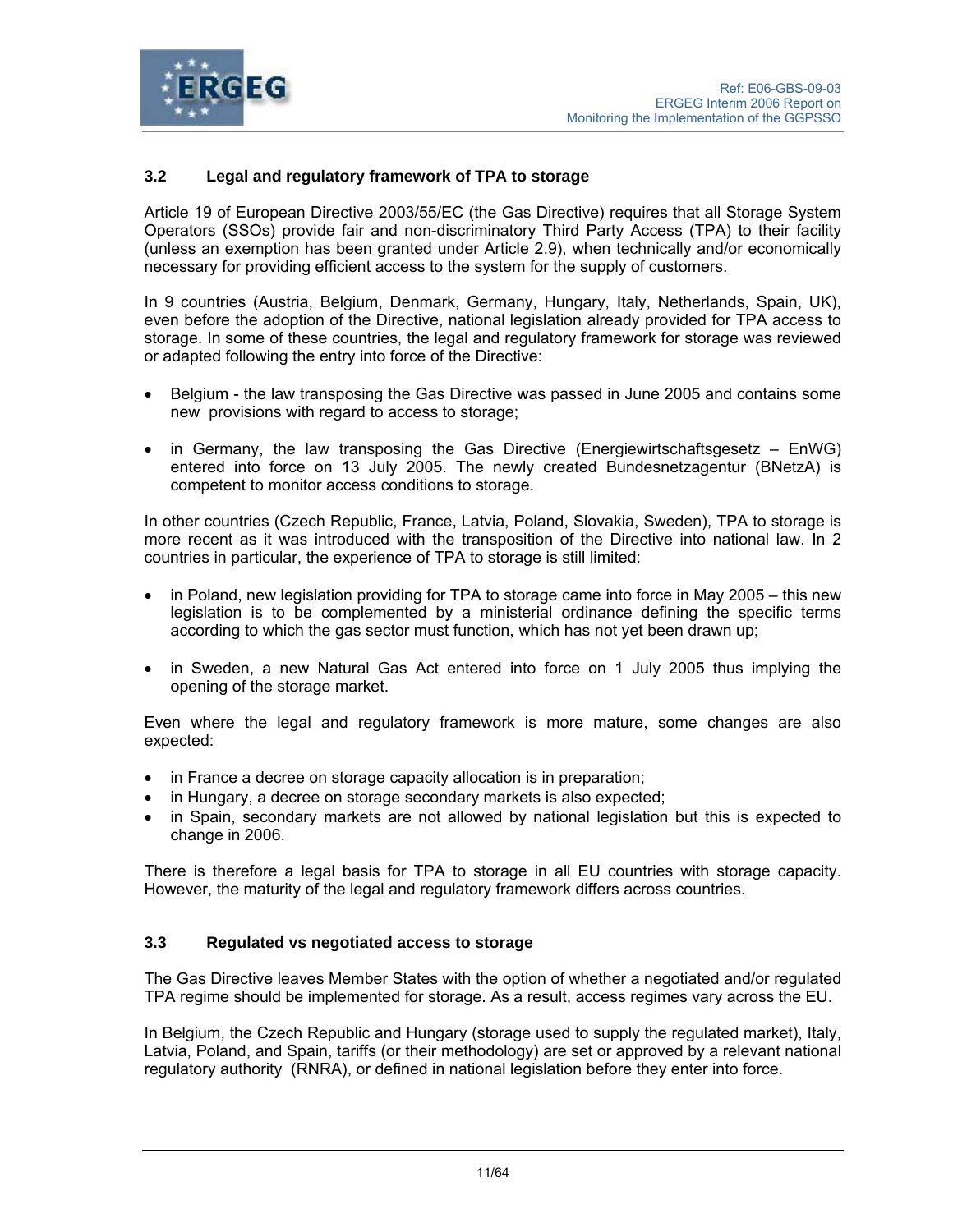### 3.2 Legal and regulatory framework of TPA to storage

Article 19 of European Directive 2003/55/EC (the Gas Directive) requires that all Storage System Operators (SSOs) provide fair and non-discriminatory Third Party Access (TPA) to their facility (unless an exemption has been granted under Article 2.9), when technically and/or economically necessary for providing efficient access to the system for the supply of customers.

In 9 countries (Austria, Belgium, Denmark, Germany, Hungary, Italy, Netherlands, Spain, UK), even before the adoption of the Directive, national legislation already provided for TPA access to storage. In some of these countries, the legal and regulatory framework for storage was reviewed or adapted following the entry into force of the Directive:

- Belgium - the law transposing the Gas Directive was passed in June 2005 and contains some new provisions with regard to access to storage;
- in Germany, the law transposing the Gas Directive (Energiewirtschaftsgesetz – EnWG) entered into force on 13 July 2005. The newly created Bundesnetzagentur (BNetzA) is competent to monitor access conditions to storage.

In other countries (Czech Republic, France, Latvia, Poland, Slovakia, Sweden), TPA to storage is more recent as it was introduced with the transposition of the Directive into national law. In 2 countries in particular, the experience of TPA to storage is still limited:

- in Poland, new legislation providing for TPA to storage came into force in May 2005 – this new legislation is to be complemented by a ministerial ordinance defining the specific terms according to which the gas sector must function, which has not yet been drawn up;
- in Sweden, a new Natural Gas Act entered into force on 1 July 2005 thus implying the opening of the storage market.

Even where the legal and regulatory framework is more mature, some changes are also expected:

- in France a decree on storage capacity allocation is in preparation;
- in Hungary, a decree on storage secondary markets is also expected;
- in Spain, secondary markets are not allowed by national legislation but this is expected to change in 2006.

There is therefore a legal basis for TPA to storage in all EU countries with storage capacity. However, the maturity of the legal and regulatory framework differs across countries.

### 3.3 Regulated vs negotiated access to storage

The Gas Directive leaves Member States with the option of whether a negotiated and/or regulated TPA regime should be implemented for storage. As a result, access regimes vary across the EU.

In Belgium, the Czech Republic and Hungary (storage used to supply the regulated market), Italy, Latvia, Poland, and Spain, tariffs (or their methodology) are set or approved by a relevant national regulatory authority (RNRA), or defined in national legislation before they enter into force.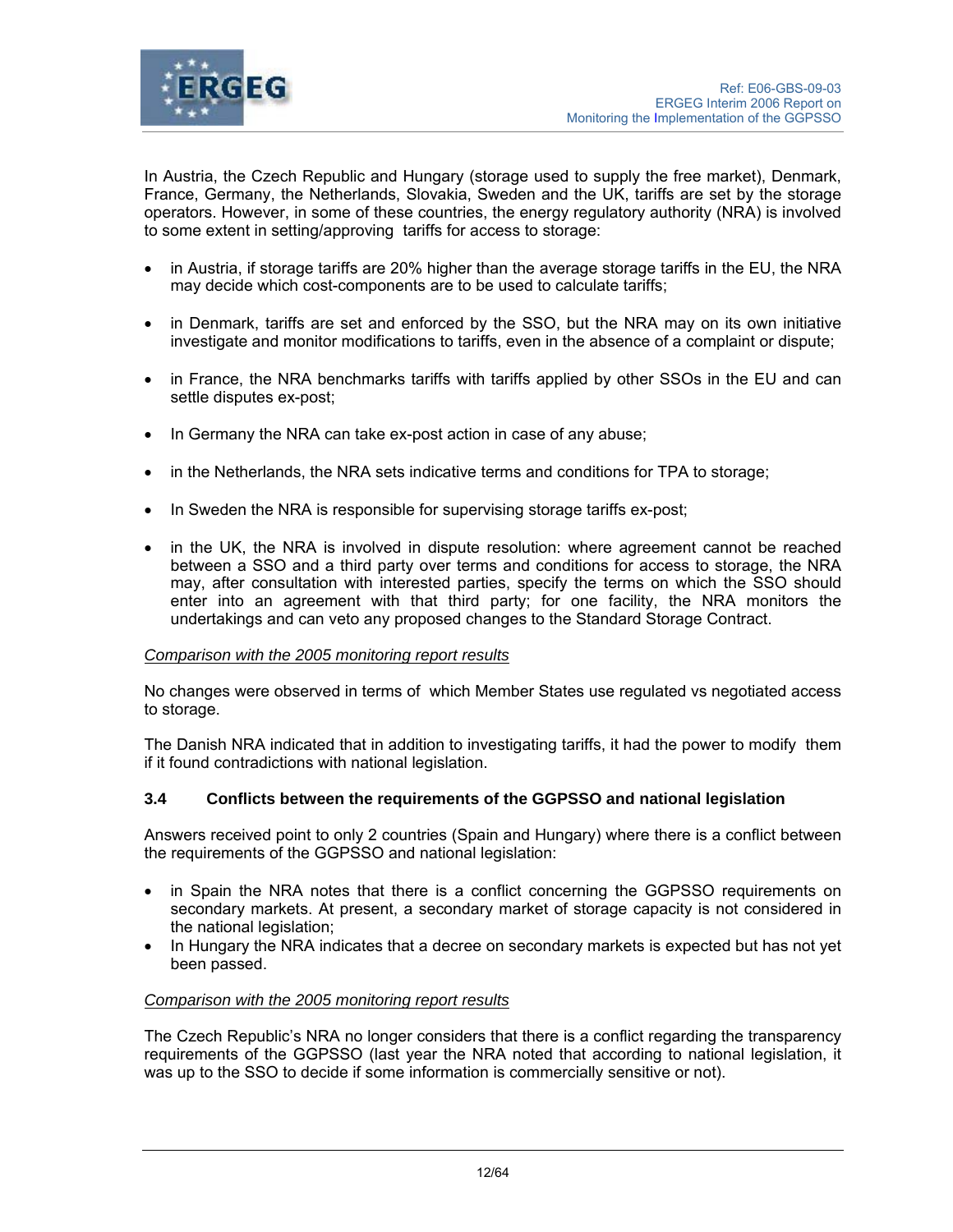In Austria, the Czech Republic and Hungary (storage used to supply the free market), Denmark, France, Germany, the Netherlands, Slovakia, Sweden and the UK, tariffs are set by the storage operators. However, in some of these countries, the energy regulatory authority (NRA) is involved to some extent in setting/approving tariffs for access to storage:

- in Austria, if storage tariffs are 20% higher than the average storage tariffs in the EU, the NRA may decide which cost-components are to be used to calculate tariffs;
- in Denmark, tariffs are set and enforced by the SSO, but the NRA may on its own initiative investigate and monitor modifications to tariffs, even in the absence of a complaint or dispute;
- in France, the NRA benchmarks tariffs with tariffs applied by other SSOs in the EU and can settle disputes ex-post;
- In Germany the NRA can take ex-post action in case of any abuse;
- in the Netherlands, the NRA sets indicative terms and conditions for TPA to storage;
- In Sweden the NRA is responsible for supervising storage tariffs ex-post;
- in the UK, the NRA is involved in dispute resolution: where agreement cannot be reached between a SSO and a third party over terms and conditions for access to storage, the NRA may, after consultation with interested parties, specify the terms on which the SSO should enter into an agreement with that third party; for one facility, the NRA monitors the undertakings and can veto any proposed changes to the Standard Storage Contract.

*Comparison with the 2005 monitoring report results*

No changes were observed in terms of which Member States use regulated vs negotiated access to storage.

The Danish NRA indicated that in addition to investigating tariffs, it had the power to modify them if it found contradictions with national legislation.

### 3.4 Conflicts between the requirements of the GGPSSO and national legislation

Answers received point to only 2 countries (Spain and Hungary) where there is a conflict between the requirements of the GGPSSO and national legislation:

- in Spain the NRA notes that there is a conflict concerning the GGPSSO requirements on secondary markets. At present, a secondary market of storage capacity is not considered in the national legislation;
- In Hungary the NRA indicates that a decree on secondary markets is expected but has not yet been passed.

*Comparison with the 2005 monitoring report results*

The Czech Republic's NRA no longer considers that there is a conflict regarding the transparency requirements of the GGPSSO (last year the NRA noted that according to national legislation, it was up to the SSO to decide if some information is commercially sensitive or not).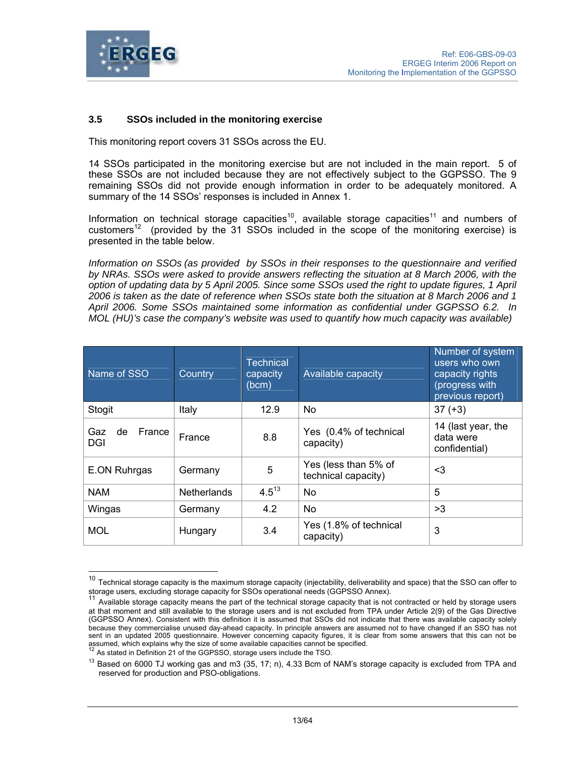### 3.5 SSOs included in the monitoring exercise

This monitoring report covers 31 SSOs across the EU.

14 SSOs participated in the monitoring exercise but are not included in the main report. 5 of these SSOs are not included because they are not effectively subject to the GGPSSO. The 9 remaining SSOs did not provide enough information in order to be adequately monitored. A summary of the 14 SSOs' responses is included in Annex 1.

Information on technical storage capacities[10], available storage capacities[11] and numbers of customers[12] (provided by the 31 SSOs included in the scope of the monitoring exercise) is presented in the table below.

*Information on SSOs (as provided by SSOs in their responses to the questionnaire and verified by NRAs. SSOs were asked to provide answers reflecting the situation at 8 March 2006, with the option of updating data by 5 April 2005. Since some SSOs used the right to update figures, 1 April 2006 is taken as the date of reference when SSOs state both the situation at 8 March 2006 and 1 April 2006. Some SSOs maintained some information as confidential under GGPSSO 6.2. In MOL (HU)'s case the company's website was used to quantify how much capacity was available)*

| Name of SSO | Country | Technical capacity (bcm) | Available capacity | Number of system users who own capacity rights (progress with previous report) |
|---|---|---|---|---|
| Stogit | Italy | 12.9 | No | 37 (+3) |
| Gaz de France DGI | France | 8.8 | Yes (0.4% of technical capacity) | 14 (last year, the data were confidential) |
| E.ON Ruhrgas | Germany | 5 | Yes (less than 5% of technical capacity) | <3 |
| NAM | Netherlands | 4.5[13] | No | 5 |
| Wingas | Germany | 4.2 | No | >3 |
| MOL | Hungary | 3.4 | Yes (1.8% of technical capacity) | 3 |

[10] Technical storage capacity is the maximum storage capacity (injectability, deliverability and space) that the SSO can offer to storage users, excluding storage capacity for SSOs operational needs (GGPSSO Annex).

[11] Available storage capacity means the part of the technical storage capacity that is not contracted or held by storage users at that moment and still available to the storage users and is not excluded from TPA under Article 2(9) of the Gas Directive (GGPSSO Annex). Consistent with this definition it is assumed that SSOs did not indicate that there was available capacity solely because they commercialise unused day-ahead capacity. In principle answers are assumed not to have changed if an SSO has not sent in an updated 2005 questionnaire. However concerning capacity figures, it is clear from some answers that this can not be assumed, which explains why the size of some available capacities cannot be specified.

[12] As stated in Definition 21 of the GGPSSO, storage users include the TSO.

[13] Based on 6000 TJ working gas and m3 (35, 17; n), 4.33 Bcm of NAM's storage capacity is excluded from TPA and reserved for production and PSO-obligations.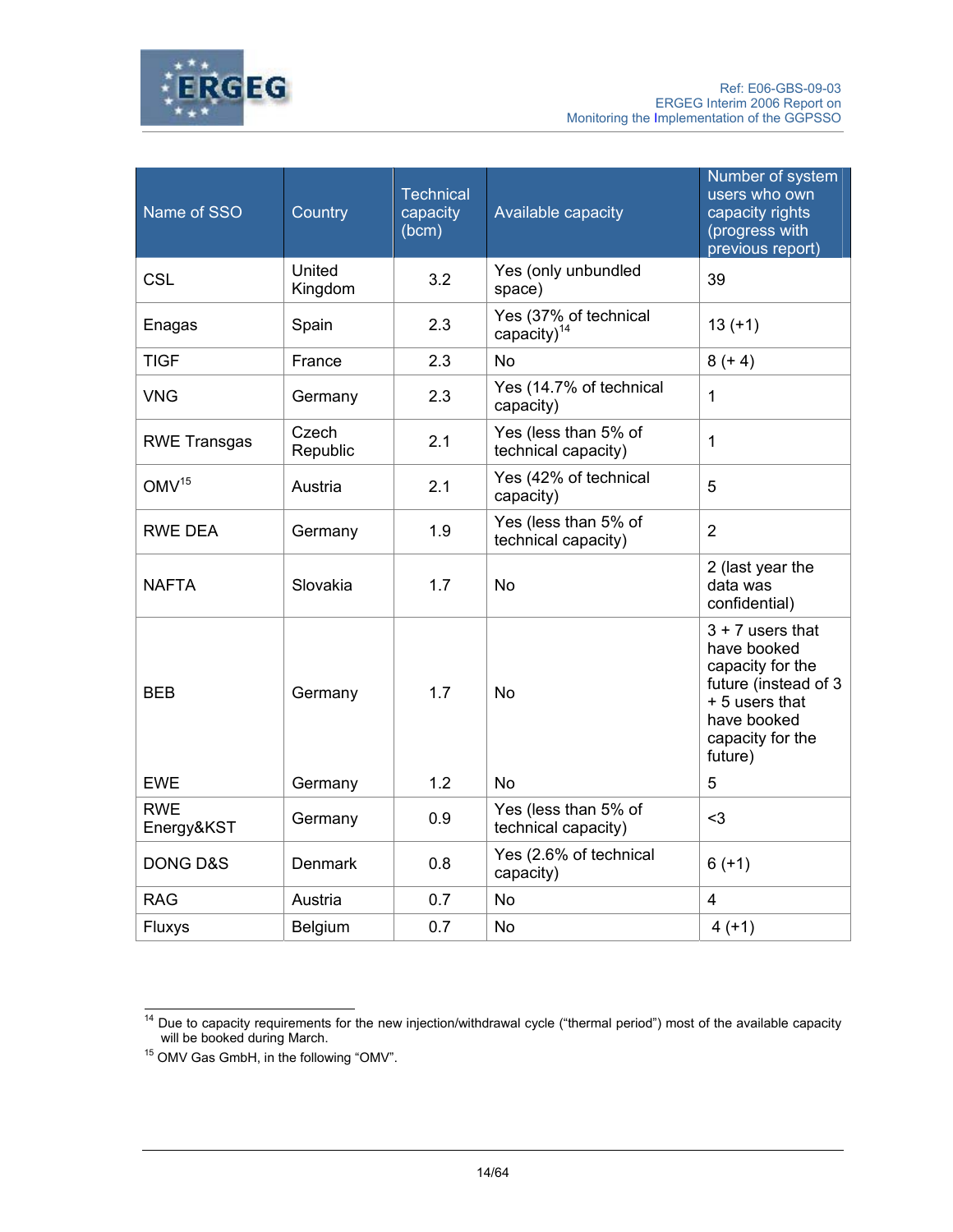| Name of SSO | Country | Technical capacity (bcm) | Available capacity | Number of system users who own capacity rights (progress with previous report) |
|---|---|---|---|---|
| CSL | United Kingdom | 3.2 | Yes (only unbundled space) | 39 |
| Enagas | Spain | 2.3 | Yes (37% of technical capacity)[14] | 13 (+1) |
| TIGF | France | 2.3 | No | 8 (+ 4) |
| VNG | Germany | 2.3 | Yes (14.7% of technical capacity) | 1 |
| RWE Transgas | Czech Republic | 2.1 | Yes (less than 5% of technical capacity) | 1 |
| OMV[15] | Austria | 2.1 | Yes (42% of technical capacity) | 5 |
| RWE DEA | Germany | 1.9 | Yes (less than 5% of technical capacity) | 2 |
| NAFTA | Slovakia | 1.7 | No | 2 (last year the data was confidential) |
| BEB | Germany | 1.7 | No | 3 + 7 users that have booked capacity for the future (instead of 3 + 5 users that have booked capacity for the future) |
| EWE | Germany | 1.2 | No | 5 |
| RWE Energy&KST | Germany | 0.9 | Yes (less than 5% of technical capacity) | <3 |
| DONG D&S | Denmark | 0.8 | Yes (2.6% of technical capacity) | 6 (+1) |
| RAG | Austria | 0.7 | No | 4 |
| Fluxys | Belgium | 0.7 | No | 4 (+1) |

[14] Due to capacity requirements for the new injection/withdrawal cycle ("thermal period") most of the available capacity will be booked during March.

[15] OMV Gas GmbH, in the following "OMV".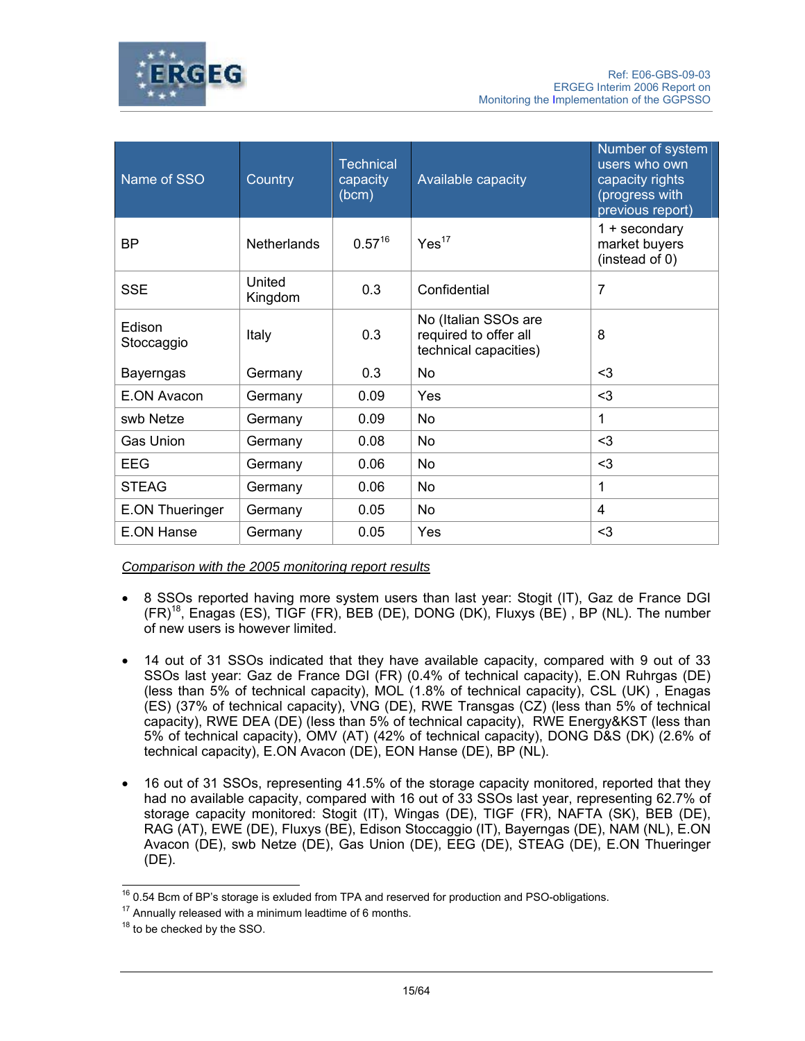| Name of SSO | Country | Technical capacity (bcm) | Available capacity | Number of system users who own capacity rights (progress with previous report) |
|---|---|---|---|---|
| BP | Netherlands | 0.57[16] | Yes[17] | 1 + secondary market buyers (instead of 0) |
| SSE | United Kingdom | 0.3 | Confidential | 7 |
| Edison Stoccaggio | Italy | 0.3 | No (Italian SSOs are required to offer all technical capacities) | 8 |
| Bayerngas | Germany | 0.3 | No | <3 |
| E.ON Avacon | Germany | 0.09 | Yes | <3 |
| swb Netze | Germany | 0.09 | No | 1 |
| Gas Union | Germany | 0.08 | No | <3 |
| EEG | Germany | 0.06 | No | <3 |
| STEAG | Germany | 0.06 | No | 1 |
| E.ON Thueringer | Germany | 0.05 | No | 4 |
| E.ON Hanse | Germany | 0.05 | Yes | <3 |

*Comparison with the 2005 monitoring report results*

- 8 SSOs reported having more system users than last year: Stogit (IT), Gaz de France DGI (FR)[18], Enagas (ES), TIGF (FR), BEB (DE), DONG (DK), Fluxys (BE) , BP (NL). The number of new users is however limited.

- 14 out of 31 SSOs indicated that they have available capacity, compared with 9 out of 33 SSOs last year: Gaz de France DGI (FR) (0.4% of technical capacity), E.ON Ruhrgas (DE) (less than 5% of technical capacity), MOL (1.8% of technical capacity), CSL (UK) , Enagas (ES) (37% of technical capacity), VNG (DE), RWE Transgas (CZ) (less than 5% of technical capacity), RWE DEA (DE) (less than 5% of technical capacity), RWE Energy&KST (less than 5% of technical capacity), OMV (AT) (42% of technical capacity), DONG D&S (DK) (2.6% of technical capacity), E.ON Avacon (DE), EON Hanse (DE), BP (NL).

- 16 out of 31 SSOs, representing 41.5% of the storage capacity monitored, reported that they had no available capacity, compared with 16 out of 33 SSOs last year, representing 62.7% of storage capacity monitored: Stogit (IT), Wingas (DE), TIGF (FR), NAFTA (SK), BEB (DE), RAG (AT), EWE (DE), Fluxys (BE), Edison Stoccaggio (IT), Bayerngas (DE), NAM (NL), E.ON Avacon (DE), swb Netze (DE), Gas Union (DE), EEG (DE), STEAG (DE), E.ON Thueringer (DE).

[16] 0.54 Bcm of BP's storage is exluded from TPA and reserved for production and PSO-obligations.

[17] Annually released with a minimum leadtime of 6 months.

[18] to be checked by the SSO.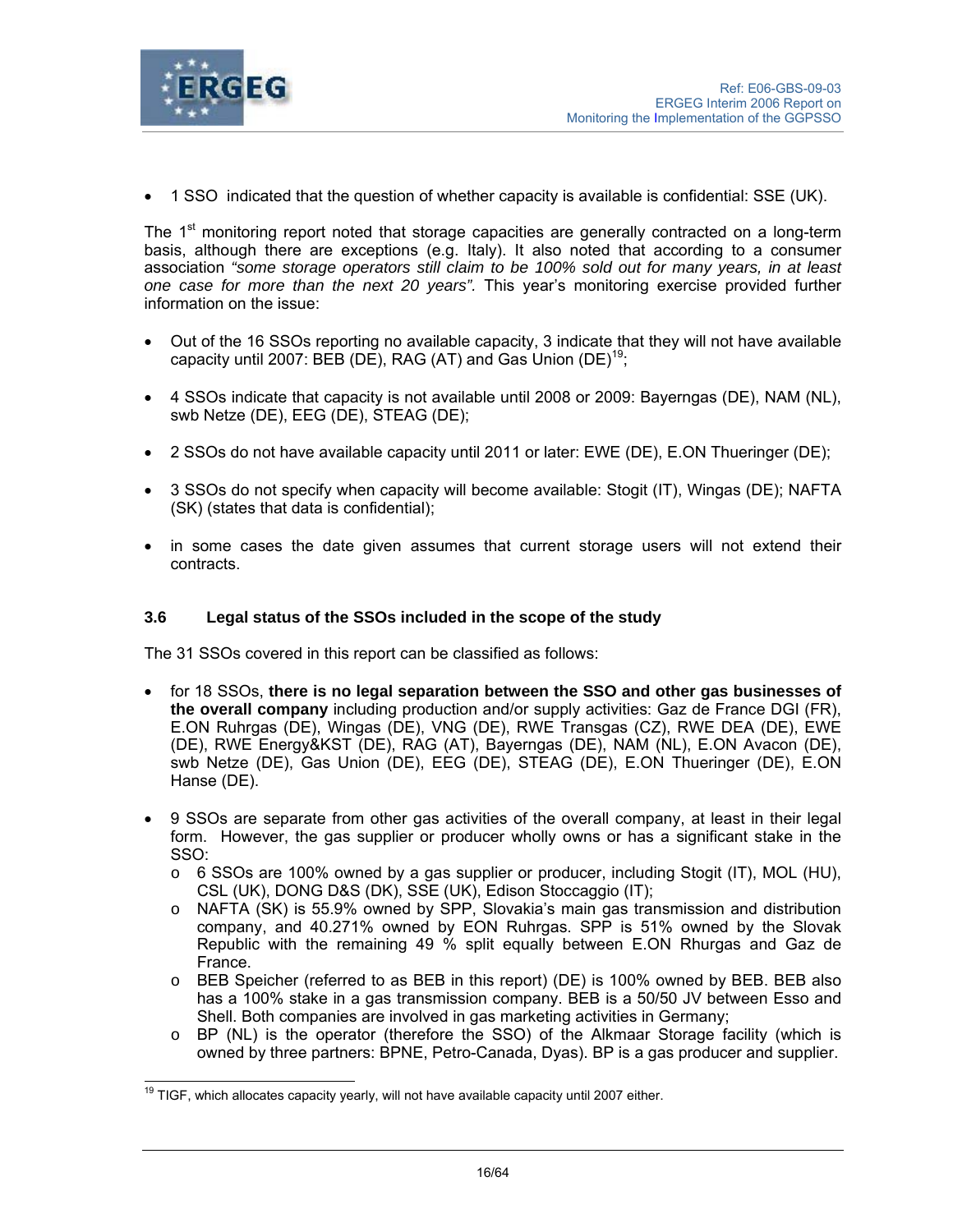- 1 SSO indicated that the question of whether capacity is available is confidential: SSE (UK).

The 1st monitoring report noted that storage capacities are generally contracted on a long-term basis, although there are exceptions (e.g. Italy). It also noted that according to a consumer association *"some storage operators still claim to be 100% sold out for many years, in at least one case for more than the next 20 years".* This year's monitoring exercise provided further information on the issue:

- Out of the 16 SSOs reporting no available capacity, 3 indicate that they will not have available capacity until 2007: BEB (DE), RAG (AT) and Gas Union (DE)[19];
- 4 SSOs indicate that capacity is not available until 2008 or 2009: Bayerngas (DE), NAM (NL), swb Netze (DE), EEG (DE), STEAG (DE);
- 2 SSOs do not have available capacity until 2011 or later: EWE (DE), E.ON Thueringer (DE);
- 3 SSOs do not specify when capacity will become available: Stogit (IT), Wingas (DE); NAFTA (SK) (states that data is confidential);
- in some cases the date given assumes that current storage users will not extend their contracts.

### 3.6 Legal status of the SSOs included in the scope of the study

The 31 SSOs covered in this report can be classified as follows:

- for 18 SSOs, **there is no legal separation between the SSO and other gas businesses of the overall company** including production and/or supply activities: Gaz de France DGI (FR), E.ON Ruhrgas (DE), Wingas (DE), VNG (DE), RWE Transgas (CZ), RWE DEA (DE), EWE (DE), RWE Energy&KST (DE), RAG (AT), Bayerngas (DE), NAM (NL), E.ON Avacon (DE), swb Netze (DE), Gas Union (DE), EEG (DE), STEAG (DE), E.ON Thueringer (DE), E.ON Hanse (DE).
- 9 SSOs are separate from other gas activities of the overall company, at least in their legal form. However, the gas supplier or producer wholly owns or has a significant stake in the SSO:
  - 6 SSOs are 100% owned by a gas supplier or producer, including Stogit (IT), MOL (HU), CSL (UK), DONG D&S (DK), SSE (UK), Edison Stoccaggio (IT);
  - NAFTA (SK) is 55.9% owned by SPP, Slovakia's main gas transmission and distribution company, and 40.271% owned by EON Ruhrgas. SPP is 51% owned by the Slovak Republic with the remaining 49 % split equally between E.ON Rhurgas and Gaz de France.
  - BEB Speicher (referred to as BEB in this report) (DE) is 100% owned by BEB. BEB also has a 100% stake in a gas transmission company. BEB is a 50/50 JV between Esso and Shell. Both companies are involved in gas marketing activities in Germany;
  - BP (NL) is the operator (therefore the SSO) of the Alkmaar Storage facility (which is owned by three partners: BPNE, Petro-Canada, Dyas). BP is a gas producer and supplier.

[19] TIGF, which allocates capacity yearly, will not have available capacity until 2007 either.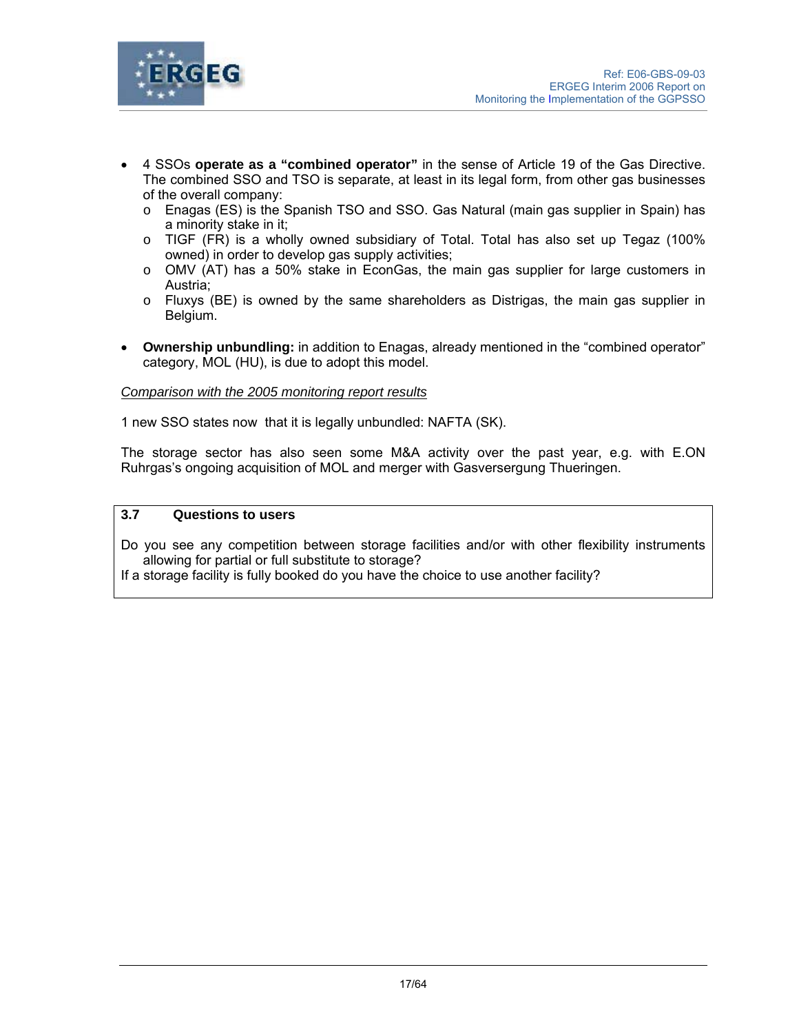- 4 SSOs **operate as a "combined operator"** in the sense of Article 19 of the Gas Directive. The combined SSO and TSO is separate, at least in its legal form, from other gas businesses of the overall company:
  - Enagas (ES) is the Spanish TSO and SSO. Gas Natural (main gas supplier in Spain) has a minority stake in it;
  - TIGF (FR) is a wholly owned subsidiary of Total. Total has also set up Tegaz (100% owned) in order to develop gas supply activities;
  - OMV (AT) has a 50% stake in EconGas, the main gas supplier for large customers in Austria;
  - Fluxys (BE) is owned by the same shareholders as Distrigas, the main gas supplier in Belgium.

- **Ownership unbundling:** in addition to Enagas, already mentioned in the "combined operator" category, MOL (HU), is due to adopt this model.

*Comparison with the 2005 monitoring report results*

1 new SSO states now that it is legally unbundled: NAFTA (SK).

The storage sector has also seen some M&A activity over the past year, e.g. with E.ON Ruhrgas's ongoing acquisition of MOL and merger with Gasversergung Thueringen.

### 3.7 Questions to users

Do you see any competition between storage facilities and/or with other flexibility instruments allowing for partial or full substitute to storage?

If a storage facility is fully booked do you have the choice to use another facility?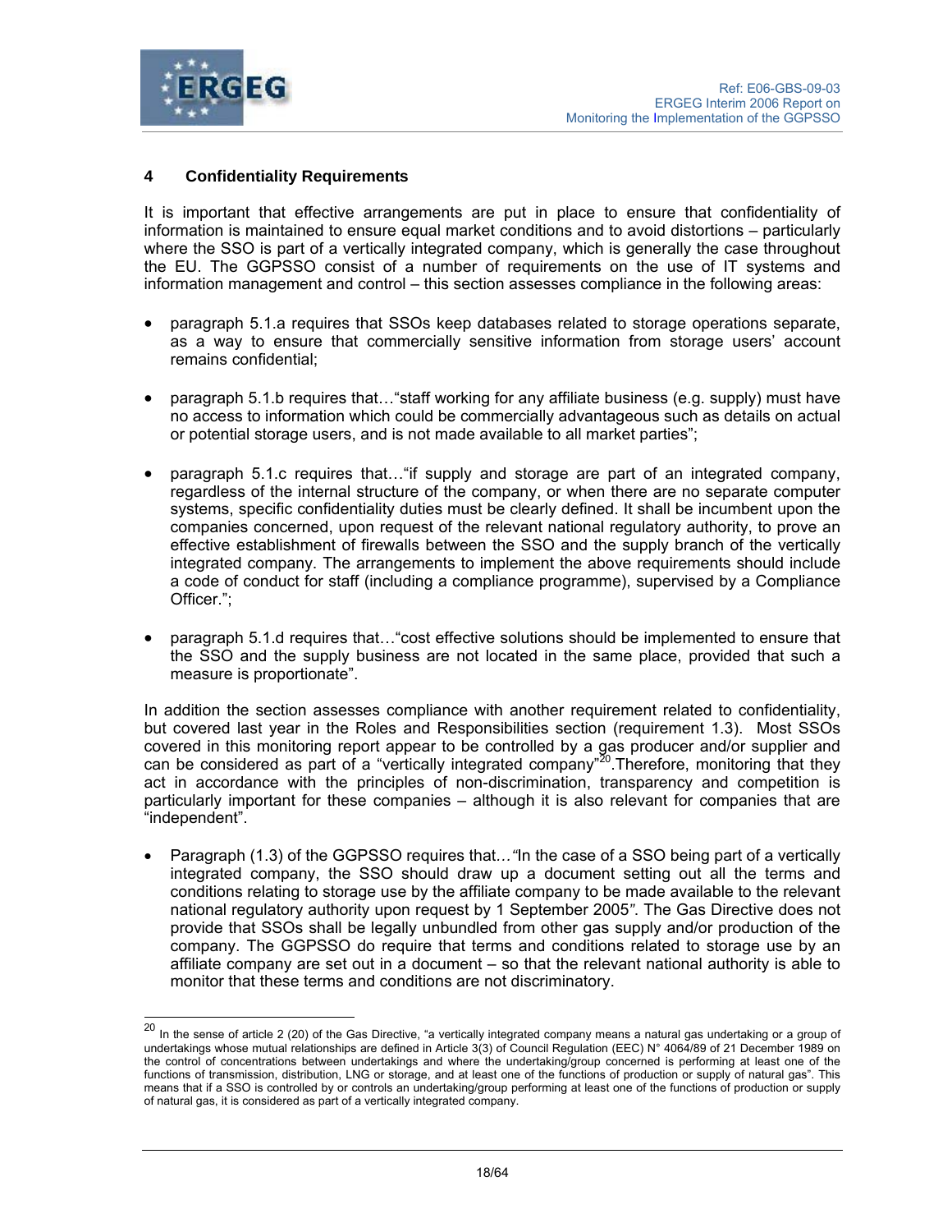## 4 Confidentiality Requirements

It is important that effective arrangements are put in place to ensure that confidentiality of information is maintained to ensure equal market conditions and to avoid distortions – particularly where the SSO is part of a vertically integrated company, which is generally the case throughout the EU. The GGPSSO consist of a number of requirements on the use of IT systems and information management and control – this section assesses compliance in the following areas:

- paragraph 5.1.a requires that SSOs keep databases related to storage operations separate, as a way to ensure that commercially sensitive information from storage users' account remains confidential;
- paragraph 5.1.b requires that…"staff working for any affiliate business (e.g. supply) must have no access to information which could be commercially advantageous such as details on actual or potential storage users, and is not made available to all market parties";
- paragraph 5.1.c requires that…"if supply and storage are part of an integrated company, regardless of the internal structure of the company, or when there are no separate computer systems, specific confidentiality duties must be clearly defined. It shall be incumbent upon the companies concerned, upon request of the relevant national regulatory authority, to prove an effective establishment of firewalls between the SSO and the supply branch of the vertically integrated company. The arrangements to implement the above requirements should include a code of conduct for staff (including a compliance programme), supervised by a Compliance Officer.";
- paragraph 5.1.d requires that…"cost effective solutions should be implemented to ensure that the SSO and the supply business are not located in the same place, provided that such a measure is proportionate".

In addition the section assesses compliance with another requirement related to confidentiality, but covered last year in the Roles and Responsibilities section (requirement 1.3). Most SSOs covered in this monitoring report appear to be controlled by a gas producer and/or supplier and can be considered as part of a "vertically integrated company"[20].Therefore, monitoring that they act in accordance with the principles of non-discrimination, transparency and competition is particularly important for these companies – although it is also relevant for companies that are "independent".

- Paragraph (1.3) of the GGPSSO requires that*…"*In the case of a SSO being part of a vertically integrated company, the SSO should draw up a document setting out all the terms and conditions relating to storage use by the affiliate company to be made available to the relevant national regulatory authority upon request by 1 September 2005*"*. The Gas Directive does not provide that SSOs shall be legally unbundled from other gas supply and/or production of the company. The GGPSSO do require that terms and conditions related to storage use by an affiliate company are set out in a document – so that the relevant national authority is able to monitor that these terms and conditions are not discriminatory.

---

[20] In the sense of article 2 (20) of the Gas Directive, "a vertically integrated company means a natural gas undertaking or a group of undertakings whose mutual relationships are defined in Article 3(3) of Council Regulation (EEC) N° 4064/89 of 21 December 1989 on the control of concentrations between undertakings and where the undertaking/group concerned is performing at least one of the functions of transmission, distribution, LNG or storage, and at least one of the functions of production or supply of natural gas". This means that if a SSO is controlled by or controls an undertaking/group performing at least one of the functions of production or supply of natural gas, it is considered as part of a vertically integrated company.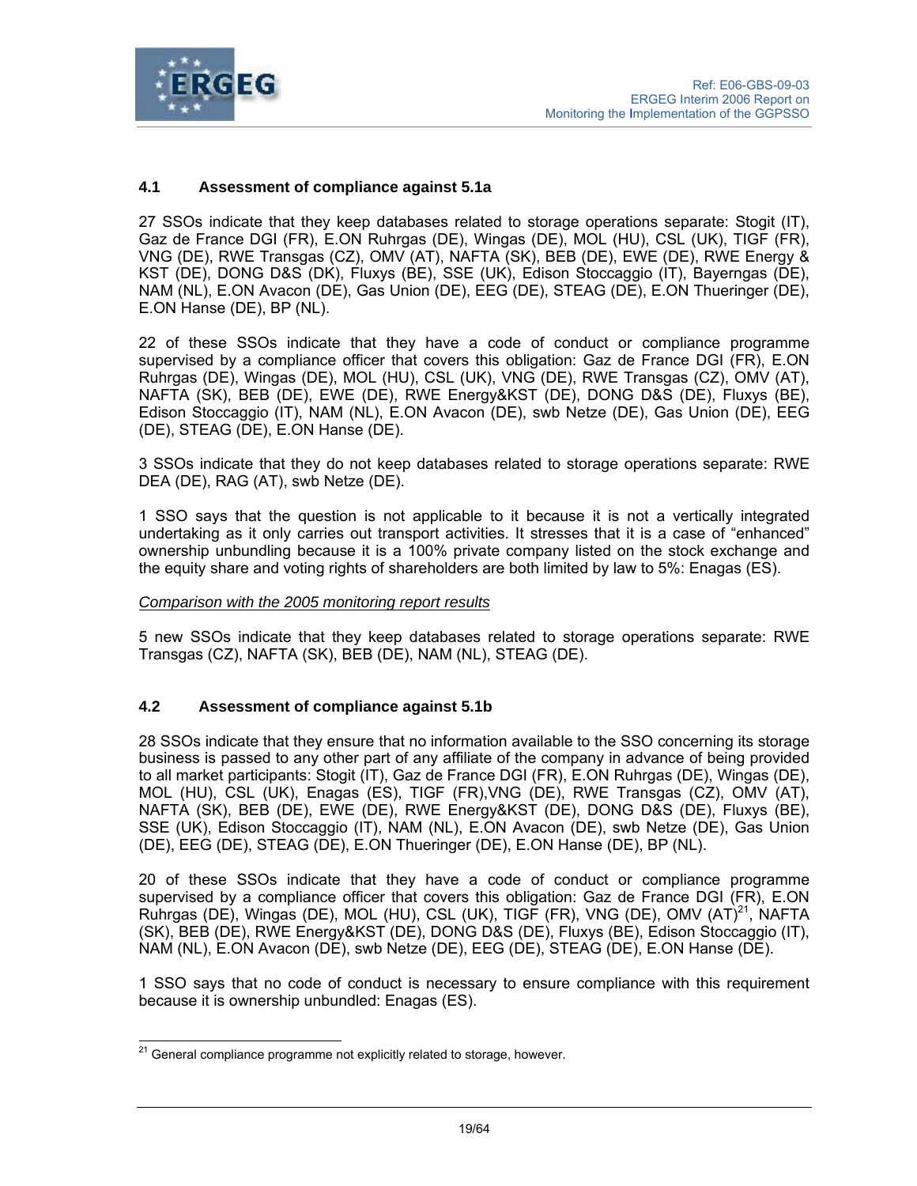## 4.1 Assessment of compliance against 5.1a

27 SSOs indicate that they keep databases related to storage operations separate: Stogit (IT), Gaz de France DGI (FR), E.ON Ruhrgas (DE), Wingas (DE), MOL (HU), CSL (UK), TIGF (FR), VNG (DE), RWE Transgas (CZ), OMV (AT), NAFTA (SK), BEB (DE), EWE (DE), RWE Energy & KST (DE), DONG D&S (DK), Fluxys (BE), SSE (UK), Edison Stoccaggio (IT), Bayerngas (DE), NAM (NL), E.ON Avacon (DE), Gas Union (DE), EEG (DE), STEAG (DE), E.ON Thueringer (DE), E.ON Hanse (DE), BP (NL).

22 of these SSOs indicate that they have a code of conduct or compliance programme supervised by a compliance officer that covers this obligation: Gaz de France DGI (FR), E.ON Ruhrgas (DE), Wingas (DE), MOL (HU), CSL (UK), VNG (DE), RWE Transgas (CZ), OMV (AT), NAFTA (SK), BEB (DE), EWE (DE), RWE Energy&KST (DE), DONG D&S (DE), Fluxys (BE), Edison Stoccaggio (IT), NAM (NL), E.ON Avacon (DE), swb Netze (DE), Gas Union (DE), EEG (DE), STEAG (DE), E.ON Hanse (DE).

3 SSOs indicate that they do not keep databases related to storage operations separate: RWE DEA (DE), RAG (AT), swb Netze (DE).

1 SSO says that the question is not applicable to it because it is not a vertically integrated undertaking as it only carries out transport activities. It stresses that it is a case of "enhanced" ownership unbundling because it is a 100% private company listed on the stock exchange and the equity share and voting rights of shareholders are both limited by law to 5%: Enagas (ES).

*Comparison with the 2005 monitoring report results*

5 new SSOs indicate that they keep databases related to storage operations separate: RWE Transgas (CZ), NAFTA (SK), BEB (DE), NAM (NL), STEAG (DE).

## 4.2 Assessment of compliance against 5.1b

28 SSOs indicate that they ensure that no information available to the SSO concerning its storage business is passed to any other part of any affiliate of the company in advance of being provided to all market participants: Stogit (IT), Gaz de France DGI (FR), E.ON Ruhrgas (DE), Wingas (DE), MOL (HU), CSL (UK), Enagas (ES), TIGF (FR),VNG (DE), RWE Transgas (CZ), OMV (AT), NAFTA (SK), BEB (DE), EWE (DE), RWE Energy&KST (DE), DONG D&S (DE), Fluxys (BE), SSE (UK), Edison Stoccaggio (IT), NAM (NL), E.ON Avacon (DE), swb Netze (DE), Gas Union (DE), EEG (DE), STEAG (DE), E.ON Thueringer (DE), E.ON Hanse (DE), BP (NL).

20 of these SSOs indicate that they have a code of conduct or compliance programme supervised by a compliance officer that covers this obligation: Gaz de France DGI (FR), E.ON Ruhrgas (DE), Wingas (DE), MOL (HU), CSL (UK), TIGF (FR), VNG (DE), OMV (AT)[21], NAFTA (SK), BEB (DE), RWE Energy&KST (DE), DONG D&S (DE), Fluxys (BE), Edison Stoccaggio (IT), NAM (NL), E.ON Avacon (DE), swb Netze (DE), EEG (DE), STEAG (DE), E.ON Hanse (DE).

1 SSO says that no code of conduct is necessary to ensure compliance with this requirement because it is ownership unbundled: Enagas (ES).

[21] General compliance programme not explicitly related to storage, however.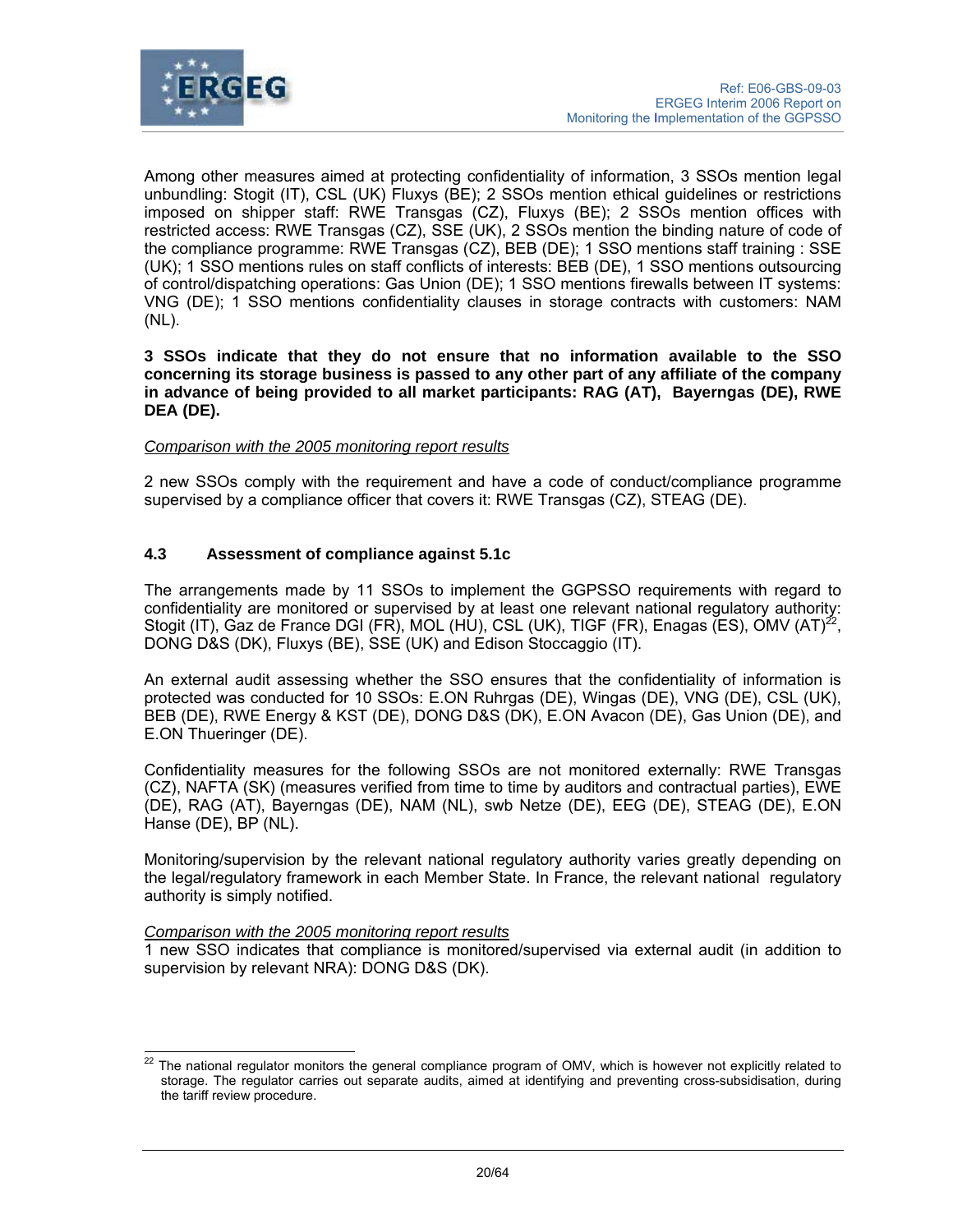Among other measures aimed at protecting confidentiality of information, 3 SSOs mention legal unbundling: Stogit (IT), CSL (UK) Fluxys (BE); 2 SSOs mention ethical guidelines or restrictions imposed on shipper staff: RWE Transgas (CZ), Fluxys (BE); 2 SSOs mention offices with restricted access: RWE Transgas (CZ), SSE (UK), 2 SSOs mention the binding nature of code of the compliance programme: RWE Transgas (CZ), BEB (DE); 1 SSO mentions staff training : SSE (UK); 1 SSO mentions rules on staff conflicts of interests: BEB (DE), 1 SSO mentions outsourcing of control/dispatching operations: Gas Union (DE); 1 SSO mentions firewalls between IT systems: VNG (DE); 1 SSO mentions confidentiality clauses in storage contracts with customers: NAM (NL).

**3 SSOs indicate that they do not ensure that no information available to the SSO concerning its storage business is passed to any other part of any affiliate of the company in advance of being provided to all market participants: RAG (AT), Bayerngas (DE), RWE DEA (DE).**

*Comparison with the 2005 monitoring report results*

2 new SSOs comply with the requirement and have a code of conduct/compliance programme supervised by a compliance officer that covers it: RWE Transgas (CZ), STEAG (DE).

### 4.3 Assessment of compliance against 5.1c

The arrangements made by 11 SSOs to implement the GGPSSO requirements with regard to confidentiality are monitored or supervised by at least one relevant national regulatory authority: Stogit (IT), Gaz de France DGI (FR), MOL (HU), CSL (UK), TIGF (FR), Enagas (ES), OMV (AT)[22], DONG D&S (DK), Fluxys (BE), SSE (UK) and Edison Stoccaggio (IT).

An external audit assessing whether the SSO ensures that the confidentiality of information is protected was conducted for 10 SSOs: E.ON Ruhrgas (DE), Wingas (DE), VNG (DE), CSL (UK), BEB (DE), RWE Energy & KST (DE), DONG D&S (DK), E.ON Avacon (DE), Gas Union (DE), and E.ON Thueringer (DE).

Confidentiality measures for the following SSOs are not monitored externally: RWE Transgas (CZ), NAFTA (SK) (measures verified from time to time by auditors and contractual parties), EWE (DE), RAG (AT), Bayerngas (DE), NAM (NL), swb Netze (DE), EEG (DE), STEAG (DE), E.ON Hanse (DE), BP (NL).

Monitoring/supervision by the relevant national regulatory authority varies greatly depending on the legal/regulatory framework in each Member State. In France, the relevant national regulatory authority is simply notified.

*Comparison with the 2005 monitoring report results*

1 new SSO indicates that compliance is monitored/supervised via external audit (in addition to supervision by relevant NRA): DONG D&S (DK).

[22] The national regulator monitors the general compliance program of OMV, which is however not explicitly related to storage. The regulator carries out separate audits, aimed at identifying and preventing cross-subsidisation, during the tariff review procedure.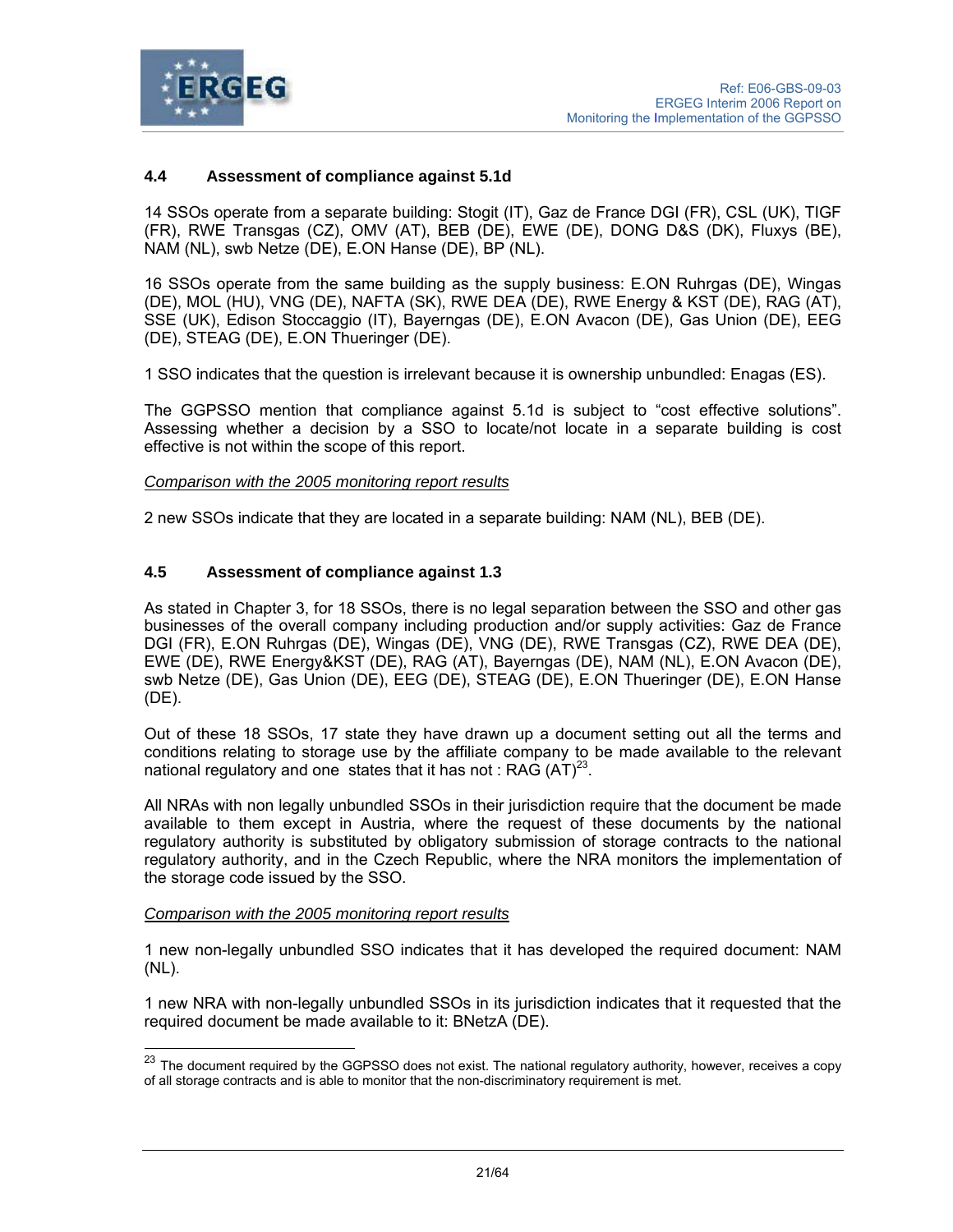## 4.4 Assessment of compliance against 5.1d

14 SSOs operate from a separate building: Stogit (IT), Gaz de France DGI (FR), CSL (UK), TIGF (FR), RWE Transgas (CZ), OMV (AT), BEB (DE), EWE (DE), DONG D&S (DK), Fluxys (BE), NAM (NL), swb Netze (DE), E.ON Hanse (DE), BP (NL).

16 SSOs operate from the same building as the supply business: E.ON Ruhrgas (DE), Wingas (DE), MOL (HU), VNG (DE), NAFTA (SK), RWE DEA (DE), RWE Energy & KST (DE), RAG (AT), SSE (UK), Edison Stoccaggio (IT), Bayerngas (DE), E.ON Avacon (DE), Gas Union (DE), EEG (DE), STEAG (DE), E.ON Thueringer (DE).

1 SSO indicates that the question is irrelevant because it is ownership unbundled: Enagas (ES).

The GGPSSO mention that compliance against 5.1d is subject to "cost effective solutions". Assessing whether a decision by a SSO to locate/not locate in a separate building is cost effective is not within the scope of this report.

*Comparison with the 2005 monitoring report results*

2 new SSOs indicate that they are located in a separate building: NAM (NL), BEB (DE).

## 4.5 Assessment of compliance against 1.3

As stated in Chapter 3, for 18 SSOs, there is no legal separation between the SSO and other gas businesses of the overall company including production and/or supply activities: Gaz de France DGI (FR), E.ON Ruhrgas (DE), Wingas (DE), VNG (DE), RWE Transgas (CZ), RWE DEA (DE), EWE (DE), RWE Energy&KST (DE), RAG (AT), Bayerngas (DE), NAM (NL), E.ON Avacon (DE), swb Netze (DE), Gas Union (DE), EEG (DE), STEAG (DE), E.ON Thueringer (DE), E.ON Hanse (DE).

Out of these 18 SSOs, 17 state they have drawn up a document setting out all the terms and conditions relating to storage use by the affiliate company to be made available to the relevant national regulatory and one states that it has not : RAG (AT)[23].

All NRAs with non legally unbundled SSOs in their jurisdiction require that the document be made available to them except in Austria, where the request of these documents by the national regulatory authority is substituted by obligatory submission of storage contracts to the national regulatory authority, and in the Czech Republic, where the NRA monitors the implementation of the storage code issued by the SSO.

*Comparison with the 2005 monitoring report results*

1 new non-legally unbundled SSO indicates that it has developed the required document: NAM (NL).

1 new NRA with non-legally unbundled SSOs in its jurisdiction indicates that it requested that the required document be made available to it: BNetzA (DE).

---

[23] The document required by the GGPSSO does not exist. The national regulatory authority, however, receives a copy of all storage contracts and is able to monitor that the non-discriminatory requirement is met.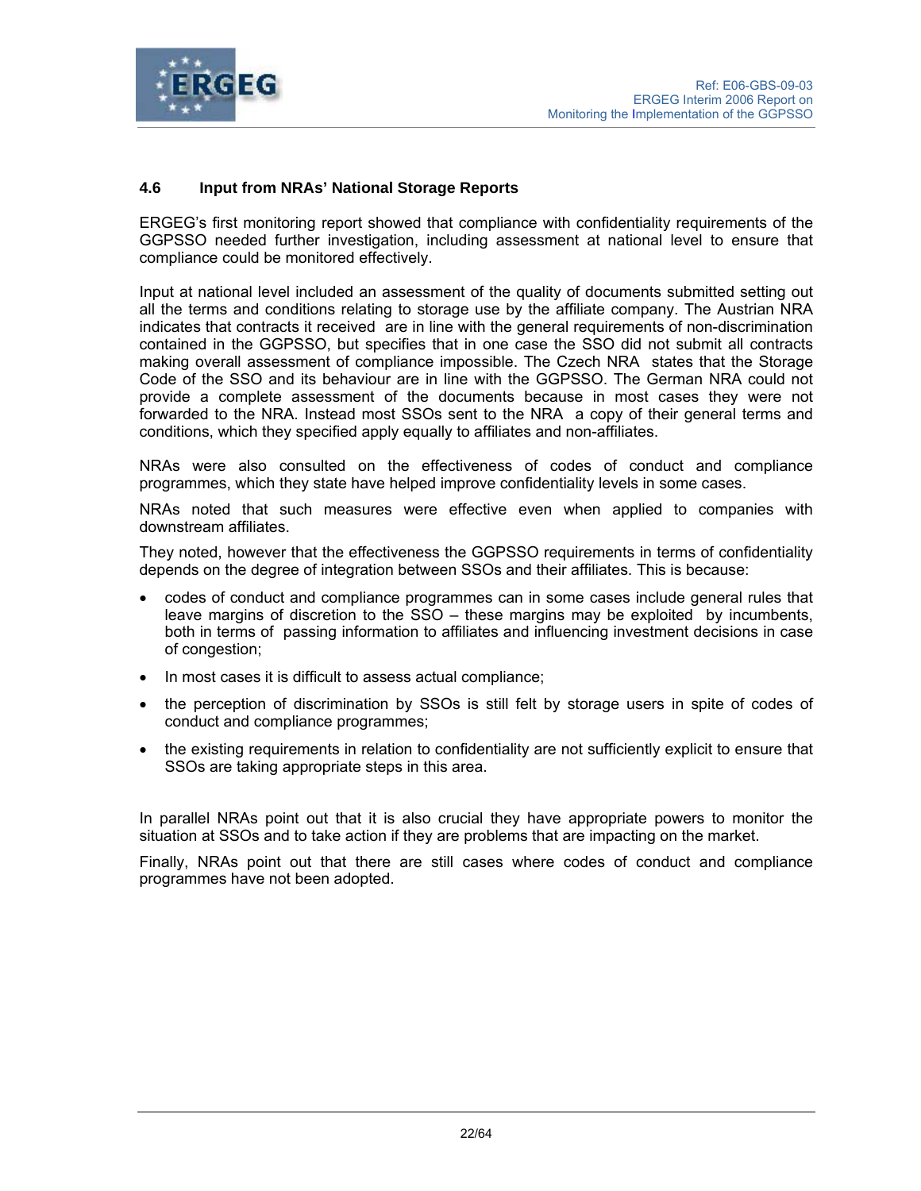### 4.6 Input from NRAs' National Storage Reports

ERGEG's first monitoring report showed that compliance with confidentiality requirements of the GGPSSO needed further investigation, including assessment at national level to ensure that compliance could be monitored effectively.

Input at national level included an assessment of the quality of documents submitted setting out all the terms and conditions relating to storage use by the affiliate company. The Austrian NRA indicates that contracts it received are in line with the general requirements of non-discrimination contained in the GGPSSO, but specifies that in one case the SSO did not submit all contracts making overall assessment of compliance impossible. The Czech NRA states that the Storage Code of the SSO and its behaviour are in line with the GGPSSO. The German NRA could not provide a complete assessment of the documents because in most cases they were not forwarded to the NRA. Instead most SSOs sent to the NRA a copy of their general terms and conditions, which they specified apply equally to affiliates and non-affiliates.

NRAs were also consulted on the effectiveness of codes of conduct and compliance programmes, which they state have helped improve confidentiality levels in some cases.

NRAs noted that such measures were effective even when applied to companies with downstream affiliates.

They noted, however that the effectiveness the GGPSSO requirements in terms of confidentiality depends on the degree of integration between SSOs and their affiliates. This is because:

- codes of conduct and compliance programmes can in some cases include general rules that leave margins of discretion to the SSO – these margins may be exploited by incumbents, both in terms of passing information to affiliates and influencing investment decisions in case of congestion;
- In most cases it is difficult to assess actual compliance;
- the perception of discrimination by SSOs is still felt by storage users in spite of codes of conduct and compliance programmes;
- the existing requirements in relation to confidentiality are not sufficiently explicit to ensure that SSOs are taking appropriate steps in this area.

In parallel NRAs point out that it is also crucial they have appropriate powers to monitor the situation at SSOs and to take action if they are problems that are impacting on the market.

Finally, NRAs point out that there are still cases where codes of conduct and compliance programmes have not been adopted.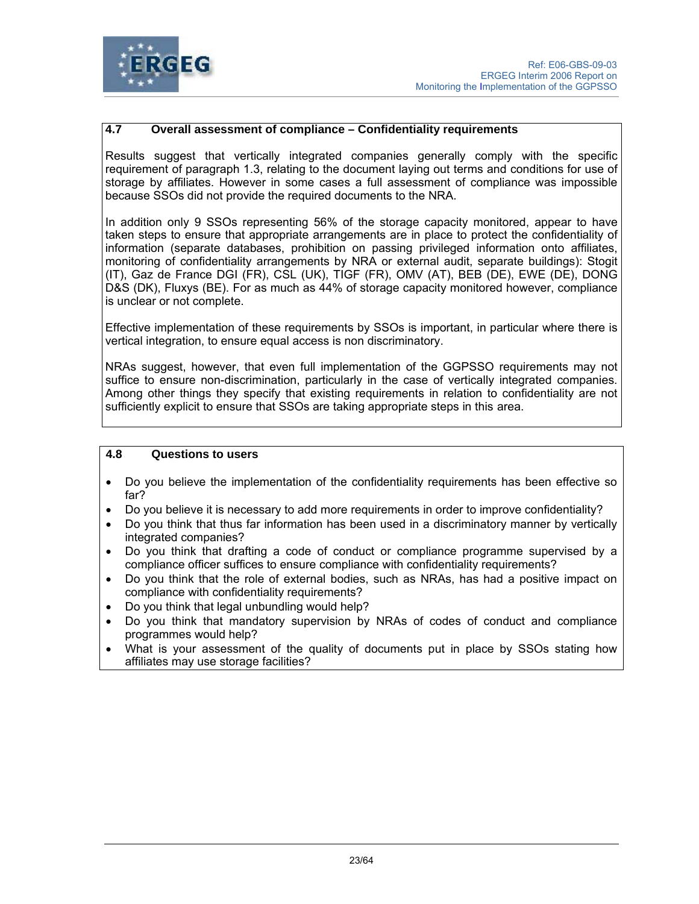### 4.7 Overall assessment of compliance – Confidentiality requirements

Results suggest that vertically integrated companies generally comply with the specific requirement of paragraph 1.3, relating to the document laying out terms and conditions for use of storage by affiliates. However in some cases a full assessment of compliance was impossible because SSOs did not provide the required documents to the NRA.

In addition only 9 SSOs representing 56% of the storage capacity monitored, appear to have taken steps to ensure that appropriate arrangements are in place to protect the confidentiality of information (separate databases, prohibition on passing privileged information onto affiliates, monitoring of confidentiality arrangements by NRA or external audit, separate buildings): Stogit (IT), Gaz de France DGI (FR), CSL (UK), TIGF (FR), OMV (AT), BEB (DE), EWE (DE), DONG D&S (DK), Fluxys (BE). For as much as 44% of storage capacity monitored however, compliance is unclear or not complete.

Effective implementation of these requirements by SSOs is important, in particular where there is vertical integration, to ensure equal access is non discriminatory.

NRAs suggest, however, that even full implementation of the GGPSSO requirements may not suffice to ensure non-discrimination, particularly in the case of vertically integrated companies. Among other things they specify that existing requirements in relation to confidentiality are not sufficiently explicit to ensure that SSOs are taking appropriate steps in this area.

### 4.8 Questions to users

- Do you believe the implementation of the confidentiality requirements has been effective so far?
- Do you believe it is necessary to add more requirements in order to improve confidentiality?
- Do you think that thus far information has been used in a discriminatory manner by vertically integrated companies?
- Do you think that drafting a code of conduct or compliance programme supervised by a compliance officer suffices to ensure compliance with confidentiality requirements?
- Do you think that the role of external bodies, such as NRAs, has had a positive impact on compliance with confidentiality requirements?
- Do you think that legal unbundling would help?
- Do you think that mandatory supervision by NRAs of codes of conduct and compliance programmes would help?
- What is your assessment of the quality of documents put in place by SSOs stating how affiliates may use storage facilities?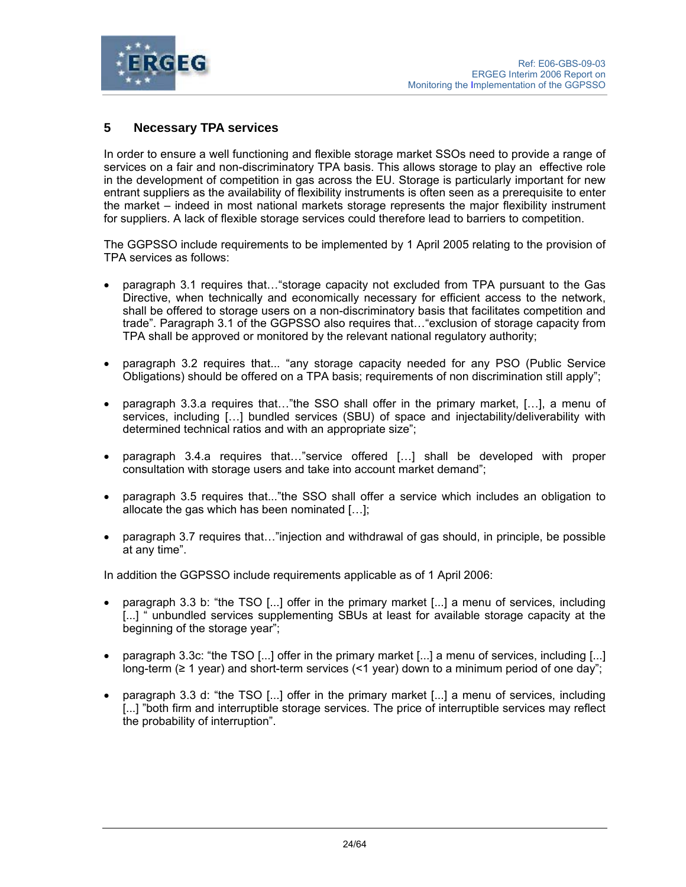## 5 Necessary TPA services

In order to ensure a well functioning and flexible storage market SSOs need to provide a range of services on a fair and non-discriminatory TPA basis. This allows storage to play an effective role in the development of competition in gas across the EU. Storage is particularly important for new entrant suppliers as the availability of flexibility instruments is often seen as a prerequisite to enter the market – indeed in most national markets storage represents the major flexibility instrument for suppliers. A lack of flexible storage services could therefore lead to barriers to competition.

The GGPSSO include requirements to be implemented by 1 April 2005 relating to the provision of TPA services as follows:

- paragraph 3.1 requires that…"storage capacity not excluded from TPA pursuant to the Gas Directive, when technically and economically necessary for efficient access to the network, shall be offered to storage users on a non-discriminatory basis that facilitates competition and trade". Paragraph 3.1 of the GGPSSO also requires that…"exclusion of storage capacity from TPA shall be approved or monitored by the relevant national regulatory authority;

- paragraph 3.2 requires that... "any storage capacity needed for any PSO (Public Service Obligations) should be offered on a TPA basis; requirements of non discrimination still apply";

- paragraph 3.3.a requires that…"the SSO shall offer in the primary market, […], a menu of services, including […] bundled services (SBU) of space and injectability/deliverability with determined technical ratios and with an appropriate size";

- paragraph 3.4.a requires that…"service offered […] shall be developed with proper consultation with storage users and take into account market demand";

- paragraph 3.5 requires that..."the SSO shall offer a service which includes an obligation to allocate the gas which has been nominated […];

- paragraph 3.7 requires that…"injection and withdrawal of gas should, in principle, be possible at any time".

In addition the GGPSSO include requirements applicable as of 1 April 2006:

- paragraph 3.3 b: "the TSO [...] offer in the primary market [...] a menu of services, including [...] " unbundled services supplementing SBUs at least for available storage capacity at the beginning of the storage year";

- paragraph 3.3c: "the TSO [...] offer in the primary market [...] a menu of services, including [...] long-term (≥ 1 year) and short-term services (<1 year) down to a minimum period of one day";

- paragraph 3.3 d: "the TSO [...] offer in the primary market [...] a menu of services, including [...] "both firm and interruptible storage services. The price of interruptible services may reflect the probability of interruption".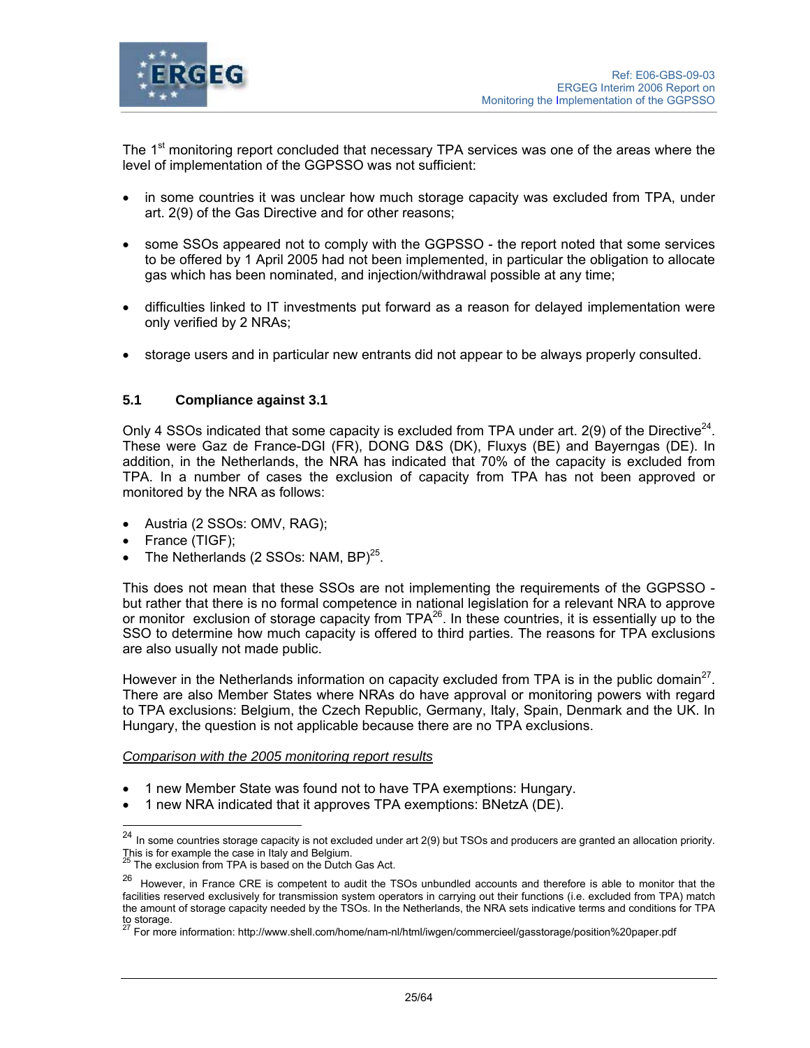The 1st monitoring report concluded that necessary TPA services was one of the areas where the level of implementation of the GGPSSO was not sufficient:

- in some countries it was unclear how much storage capacity was excluded from TPA, under art. 2(9) of the Gas Directive and for other reasons;
- some SSOs appeared not to comply with the GGPSSO - the report noted that some services to be offered by 1 April 2005 had not been implemented, in particular the obligation to allocate gas which has been nominated, and injection/withdrawal possible at any time;
- difficulties linked to IT investments put forward as a reason for delayed implementation were only verified by 2 NRAs;
- storage users and in particular new entrants did not appear to be always properly consulted.

### 5.1 Compliance against 3.1

Only 4 SSOs indicated that some capacity is excluded from TPA under art. 2(9) of the Directive[24]. These were Gaz de France-DGI (FR), DONG D&S (DK), Fluxys (BE) and Bayerngas (DE). In addition, in the Netherlands, the NRA has indicated that 70% of the capacity is excluded from TPA. In a number of cases the exclusion of capacity from TPA has not been approved or monitored by the NRA as follows:

- Austria (2 SSOs: OMV, RAG);
- France (TIGF);
- The Netherlands (2 SSOs: NAM, BP)[25].

This does not mean that these SSOs are not implementing the requirements of the GGPSSO - but rather that there is no formal competence in national legislation for a relevant NRA to approve or monitor exclusion of storage capacity from TPA[26]. In these countries, it is essentially up to the SSO to determine how much capacity is offered to third parties. The reasons for TPA exclusions are also usually not made public.

However in the Netherlands information on capacity excluded from TPA is in the public domain[27]. There are also Member States where NRAs do have approval or monitoring powers with regard to TPA exclusions: Belgium, the Czech Republic, Germany, Italy, Spain, Denmark and the UK. In Hungary, the question is not applicable because there are no TPA exclusions.

*Comparison with the 2005 monitoring report results*

- 1 new Member State was found not to have TPA exemptions: Hungary.
- 1 new NRA indicated that it approves TPA exemptions: BNetzA (DE).

---

[24] In some countries storage capacity is not excluded under art 2(9) but TSOs and producers are granted an allocation priority. This is for example the case in Italy and Belgium.

[25] The exclusion from TPA is based on the Dutch Gas Act.

[26] However, in France CRE is competent to audit the TSOs unbundled accounts and therefore is able to monitor that the facilities reserved exclusively for transmission system operators in carrying out their functions (i.e. excluded from TPA) match the amount of storage capacity needed by the TSOs. In the Netherlands, the NRA sets indicative terms and conditions for TPA to storage.

[27] For more information: http://www.shell.com/home/nam-nl/html/iwgen/commercieel/gasstorage/position%20paper.pdf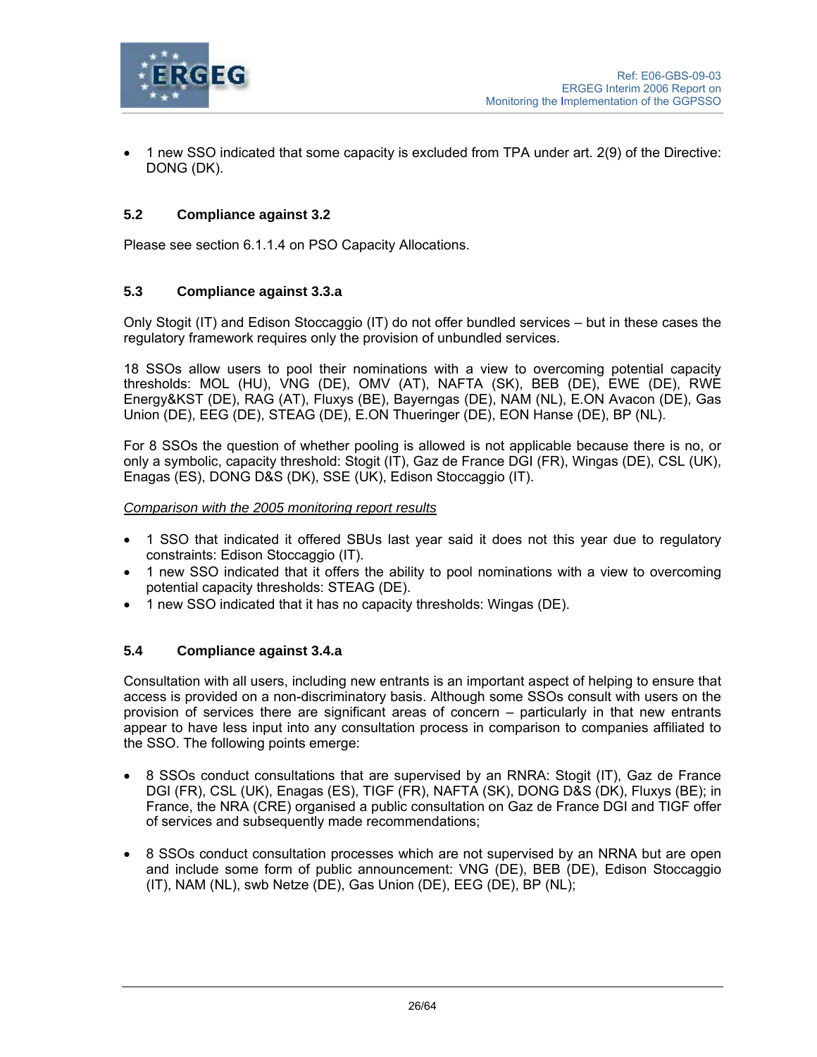- 1 new SSO indicated that some capacity is excluded from TPA under art. 2(9) of the Directive: DONG (DK).

### 5.2 Compliance against 3.2

Please see section 6.1.1.4 on PSO Capacity Allocations.

### 5.3 Compliance against 3.3.a

Only Stogit (IT) and Edison Stoccaggio (IT) do not offer bundled services – but in these cases the regulatory framework requires only the provision of unbundled services.

18 SSOs allow users to pool their nominations with a view to overcoming potential capacity thresholds: MOL (HU), VNG (DE), OMV (AT), NAFTA (SK), BEB (DE), EWE (DE), RWE Energy&KST (DE), RAG (AT), Fluxys (BE), Bayerngas (DE), NAM (NL), E.ON Avacon (DE), Gas Union (DE), EEG (DE), STEAG (DE), E.ON Thueringer (DE), EON Hanse (DE), BP (NL).

For 8 SSOs the question of whether pooling is allowed is not applicable because there is no, or only a symbolic, capacity threshold: Stogit (IT), Gaz de France DGI (FR), Wingas (DE), CSL (UK), Enagas (ES), DONG D&S (DK), SSE (UK), Edison Stoccaggio (IT).

*Comparison with the 2005 monitoring report results*

- 1 SSO that indicated it offered SBUs last year said it does not this year due to regulatory constraints: Edison Stoccaggio (IT).
- 1 new SSO indicated that it offers the ability to pool nominations with a view to overcoming potential capacity thresholds: STEAG (DE).
- 1 new SSO indicated that it has no capacity thresholds: Wingas (DE).

### 5.4 Compliance against 3.4.a

Consultation with all users, including new entrants is an important aspect of helping to ensure that access is provided on a non-discriminatory basis. Although some SSOs consult with users on the provision of services there are significant areas of concern – particularly in that new entrants appear to have less input into any consultation process in comparison to companies affiliated to the SSO. The following points emerge:

- 8 SSOs conduct consultations that are supervised by an RNRA: Stogit (IT), Gaz de France DGI (FR), CSL (UK), Enagas (ES), TIGF (FR), NAFTA (SK), DONG D&S (DK), Fluxys (BE); in France, the NRA (CRE) organised a public consultation on Gaz de France DGI and TIGF offer of services and subsequently made recommendations;

- 8 SSOs conduct consultation processes which are not supervised by an NRNA but are open and include some form of public announcement: VNG (DE), BEB (DE), Edison Stoccaggio (IT), NAM (NL), swb Netze (DE), Gas Union (DE), EEG (DE), BP (NL);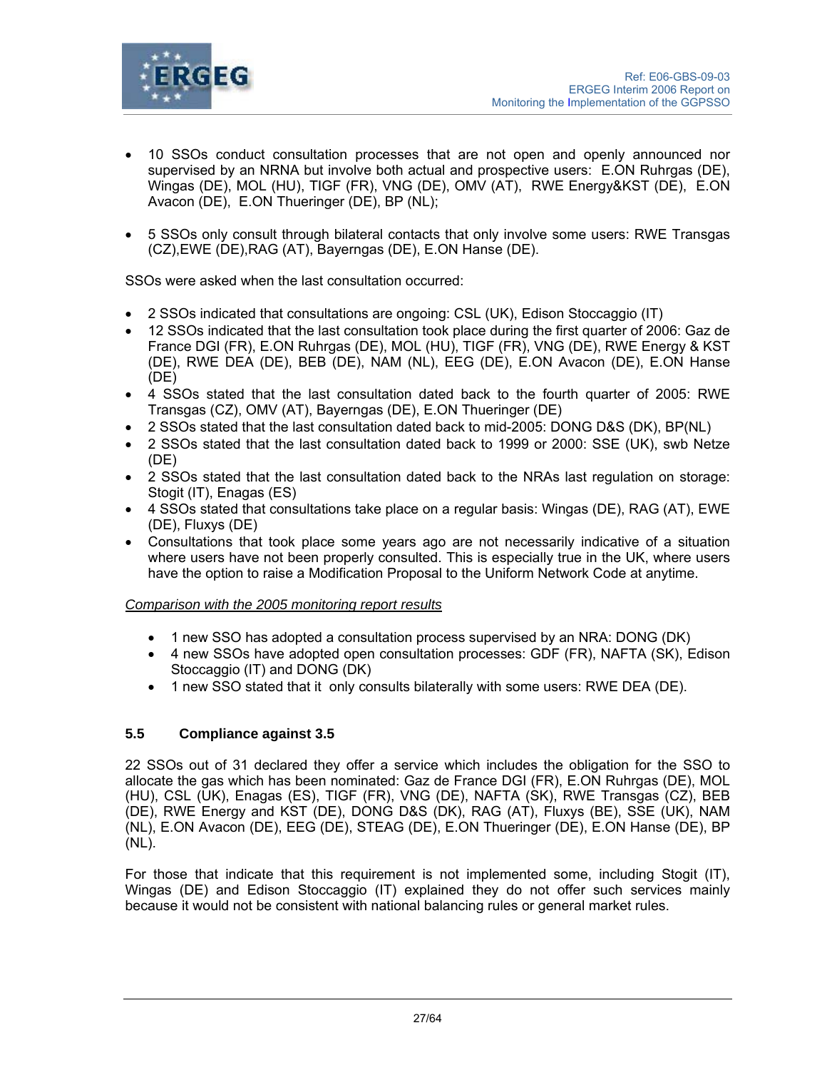- 10 SSOs conduct consultation processes that are not open and openly announced nor supervised by an NRNA but involve both actual and prospective users: E.ON Ruhrgas (DE), Wingas (DE), MOL (HU), TIGF (FR), VNG (DE), OMV (AT), RWE Energy&KST (DE), E.ON Avacon (DE), E.ON Thueringer (DE), BP (NL);

- 5 SSOs only consult through bilateral contacts that only involve some users: RWE Transgas (CZ),EWE (DE),RAG (AT), Bayerngas (DE), E.ON Hanse (DE).

SSOs were asked when the last consultation occurred:

- 2 SSOs indicated that consultations are ongoing: CSL (UK), Edison Stoccaggio (IT)
- 12 SSOs indicated that the last consultation took place during the first quarter of 2006: Gaz de France DGI (FR), E.ON Ruhrgas (DE), MOL (HU), TIGF (FR), VNG (DE), RWE Energy & KST (DE), RWE DEA (DE), BEB (DE), NAM (NL), EEG (DE), E.ON Avacon (DE), E.ON Hanse (DE)
- 4 SSOs stated that the last consultation dated back to the fourth quarter of 2005: RWE Transgas (CZ), OMV (AT), Bayerngas (DE), E.ON Thueringer (DE)
- 2 SSOs stated that the last consultation dated back to mid-2005: DONG D&S (DK), BP(NL)
- 2 SSOs stated that the last consultation dated back to 1999 or 2000: SSE (UK), swb Netze (DE)
- 2 SSOs stated that the last consultation dated back to the NRAs last regulation on storage: Stogit (IT), Enagas (ES)
- 4 SSOs stated that consultations take place on a regular basis: Wingas (DE), RAG (AT), EWE (DE), Fluxys (DE)
- Consultations that took place some years ago are not necessarily indicative of a situation where users have not been properly consulted. This is especially true in the UK, where users have the option to raise a Modification Proposal to the Uniform Network Code at anytime.

*Comparison with the 2005 monitoring report results*

- 1 new SSO has adopted a consultation process supervised by an NRA: DONG (DK)
- 4 new SSOs have adopted open consultation processes: GDF (FR), NAFTA (SK), Edison Stoccaggio (IT) and DONG (DK)
- 1 new SSO stated that it only consults bilaterally with some users: RWE DEA (DE).

### 5.5 Compliance against 3.5

22 SSOs out of 31 declared they offer a service which includes the obligation for the SSO to allocate the gas which has been nominated: Gaz de France DGI (FR), E.ON Ruhrgas (DE), MOL (HU), CSL (UK), Enagas (ES), TIGF (FR), VNG (DE), NAFTA (SK), RWE Transgas (CZ), BEB (DE), RWE Energy and KST (DE), DONG D&S (DK), RAG (AT), Fluxys (BE), SSE (UK), NAM (NL), E.ON Avacon (DE), EEG (DE), STEAG (DE), E.ON Thueringer (DE), E.ON Hanse (DE), BP (NL).

For those that indicate that this requirement is not implemented some, including Stogit (IT), Wingas (DE) and Edison Stoccaggio (IT) explained they do not offer such services mainly because it would not be consistent with national balancing rules or general market rules.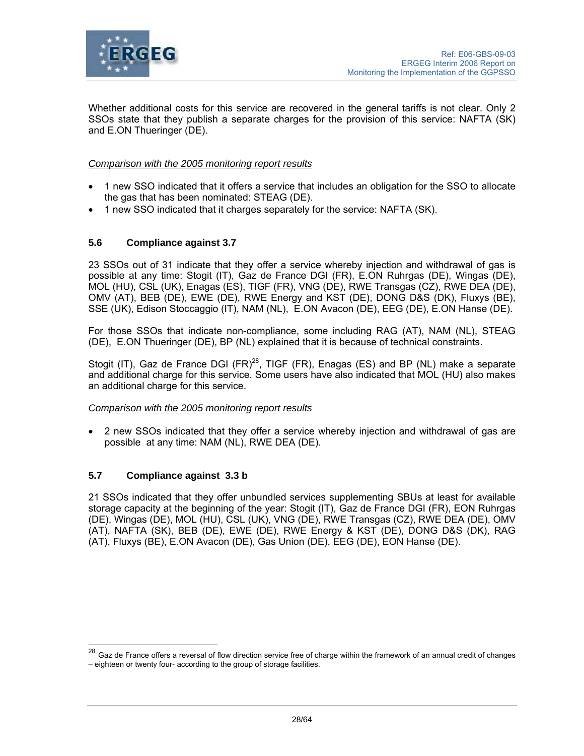Whether additional costs for this service are recovered in the general tariffs is not clear. Only 2 SSOs state that they publish a separate charges for the provision of this service: NAFTA (SK) and E.ON Thueringer (DE).

*Comparison with the 2005 monitoring report results*

- 1 new SSO indicated that it offers a service that includes an obligation for the SSO to allocate the gas that has been nominated: STEAG (DE).
- 1 new SSO indicated that it charges separately for the service: NAFTA (SK).

### 5.6 Compliance against 3.7

23 SSOs out of 31 indicate that they offer a service whereby injection and withdrawal of gas is possible at any time: Stogit (IT), Gaz de France DGI (FR), E.ON Ruhrgas (DE), Wingas (DE), MOL (HU), CSL (UK), Enagas (ES), TIGF (FR), VNG (DE), RWE Transgas (CZ), RWE DEA (DE), OMV (AT), BEB (DE), EWE (DE), RWE Energy and KST (DE), DONG D&S (DK), Fluxys (BE), SSE (UK), Edison Stoccaggio (IT), NAM (NL), E.ON Avacon (DE), EEG (DE), E.ON Hanse (DE).

For those SSOs that indicate non-compliance, some including RAG (AT), NAM (NL), STEAG (DE), E.ON Thueringer (DE), BP (NL) explained that it is because of technical constraints.

Stogit (IT), Gaz de France DGI (FR)[28], TIGF (FR), Enagas (ES) and BP (NL) make a separate and additional charge for this service. Some users have also indicated that MOL (HU) also makes an additional charge for this service.

*Comparison with the 2005 monitoring report results*

- 2 new SSOs indicated that they offer a service whereby injection and withdrawal of gas are possible at any time: NAM (NL), RWE DEA (DE).

### 5.7 Compliance against 3.3 b

21 SSOs indicated that they offer unbundled services supplementing SBUs at least for available storage capacity at the beginning of the year: Stogit (IT), Gaz de France DGI (FR), EON Ruhrgas (DE), Wingas (DE), MOL (HU), CSL (UK), VNG (DE), RWE Transgas (CZ), RWE DEA (DE), OMV (AT), NAFTA (SK), BEB (DE), EWE (DE), RWE Energy & KST (DE), DONG D&S (DK), RAG (AT), Fluxys (BE), E.ON Avacon (DE), Gas Union (DE), EEG (DE), EON Hanse (DE).

---

[28] Gaz de France offers a reversal of flow direction service free of charge within the framework of an annual credit of changes – eighteen or twenty four- according to the group of storage facilities.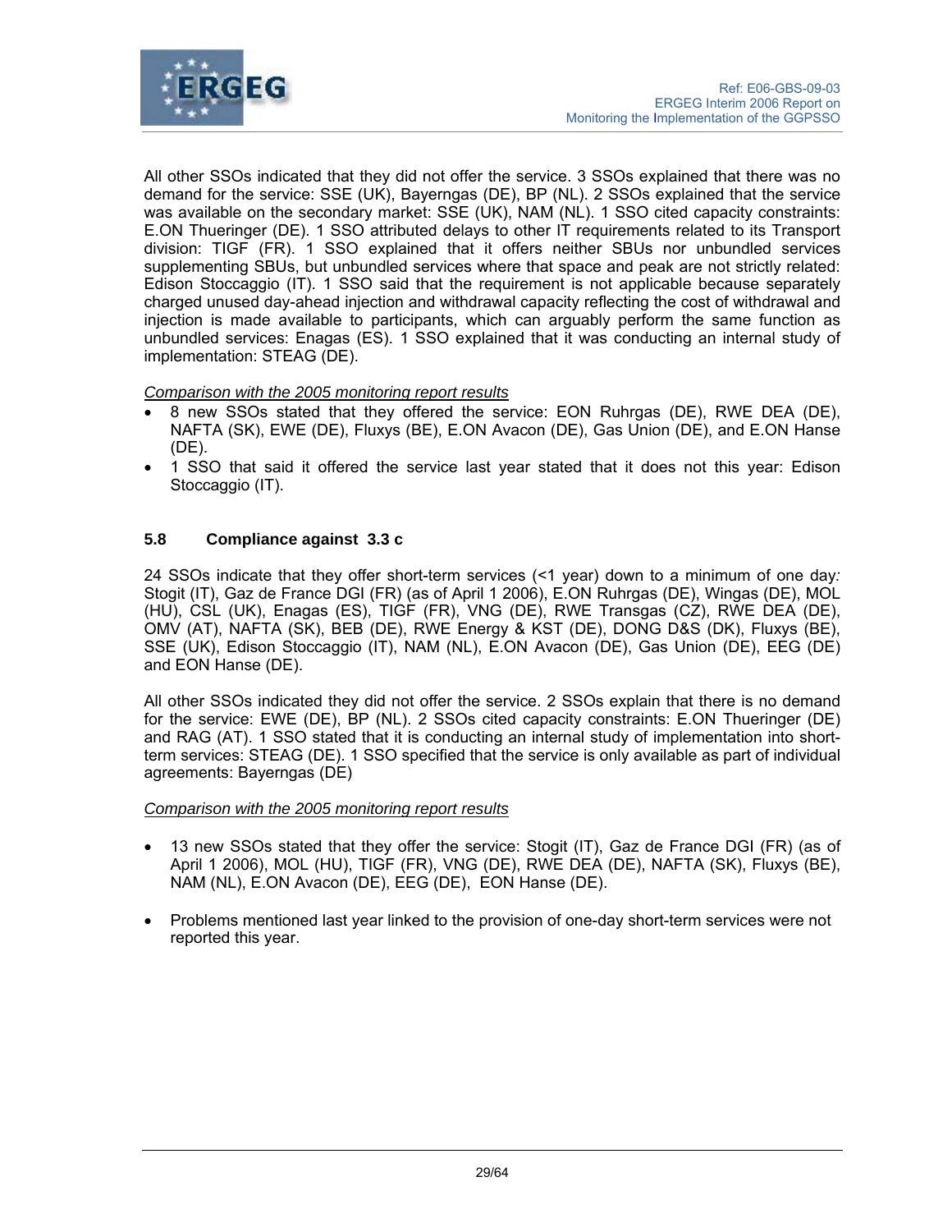All other SSOs indicated that they did not offer the service. 3 SSOs explained that there was no demand for the service: SSE (UK), Bayerngas (DE), BP (NL). 2 SSOs explained that the service was available on the secondary market: SSE (UK), NAM (NL). 1 SSO cited capacity constraints: E.ON Thueringer (DE). 1 SSO attributed delays to other IT requirements related to its Transport division: TIGF (FR). 1 SSO explained that it offers neither SBUs nor unbundled services supplementing SBUs, but unbundled services where that space and peak are not strictly related: Edison Stoccaggio (IT). 1 SSO said that the requirement is not applicable because separately charged unused day-ahead injection and withdrawal capacity reflecting the cost of withdrawal and injection is made available to participants, which can arguably perform the same function as unbundled services: Enagas (ES). 1 SSO explained that it was conducting an internal study of implementation: STEAG (DE).

*Comparison with the 2005 monitoring report results*

- 8 new SSOs stated that they offered the service: EON Ruhrgas (DE), RWE DEA (DE), NAFTA (SK), EWE (DE), Fluxys (BE), E.ON Avacon (DE), Gas Union (DE), and E.ON Hanse (DE).
- 1 SSO that said it offered the service last year stated that it does not this year: Edison Stoccaggio (IT).

### 5.8 Compliance against 3.3 c

24 SSOs indicate that they offer short-term services (<1 year) down to a minimum of one day: Stogit (IT), Gaz de France DGI (FR) (as of April 1 2006), E.ON Ruhrgas (DE), Wingas (DE), MOL (HU), CSL (UK), Enagas (ES), TIGF (FR), VNG (DE), RWE Transgas (CZ), RWE DEA (DE), OMV (AT), NAFTA (SK), BEB (DE), RWE Energy & KST (DE), DONG D&S (DK), Fluxys (BE), SSE (UK), Edison Stoccaggio (IT), NAM (NL), E.ON Avacon (DE), Gas Union (DE), EEG (DE) and EON Hanse (DE).

All other SSOs indicated they did not offer the service. 2 SSOs explain that there is no demand for the service: EWE (DE), BP (NL). 2 SSOs cited capacity constraints: E.ON Thueringer (DE) and RAG (AT). 1 SSO stated that it is conducting an internal study of implementation into short-term services: STEAG (DE). 1 SSO specified that the service is only available as part of individual agreements: Bayerngas (DE)

*Comparison with the 2005 monitoring report results*

- 13 new SSOs stated that they offer the service: Stogit (IT), Gaz de France DGI (FR) (as of April 1 2006), MOL (HU), TIGF (FR), VNG (DE), RWE DEA (DE), NAFTA (SK), Fluxys (BE), NAM (NL), E.ON Avacon (DE), EEG (DE), EON Hanse (DE).
- Problems mentioned last year linked to the provision of one-day short-term services were not reported this year.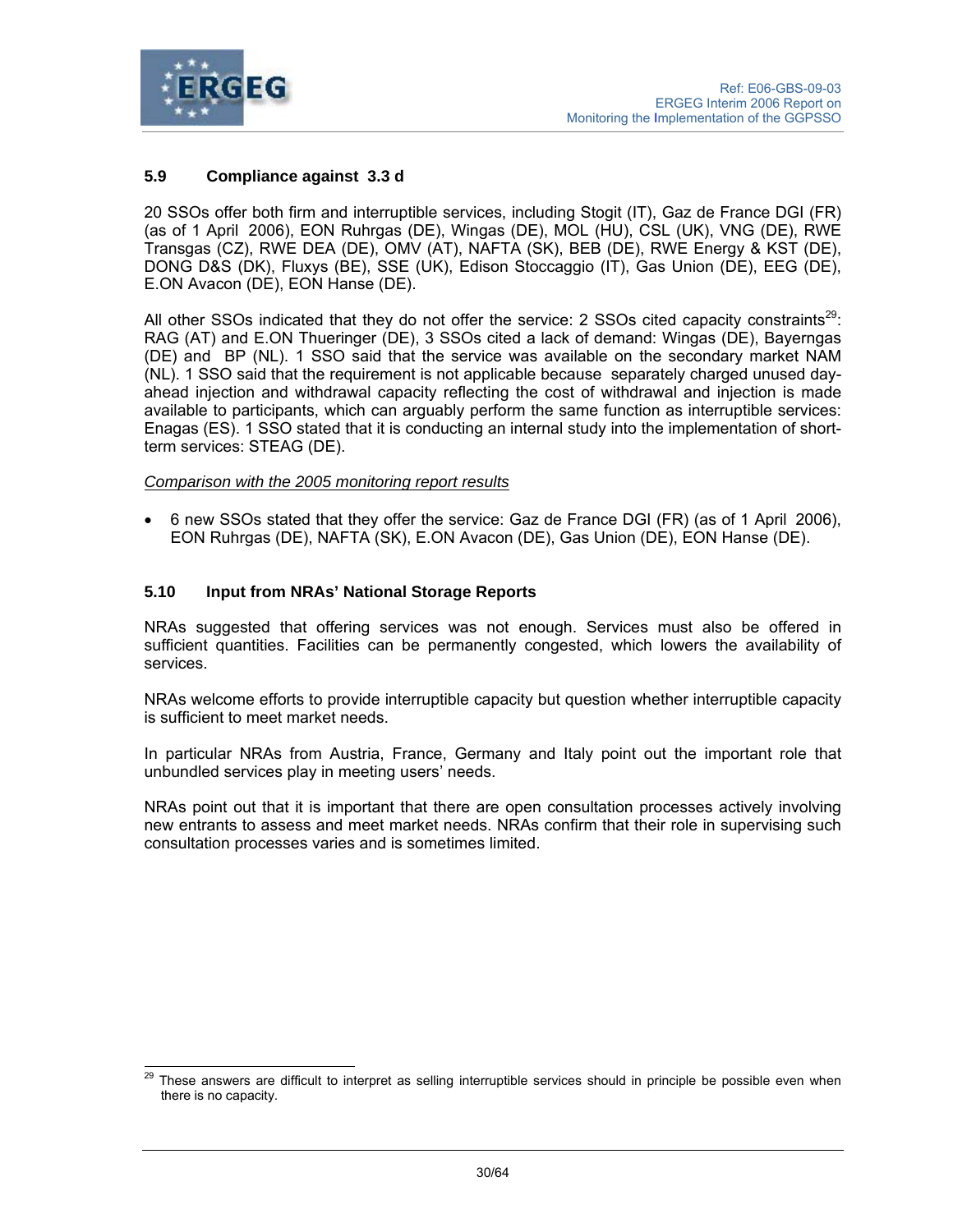### 5.9 Compliance against 3.3 d

20 SSOs offer both firm and interruptible services, including Stogit (IT), Gaz de France DGI (FR) (as of 1 April 2006), EON Ruhrgas (DE), Wingas (DE), MOL (HU), CSL (UK), VNG (DE), RWE Transgas (CZ), RWE DEA (DE), OMV (AT), NAFTA (SK), BEB (DE), RWE Energy & KST (DE), DONG D&S (DK), Fluxys (BE), SSE (UK), Edison Stoccaggio (IT), Gas Union (DE), EEG (DE), E.ON Avacon (DE), EON Hanse (DE).

All other SSOs indicated that they do not offer the service: 2 SSOs cited capacity constraints[29]: RAG (AT) and E.ON Thueringer (DE), 3 SSOs cited a lack of demand: Wingas (DE), Bayerngas (DE) and BP (NL). 1 SSO said that the service was available on the secondary market NAM (NL). 1 SSO said that the requirement is not applicable because separately charged unused day-ahead injection and withdrawal capacity reflecting the cost of withdrawal and injection is made available to participants, which can arguably perform the same function as interruptible services: Enagas (ES). 1 SSO stated that it is conducting an internal study into the implementation of short-term services: STEAG (DE).

*Comparison with the 2005 monitoring report results*

- 6 new SSOs stated that they offer the service: Gaz de France DGI (FR) (as of 1 April 2006), EON Ruhrgas (DE), NAFTA (SK), E.ON Avacon (DE), Gas Union (DE), EON Hanse (DE).

### 5.10 Input from NRAs' National Storage Reports

NRAs suggested that offering services was not enough. Services must also be offered in sufficient quantities. Facilities can be permanently congested, which lowers the availability of services.

NRAs welcome efforts to provide interruptible capacity but question whether interruptible capacity is sufficient to meet market needs.

In particular NRAs from Austria, France, Germany and Italy point out the important role that unbundled services play in meeting users' needs.

NRAs point out that it is important that there are open consultation processes actively involving new entrants to assess and meet market needs. NRAs confirm that their role in supervising such consultation processes varies and is sometimes limited.

[29] These answers are difficult to interpret as selling interruptible services should in principle be possible even when there is no capacity.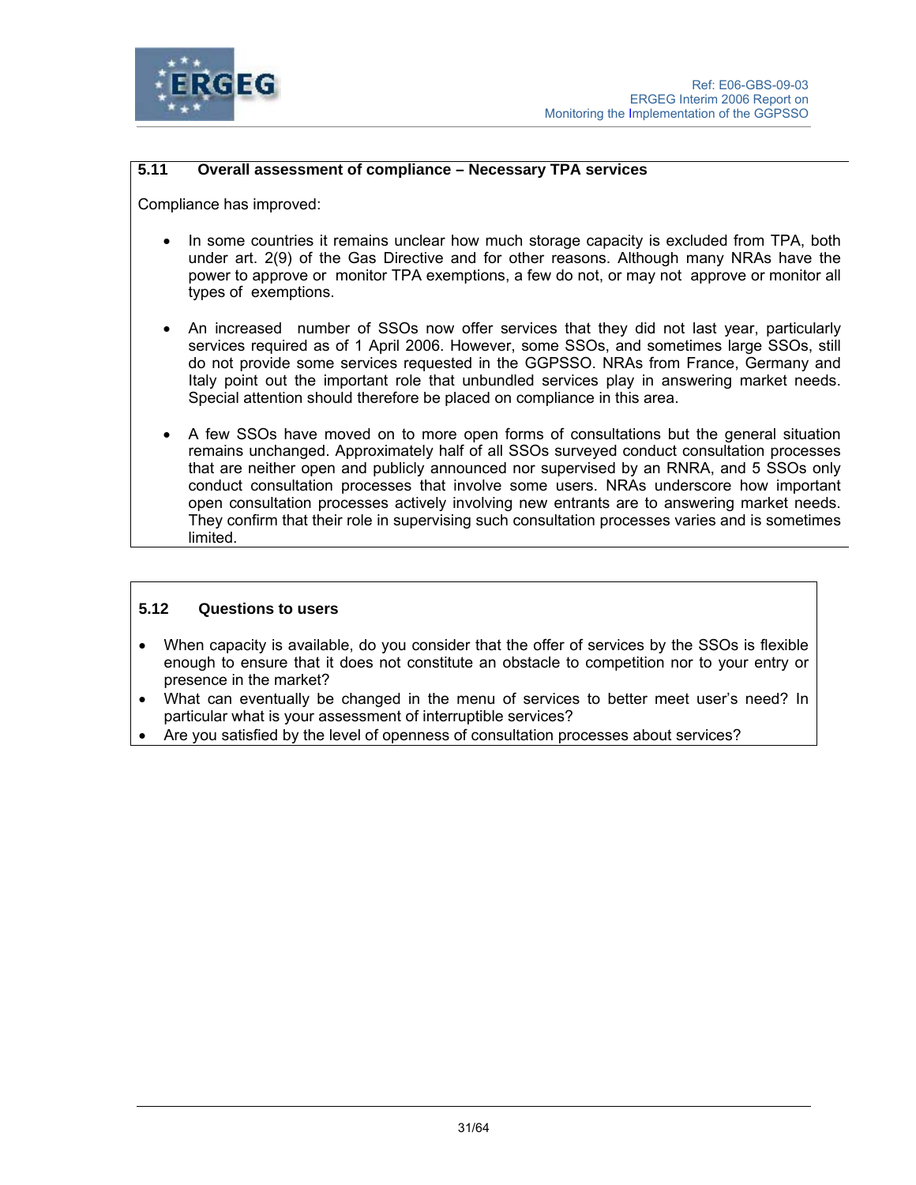### 5.11 Overall assessment of compliance – Necessary TPA services

Compliance has improved:

- In some countries it remains unclear how much storage capacity is excluded from TPA, both under art. 2(9) of the Gas Directive and for other reasons. Although many NRAs have the power to approve or monitor TPA exemptions, a few do not, or may not approve or monitor all types of exemptions.

- An increased number of SSOs now offer services that they did not last year, particularly services required as of 1 April 2006. However, some SSOs, and sometimes large SSOs, still do not provide some services requested in the GGPSSO. NRAs from France, Germany and Italy point out the important role that unbundled services play in answering market needs. Special attention should therefore be placed on compliance in this area.

- A few SSOs have moved on to more open forms of consultations but the general situation remains unchanged. Approximately half of all SSOs surveyed conduct consultation processes that are neither open and publicly announced nor supervised by an RNRA, and 5 SSOs only conduct consultation processes that involve some users. NRAs underscore how important open consultation processes actively involving new entrants are to answering market needs. They confirm that their role in supervising such consultation processes varies and is sometimes limited.

### 5.12 Questions to users

- When capacity is available, do you consider that the offer of services by the SSOs is flexible enough to ensure that it does not constitute an obstacle to competition nor to your entry or presence in the market?
- What can eventually be changed in the menu of services to better meet user's need? In particular what is your assessment of interruptible services?
- Are you satisfied by the level of openness of consultation processes about services?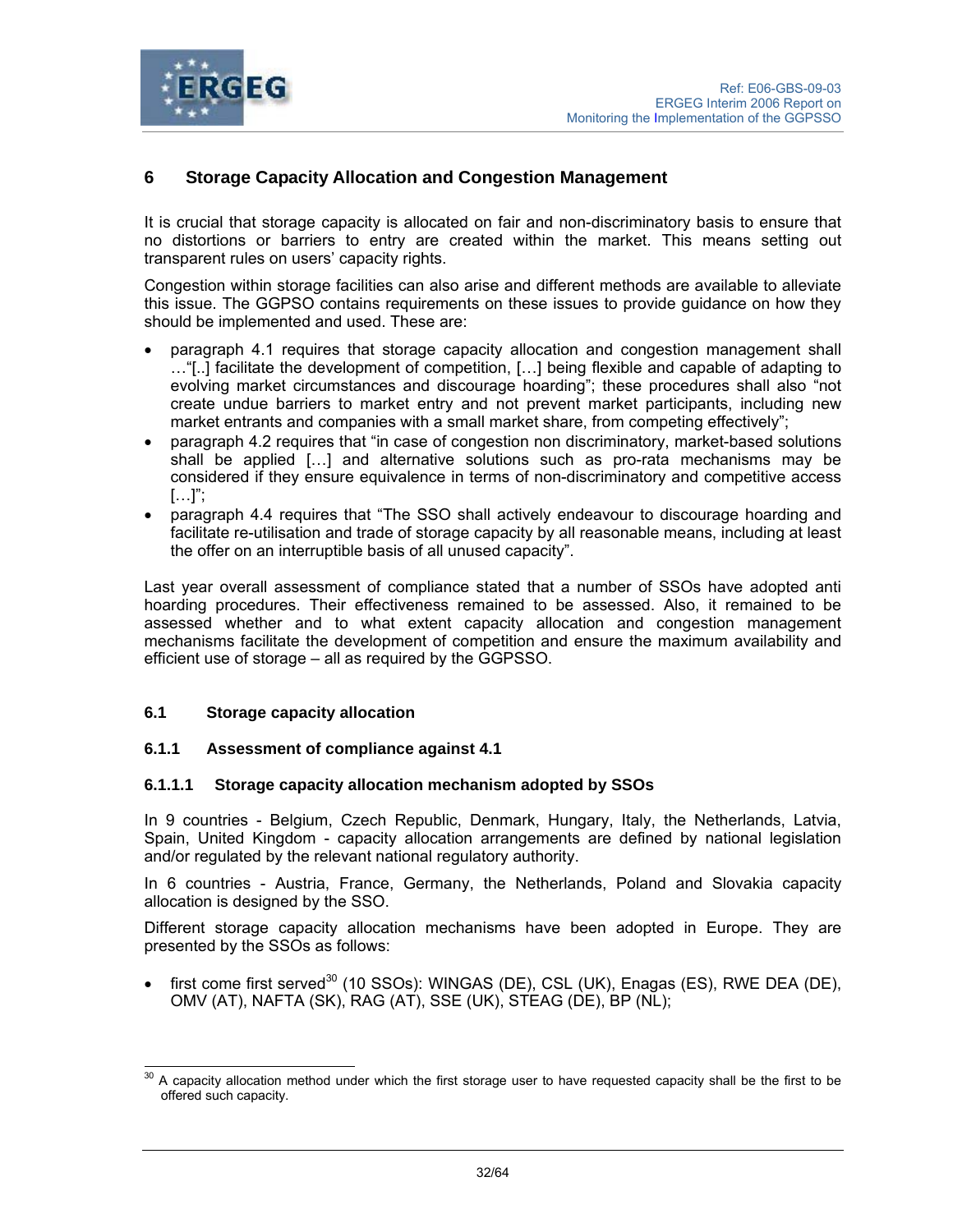# 6 Storage Capacity Allocation and Congestion Management

It is crucial that storage capacity is allocated on fair and non-discriminatory basis to ensure that no distortions or barriers to entry are created within the market. This means setting out transparent rules on users' capacity rights.

Congestion within storage facilities can also arise and different methods are available to alleviate this issue. The GGPSO contains requirements on these issues to provide guidance on how they should be implemented and used. These are:

- paragraph 4.1 requires that storage capacity allocation and congestion management shall …"[..] facilitate the development of competition, […] being flexible and capable of adapting to evolving market circumstances and discourage hoarding"; these procedures shall also "not create undue barriers to market entry and not prevent market participants, including new market entrants and companies with a small market share, from competing effectively";
- paragraph 4.2 requires that "in case of congestion non discriminatory, market-based solutions shall be applied […] and alternative solutions such as pro-rata mechanisms may be considered if they ensure equivalence in terms of non-discriminatory and competitive access […]";
- paragraph 4.4 requires that "The SSO shall actively endeavour to discourage hoarding and facilitate re-utilisation and trade of storage capacity by all reasonable means, including at least the offer on an interruptible basis of all unused capacity".

Last year overall assessment of compliance stated that a number of SSOs have adopted anti hoarding procedures. Their effectiveness remained to be assessed. Also, it remained to be assessed whether and to what extent capacity allocation and congestion management mechanisms facilitate the development of competition and ensure the maximum availability and efficient use of storage – all as required by the GGPSSO.

## 6.1 Storage capacity allocation

### 6.1.1 Assessment of compliance against 4.1

#### 6.1.1.1 Storage capacity allocation mechanism adopted by SSOs

In 9 countries - Belgium, Czech Republic, Denmark, Hungary, Italy, the Netherlands, Latvia, Spain, United Kingdom - capacity allocation arrangements are defined by national legislation and/or regulated by the relevant national regulatory authority.

In 6 countries - Austria, France, Germany, the Netherlands, Poland and Slovakia capacity allocation is designed by the SSO.

Different storage capacity allocation mechanisms have been adopted in Europe. They are presented by the SSOs as follows:

- first come first served[30] (10 SSOs): WINGAS (DE), CSL (UK), Enagas (ES), RWE DEA (DE), OMV (AT), NAFTA (SK), RAG (AT), SSE (UK), STEAG (DE), BP (NL);

---

[30] A capacity allocation method under which the first storage user to have requested capacity shall be the first to be offered such capacity.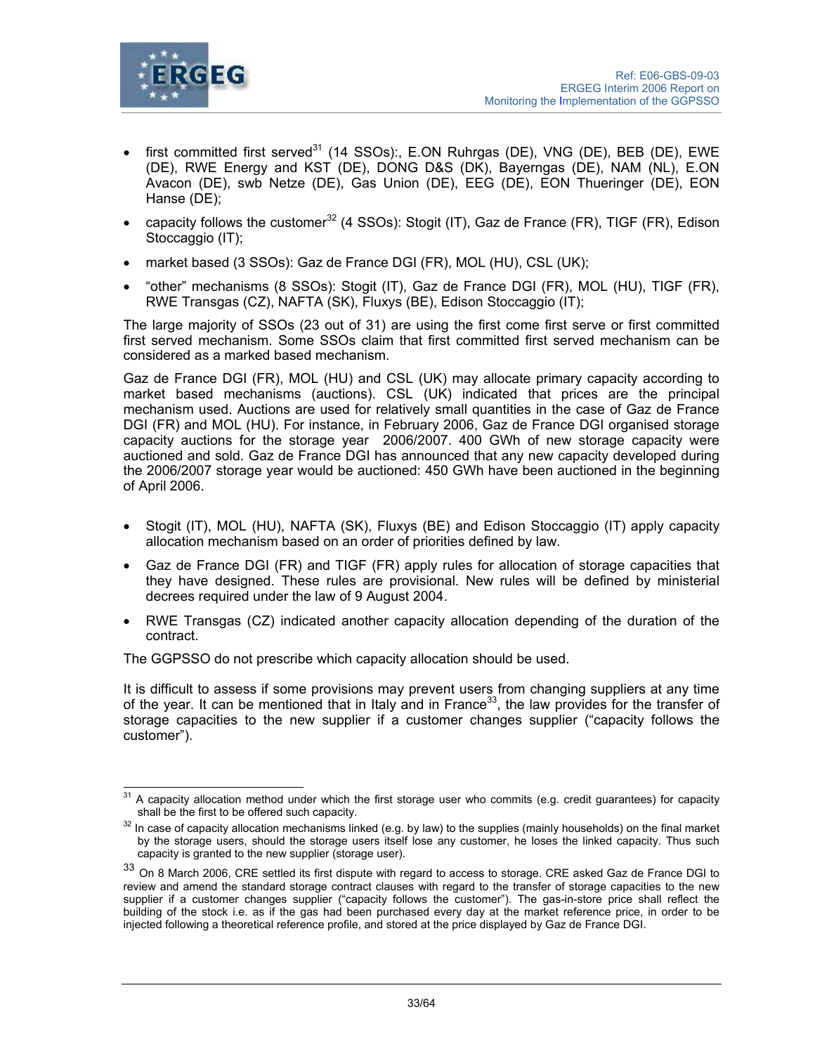- first committed first served[31] (14 SSOs):, E.ON Ruhrgas (DE), VNG (DE), BEB (DE), EWE (DE), RWE Energy and KST (DE), DONG D&S (DK), Bayerngas (DE), NAM (NL), E.ON Avacon (DE), swb Netze (DE), Gas Union (DE), EEG (DE), EON Thueringer (DE), EON Hanse (DE);
- capacity follows the customer[32] (4 SSOs): Stogit (IT), Gaz de France (FR), TIGF (FR), Edison Stoccaggio (IT);
- market based (3 SSOs): Gaz de France DGI (FR), MOL (HU), CSL (UK);
- "other" mechanisms (8 SSOs): Stogit (IT), Gaz de France DGI (FR), MOL (HU), TIGF (FR), RWE Transgas (CZ), NAFTA (SK), Fluxys (BE), Edison Stoccaggio (IT);

The large majority of SSOs (23 out of 31) are using the first come first serve or first committed first served mechanism. Some SSOs claim that first committed first served mechanism can be considered as a marked based mechanism.

Gaz de France DGI (FR), MOL (HU) and CSL (UK) may allocate primary capacity according to market based mechanisms (auctions). CSL (UK) indicated that prices are the principal mechanism used. Auctions are used for relatively small quantities in the case of Gaz de France DGI (FR) and MOL (HU). For instance, in February 2006, Gaz de France DGI organised storage capacity auctions for the storage year 2006/2007. 400 GWh of new storage capacity were auctioned and sold. Gaz de France DGI has announced that any new capacity developed during the 2006/2007 storage year would be auctioned: 450 GWh have been auctioned in the beginning of April 2006.

- Stogit (IT), MOL (HU), NAFTA (SK), Fluxys (BE) and Edison Stoccaggio (IT) apply capacity allocation mechanism based on an order of priorities defined by law.
- Gaz de France DGI (FR) and TIGF (FR) apply rules for allocation of storage capacities that they have designed. These rules are provisional. New rules will be defined by ministerial decrees required under the law of 9 August 2004.
- RWE Transgas (CZ) indicated another capacity allocation depending of the duration of the contract.

The GGPSSO do not prescribe which capacity allocation should be used.

It is difficult to assess if some provisions may prevent users from changing suppliers at any time of the year. It can be mentioned that in Italy and in France[33], the law provides for the transfer of storage capacities to the new supplier if a customer changes supplier ("capacity follows the customer").

---

[31] A capacity allocation method under which the first storage user who commits (e.g. credit guarantees) for capacity shall be the first to be offered such capacity.

[32] In case of capacity allocation mechanisms linked (e.g. by law) to the supplies (mainly households) on the final market by the storage users, should the storage users itself lose any customer, he loses the linked capacity. Thus such capacity is granted to the new supplier (storage user).

[33] On 8 March 2006, CRE settled its first dispute with regard to access to storage. CRE asked Gaz de France DGI to review and amend the standard storage contract clauses with regard to the transfer of storage capacities to the new supplier if a customer changes supplier ("capacity follows the customer"). The gas-in-store price shall reflect the building of the stock i.e. as if the gas had been purchased every day at the market reference price, in order to be injected following a theoretical reference profile, and stored at the price displayed by Gaz de France DGI.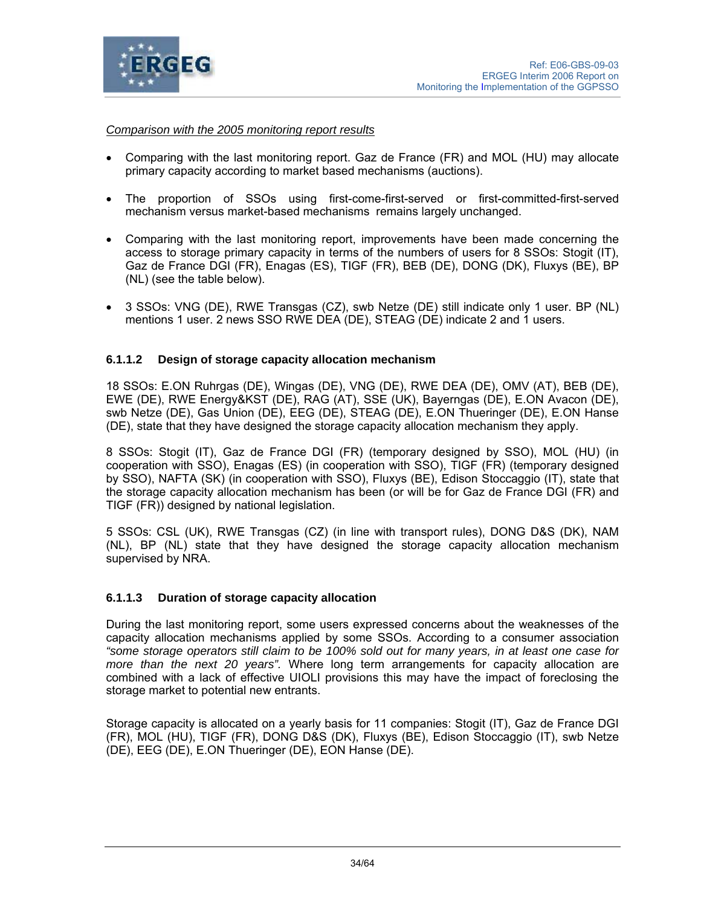*Comparison with the 2005 monitoring report results*

- Comparing with the last monitoring report. Gaz de France (FR) and MOL (HU) may allocate primary capacity according to market based mechanisms (auctions).

- The proportion of SSOs using first-come-first-served or first-committed-first-served mechanism versus market-based mechanisms remains largely unchanged.

- Comparing with the last monitoring report, improvements have been made concerning the access to storage primary capacity in terms of the numbers of users for 8 SSOs: Stogit (IT), Gaz de France DGI (FR), Enagas (ES), TIGF (FR), BEB (DE), DONG (DK), Fluxys (BE), BP (NL) (see the table below).

- 3 SSOs: VNG (DE), RWE Transgas (CZ), swb Netze (DE) still indicate only 1 user. BP (NL) mentions 1 user. 2 news SSO RWE DEA (DE), STEAG (DE) indicate 2 and 1 users.

### 6.1.1.2 Design of storage capacity allocation mechanism

18 SSOs: E.ON Ruhrgas (DE), Wingas (DE), VNG (DE), RWE DEA (DE), OMV (AT), BEB (DE), EWE (DE), RWE Energy&KST (DE), RAG (AT), SSE (UK), Bayerngas (DE), E.ON Avacon (DE), swb Netze (DE), Gas Union (DE), EEG (DE), STEAG (DE), E.ON Thueringer (DE), E.ON Hanse (DE), state that they have designed the storage capacity allocation mechanism they apply.

8 SSOs: Stogit (IT), Gaz de France DGI (FR) (temporary designed by SSO), MOL (HU) (in cooperation with SSO), Enagas (ES) (in cooperation with SSO), TIGF (FR) (temporary designed by SSO), NAFTA (SK) (in cooperation with SSO), Fluxys (BE), Edison Stoccaggio (IT), state that the storage capacity allocation mechanism has been (or will be for Gaz de France DGI (FR) and TIGF (FR)) designed by national legislation.

5 SSOs: CSL (UK), RWE Transgas (CZ) (in line with transport rules), DONG D&S (DK), NAM (NL), BP (NL) state that they have designed the storage capacity allocation mechanism supervised by NRA.

### 6.1.1.3 Duration of storage capacity allocation

During the last monitoring report, some users expressed concerns about the weaknesses of the capacity allocation mechanisms applied by some SSOs. According to a consumer association *"some storage operators still claim to be 100% sold out for many years, in at least one case for more than the next 20 years".* Where long term arrangements for capacity allocation are combined with a lack of effective UIOLI provisions this may have the impact of foreclosing the storage market to potential new entrants.

Storage capacity is allocated on a yearly basis for 11 companies: Stogit (IT), Gaz de France DGI (FR), MOL (HU), TIGF (FR), DONG D&S (DK), Fluxys (BE), Edison Stoccaggio (IT), swb Netze (DE), EEG (DE), E.ON Thueringer (DE), EON Hanse (DE).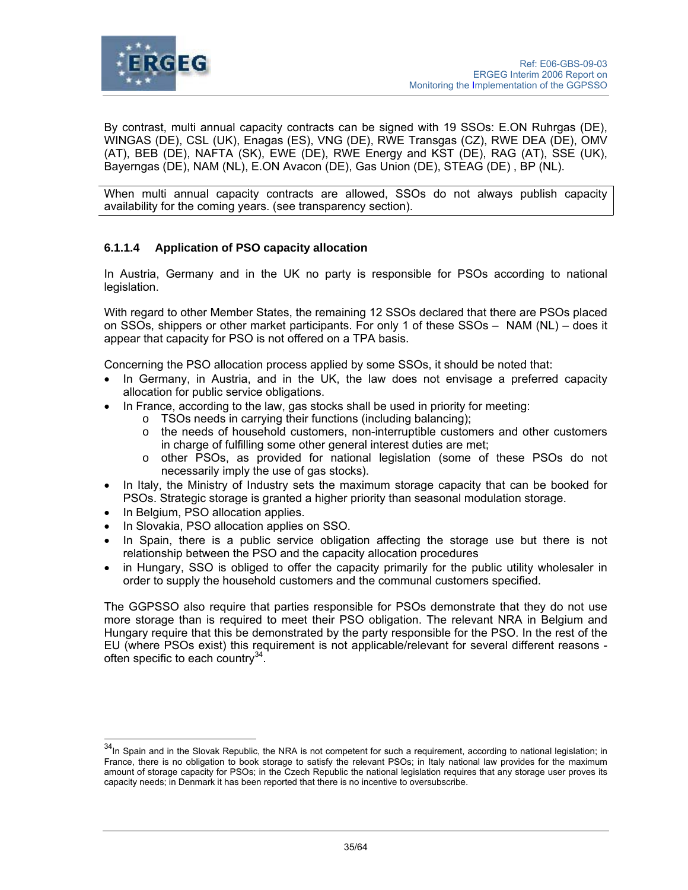By contrast, multi annual capacity contracts can be signed with 19 SSOs: E.ON Ruhrgas (DE), WINGAS (DE), CSL (UK), Enagas (ES), VNG (DE), RWE Transgas (CZ), RWE DEA (DE), OMV (AT), BEB (DE), NAFTA (SK), EWE (DE), RWE Energy and KST (DE), RAG (AT), SSE (UK), Bayerngas (DE), NAM (NL), E.ON Avacon (DE), Gas Union (DE), STEAG (DE) , BP (NL).

When multi annual capacity contracts are allowed, SSOs do not always publish capacity availability for the coming years. (see transparency section).

#### 6.1.1.4 Application of PSO capacity allocation

In Austria, Germany and in the UK no party is responsible for PSOs according to national legislation.

With regard to other Member States, the remaining 12 SSOs declared that there are PSOs placed on SSOs, shippers or other market participants. For only 1 of these SSOs – NAM (NL) – does it appear that capacity for PSO is not offered on a TPA basis.

Concerning the PSO allocation process applied by some SSOs, it should be noted that:

- In Germany, in Austria, and in the UK, the law does not envisage a preferred capacity allocation for public service obligations.
- In France, according to the law, gas stocks shall be used in priority for meeting:
  - TSOs needs in carrying their functions (including balancing);
  - the needs of household customers, non-interruptible customers and other customers in charge of fulfilling some other general interest duties are met;
  - other PSOs, as provided for national legislation (some of these PSOs do not necessarily imply the use of gas stocks).
- In Italy, the Ministry of Industry sets the maximum storage capacity that can be booked for PSOs. Strategic storage is granted a higher priority than seasonal modulation storage.
- In Belgium, PSO allocation applies.
- In Slovakia, PSO allocation applies on SSO.
- In Spain, there is a public service obligation affecting the storage use but there is not relationship between the PSO and the capacity allocation procedures
- in Hungary, SSO is obliged to offer the capacity primarily for the public utility wholesaler in order to supply the household customers and the communal customers specified.

The GGPSSO also require that parties responsible for PSOs demonstrate that they do not use more storage than is required to meet their PSO obligation. The relevant NRA in Belgium and Hungary require that this be demonstrated by the party responsible for the PSO. In the rest of the EU (where PSOs exist) this requirement is not applicable/relevant for several different reasons - often specific to each country[34].

---

[34] In Spain and in the Slovak Republic, the NRA is not competent for such a requirement, according to national legislation; in France, there is no obligation to book storage to satisfy the relevant PSOs; in Italy national law provides for the maximum amount of storage capacity for PSOs; in the Czech Republic the national legislation requires that any storage user proves its capacity needs; in Denmark it has been reported that there is no incentive to oversubscribe.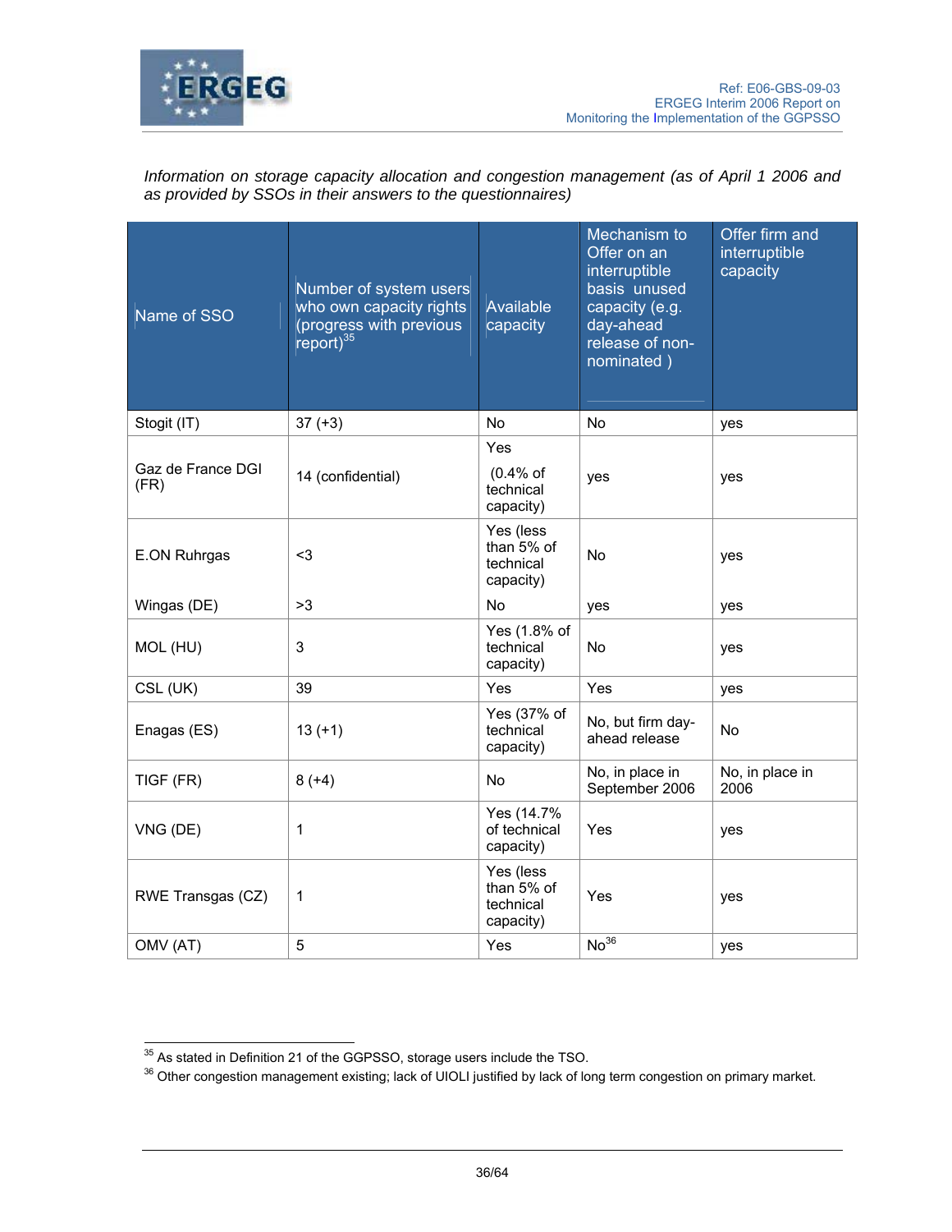*Information on storage capacity allocation and congestion management (as of April 1 2006 and as provided by SSOs in their answers to the questionnaires)*

| Name of SSO | Number of system users who own capacity rights (progress with previous report)[35] | Available capacity | Mechanism to Offer on an interruptible basis unused capacity (e.g. day-ahead release of non-nominated ) | Offer firm and interruptible capacity |
|---|---|---|---|---|
| Stogit (IT) | 37 (+3) | No | No | yes |
| Gaz de France DGI (FR) | 14 (confidential) | Yes (0.4% of technical capacity) | yes | yes |
| E.ON Ruhrgas | <3 | Yes (less than 5% of technical capacity) | No | yes |
| Wingas (DE) | >3 | No | yes | yes |
| MOL (HU) | 3 | Yes (1.8% of technical capacity) | No | yes |
| CSL (UK) | 39 | Yes | Yes | yes |
| Enagas (ES) | 13 (+1) | Yes (37% of technical capacity) | No, but firm day-ahead release | No |
| TIGF (FR) | 8 (+4) | No | No, in place in September 2006 | No, in place in 2006 |
| VNG (DE) | 1 | Yes (14.7% of technical capacity) | Yes | yes |
| RWE Transgas (CZ) | 1 | Yes (less than 5% of technical capacity) | Yes | yes |
| OMV (AT) | 5 | Yes | No[36] | yes |

[35] As stated in Definition 21 of the GGPSSO, storage users include the TSO.

[36] Other congestion management existing; lack of UIOLI justified by lack of long term congestion on primary market.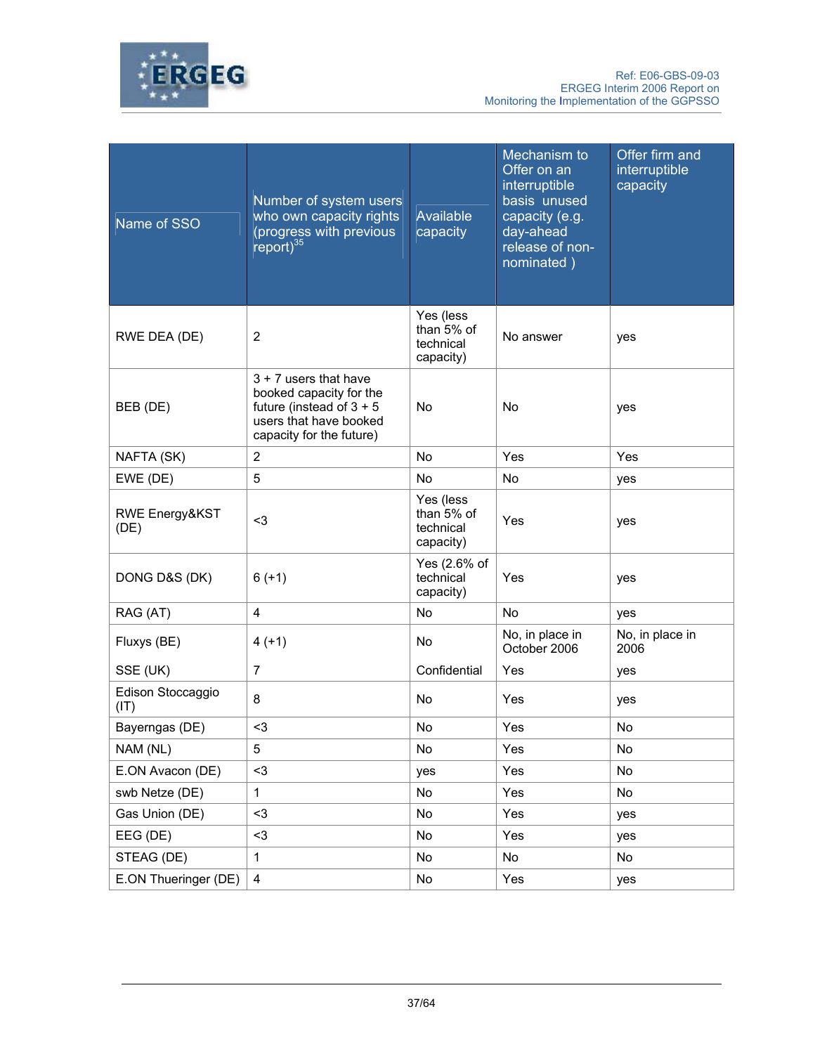| Name of SSO | Number of system users who own capacity rights (progress with previous report)[35] | Available capacity | Mechanism to Offer on an interruptible basis unused capacity (e.g. day-ahead release of non-nominated ) | Offer firm and interruptible capacity |
|---|---|---|---|---|
| RWE DEA (DE) | 2 | Yes (less than 5% of technical capacity) | No answer | yes |
| BEB (DE) | 3 + 7 users that have booked capacity for the future (instead of 3 + 5 users that have booked capacity for the future) | No | No | yes |
| NAFTA (SK) | 2 | No | Yes | Yes |
| EWE (DE) | 5 | No | No | yes |
| RWE Energy&KST (DE) | <3 | Yes (less than 5% of technical capacity) | Yes | yes |
| DONG D&S (DK) | 6 (+1) | Yes (2.6% of technical capacity) | Yes | yes |
| RAG (AT) | 4 | No | No | yes |
| Fluxys (BE) | 4 (+1) | No | No, in place in October 2006 | No, in place in 2006 |
| SSE (UK) | 7 | Confidential | Yes | yes |
| Edison Stoccaggio (IT) | 8 | No | Yes | yes |
| Bayerngas (DE) | <3 | No | Yes | No |
| NAM (NL) | 5 | No | Yes | No |
| E.ON Avacon (DE) | <3 | yes | Yes | No |
| swb Netze (DE) | 1 | No | Yes | No |
| Gas Union (DE) | <3 | No | Yes | yes |
| EEG (DE) | <3 | No | Yes | yes |
| STEAG (DE) | 1 | No | No | No |
| E.ON Thueringer (DE) | 4 | No | Yes | yes |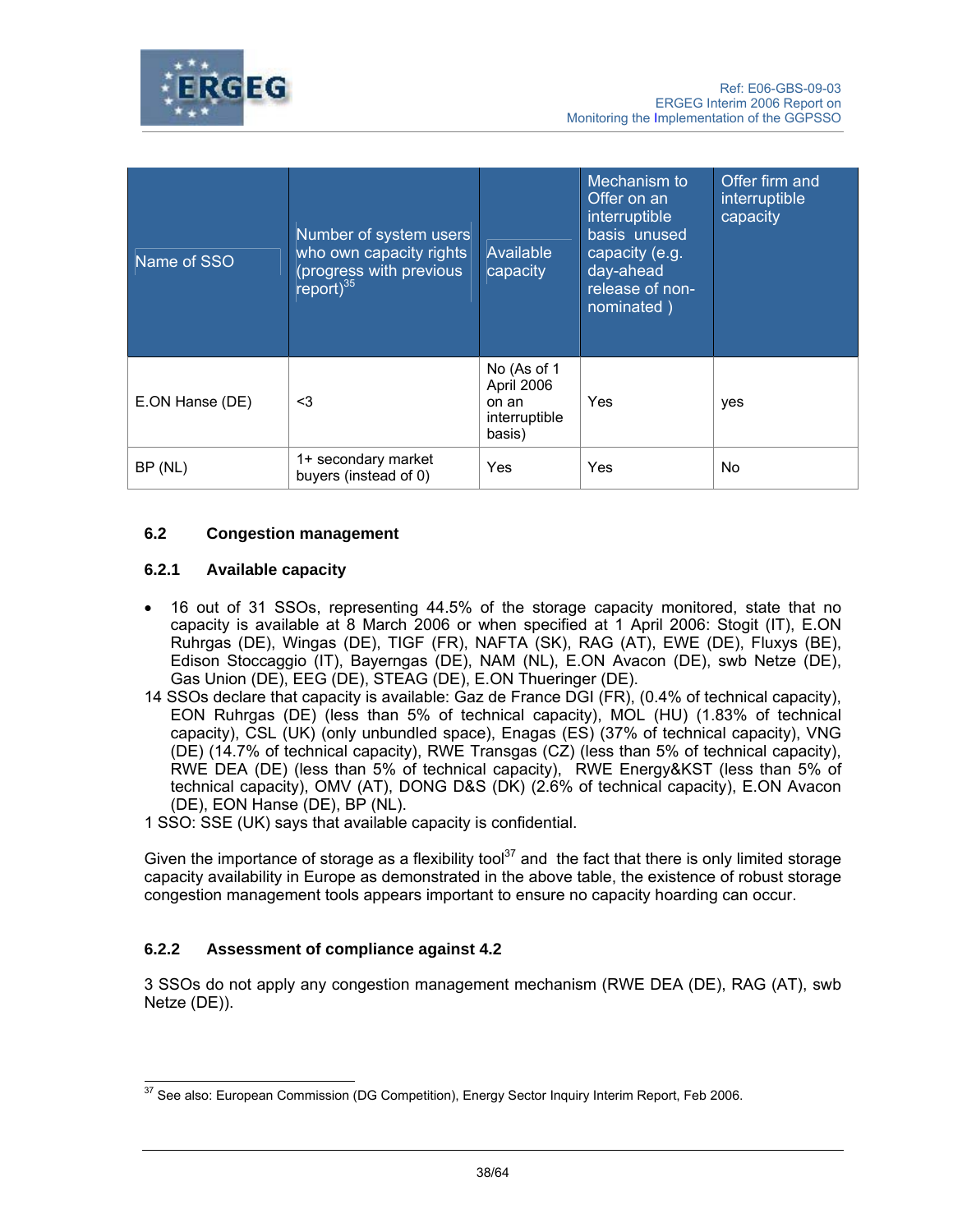| Name of SSO | Number of system users who own capacity rights (progress with previous report)[35] | Available capacity | Mechanism to Offer on an interruptible basis unused capacity (e.g. day-ahead release of non-nominated ) | Offer firm and interruptible capacity |
|---|---|---|---|---|
| E.ON Hanse (DE) | <3 | No (As of 1 April 2006 on an interruptible basis) | Yes | yes |
| BP (NL) | 1+ secondary market buyers (instead of 0) | Yes | Yes | No |

### 6.2 Congestion management

#### 6.2.1 Available capacity

- 16 out of 31 SSOs, representing 44.5% of the storage capacity monitored, state that no capacity is available at 8 March 2006 or when specified at 1 April 2006: Stogit (IT), E.ON Ruhrgas (DE), Wingas (DE), TIGF (FR), NAFTA (SK), RAG (AT), EWE (DE), Fluxys (BE), Edison Stoccaggio (IT), Bayerngas (DE), NAM (NL), E.ON Avacon (DE), swb Netze (DE), Gas Union (DE), EEG (DE), STEAG (DE), E.ON Thueringer (DE).

14 SSOs declare that capacity is available: Gaz de France DGI (FR), (0.4% of technical capacity), EON Ruhrgas (DE) (less than 5% of technical capacity), MOL (HU) (1.83% of technical capacity), CSL (UK) (only unbundled space), Enagas (ES) (37% of technical capacity), VNG (DE) (14.7% of technical capacity), RWE Transgas (CZ) (less than 5% of technical capacity), RWE DEA (DE) (less than 5% of technical capacity), RWE Energy&KST (less than 5% of technical capacity), OMV (AT), DONG D&S (DK) (2.6% of technical capacity), E.ON Avacon (DE), EON Hanse (DE), BP (NL).

1 SSO: SSE (UK) says that available capacity is confidential.

Given the importance of storage as a flexibility tool[37] and the fact that there is only limited storage capacity availability in Europe as demonstrated in the above table, the existence of robust storage congestion management tools appears important to ensure no capacity hoarding can occur.

#### 6.2.2 Assessment of compliance against 4.2

3 SSOs do not apply any congestion management mechanism (RWE DEA (DE), RAG (AT), swb Netze (DE)).

[37] See also: European Commission (DG Competition), Energy Sector Inquiry Interim Report, Feb 2006.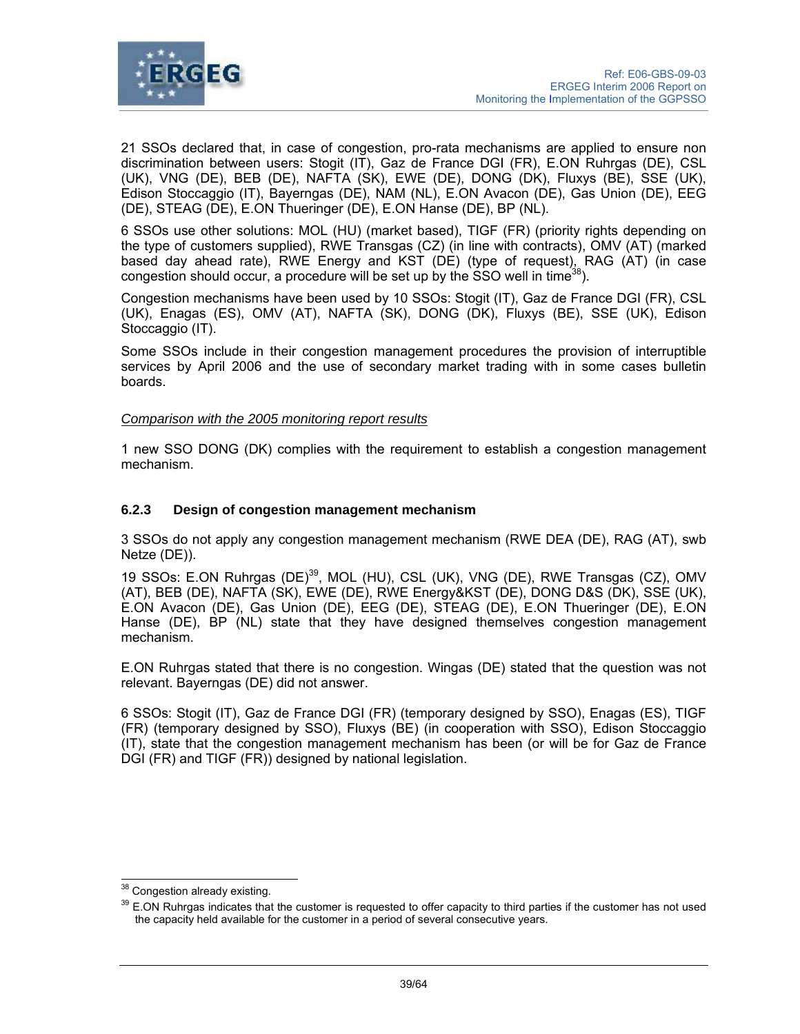21 SSOs declared that, in case of congestion, pro-rata mechanisms are applied to ensure non discrimination between users: Stogit (IT), Gaz de France DGI (FR), E.ON Ruhrgas (DE), CSL (UK), VNG (DE), BEB (DE), NAFTA (SK), EWE (DE), DONG (DK), Fluxys (BE), SSE (UK), Edison Stoccaggio (IT), Bayerngas (DE), NAM (NL), E.ON Avacon (DE), Gas Union (DE), EEG (DE), STEAG (DE), E.ON Thueringer (DE), E.ON Hanse (DE), BP (NL).

6 SSOs use other solutions: MOL (HU) (market based), TIGF (FR) (priority rights depending on the type of customers supplied), RWE Transgas (CZ) (in line with contracts), OMV (AT) (marked based day ahead rate), RWE Energy and KST (DE) (type of request), RAG (AT) (in case congestion should occur, a procedure will be set up by the SSO well in time[38]).

Congestion mechanisms have been used by 10 SSOs: Stogit (IT), Gaz de France DGI (FR), CSL (UK), Enagas (ES), OMV (AT), NAFTA (SK), DONG (DK), Fluxys (BE), SSE (UK), Edison Stoccaggio (IT).

Some SSOs include in their congestion management procedures the provision of interruptible services by April 2006 and the use of secondary market trading with in some cases bulletin boards.

*Comparison with the 2005 monitoring report results*

1 new SSO DONG (DK) complies with the requirement to establish a congestion management mechanism.

### 6.2.3 Design of congestion management mechanism

3 SSOs do not apply any congestion management mechanism (RWE DEA (DE), RAG (AT), swb Netze (DE)).

19 SSOs: E.ON Ruhrgas (DE)[39], MOL (HU), CSL (UK), VNG (DE), RWE Transgas (CZ), OMV (AT), BEB (DE), NAFTA (SK), EWE (DE), RWE Energy&KST (DE), DONG D&S (DK), SSE (UK), E.ON Avacon (DE), Gas Union (DE), EEG (DE), STEAG (DE), E.ON Thueringer (DE), E.ON Hanse (DE), BP (NL) state that they have designed themselves congestion management mechanism.

E.ON Ruhrgas stated that there is no congestion. Wingas (DE) stated that the question was not relevant. Bayerngas (DE) did not answer.

6 SSOs: Stogit (IT), Gaz de France DGI (FR) (temporary designed by SSO), Enagas (ES), TIGF (FR) (temporary designed by SSO), Fluxys (BE) (in cooperation with SSO), Edison Stoccaggio (IT), state that the congestion management mechanism has been (or will be for Gaz de France DGI (FR) and TIGF (FR)) designed by national legislation.

---

[38] Congestion already existing.

[39] E.ON Ruhrgas indicates that the customer is requested to offer capacity to third parties if the customer has not used the capacity held available for the customer in a period of several consecutive years.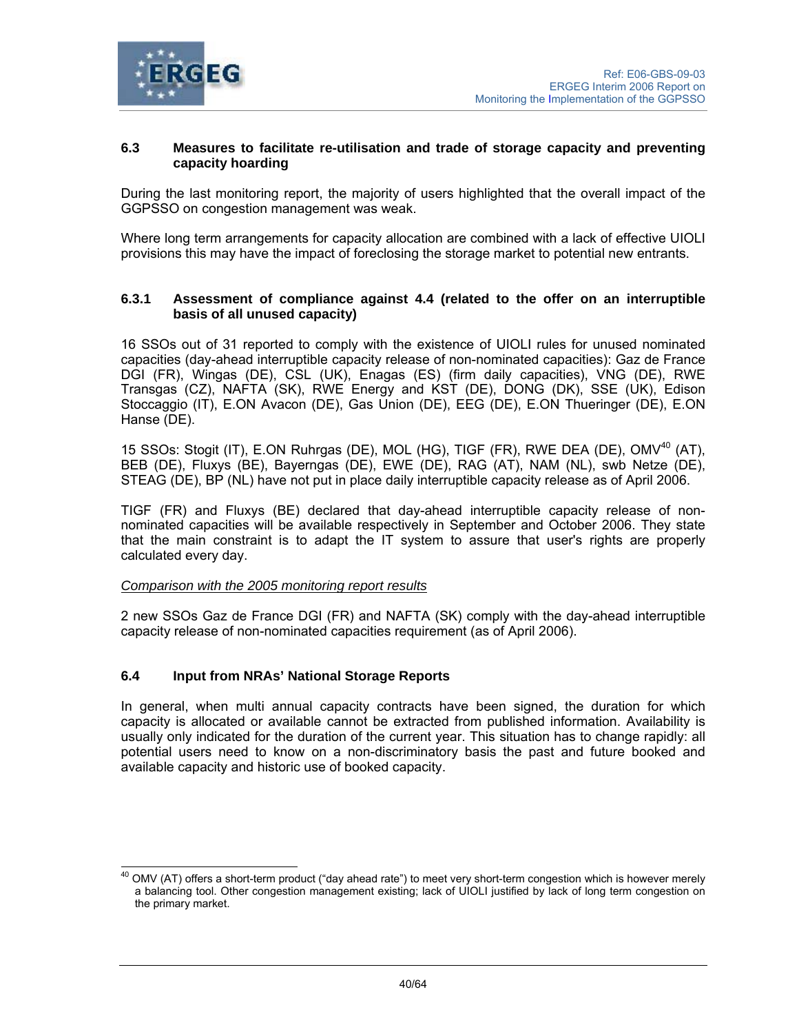### 6.3 Measures to facilitate re-utilisation and trade of storage capacity and preventing capacity hoarding

During the last monitoring report, the majority of users highlighted that the overall impact of the GGPSSO on congestion management was weak.

Where long term arrangements for capacity allocation are combined with a lack of effective UIOLI provisions this may have the impact of foreclosing the storage market to potential new entrants.

#### 6.3.1 Assessment of compliance against 4.4 (related to the offer on an interruptible basis of all unused capacity)

16 SSOs out of 31 reported to comply with the existence of UIOLI rules for unused nominated capacities (day-ahead interruptible capacity release of non-nominated capacities): Gaz de France DGI (FR), Wingas (DE), CSL (UK), Enagas (ES) (firm daily capacities), VNG (DE), RWE Transgas (CZ), NAFTA (SK), RWE Energy and KST (DE), DONG (DK), SSE (UK), Edison Stoccaggio (IT), E.ON Avacon (DE), Gas Union (DE), EEG (DE), E.ON Thueringer (DE), E.ON Hanse (DE).

15 SSOs: Stogit (IT), E.ON Ruhrgas (DE), MOL (HG), TIGF (FR), RWE DEA (DE), OMV[40] (AT), BEB (DE), Fluxys (BE), Bayerngas (DE), EWE (DE), RAG (AT), NAM (NL), swb Netze (DE), STEAG (DE), BP (NL) have not put in place daily interruptible capacity release as of April 2006.

TIGF (FR) and Fluxys (BE) declared that day-ahead interruptible capacity release of non-nominated capacities will be available respectively in September and October 2006. They state that the main constraint is to adapt the IT system to assure that user's rights are properly calculated every day.

*Comparison with the 2005 monitoring report results*

2 new SSOs Gaz de France DGI (FR) and NAFTA (SK) comply with the day-ahead interruptible capacity release of non-nominated capacities requirement (as of April 2006).

### 6.4 Input from NRAs' National Storage Reports

In general, when multi annual capacity contracts have been signed, the duration for which capacity is allocated or available cannot be extracted from published information. Availability is usually only indicated for the duration of the current year. This situation has to change rapidly: all potential users need to know on a non-discriminatory basis the past and future booked and available capacity and historic use of booked capacity.

---

[40] OMV (AT) offers a short-term product ("day ahead rate") to meet very short-term congestion which is however merely a balancing tool. Other congestion management existing; lack of UIOLI justified by lack of long term congestion on the primary market.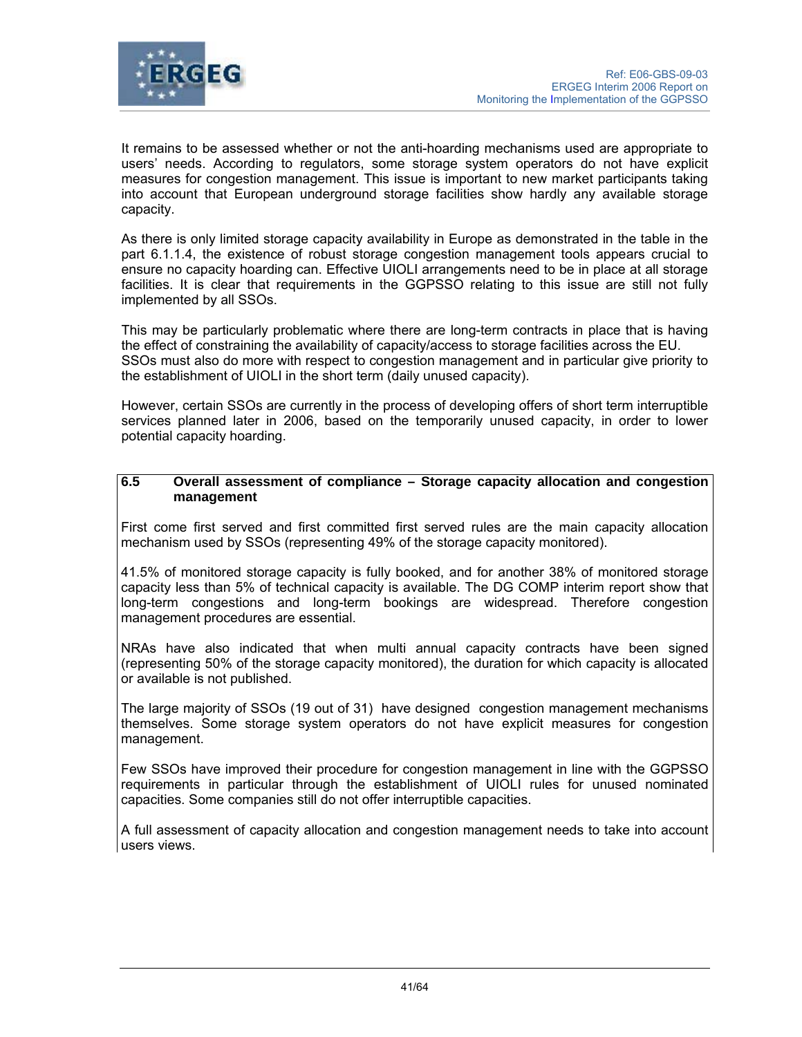It remains to be assessed whether or not the anti-hoarding mechanisms used are appropriate to users' needs. According to regulators, some storage system operators do not have explicit measures for congestion management. This issue is important to new market participants taking into account that European underground storage facilities show hardly any available storage capacity.

As there is only limited storage capacity availability in Europe as demonstrated in the table in the part 6.1.1.4, the existence of robust storage congestion management tools appears crucial to ensure no capacity hoarding can. Effective UIOLI arrangements need to be in place at all storage facilities. It is clear that requirements in the GGPSSO relating to this issue are still not fully implemented by all SSOs.

This may be particularly problematic where there are long-term contracts in place that is having the effect of constraining the availability of capacity/access to storage facilities across the EU. SSOs must also do more with respect to congestion management and in particular give priority to the establishment of UIOLI in the short term (daily unused capacity).

However, certain SSOs are currently in the process of developing offers of short term interruptible services planned later in 2006, based on the temporarily unused capacity, in order to lower potential capacity hoarding.

## 6.5 Overall assessment of compliance – Storage capacity allocation and congestion management

First come first served and first committed first served rules are the main capacity allocation mechanism used by SSOs (representing 49% of the storage capacity monitored).

41.5% of monitored storage capacity is fully booked, and for another 38% of monitored storage capacity less than 5% of technical capacity is available. The DG COMP interim report show that long-term congestions and long-term bookings are widespread. Therefore congestion management procedures are essential.

NRAs have also indicated that when multi annual capacity contracts have been signed (representing 50% of the storage capacity monitored), the duration for which capacity is allocated or available is not published.

The large majority of SSOs (19 out of 31) have designed congestion management mechanisms themselves. Some storage system operators do not have explicit measures for congestion management.

Few SSOs have improved their procedure for congestion management in line with the GGPSSO requirements in particular through the establishment of UIOLI rules for unused nominated capacities. Some companies still do not offer interruptible capacities.

A full assessment of capacity allocation and congestion management needs to take into account users views.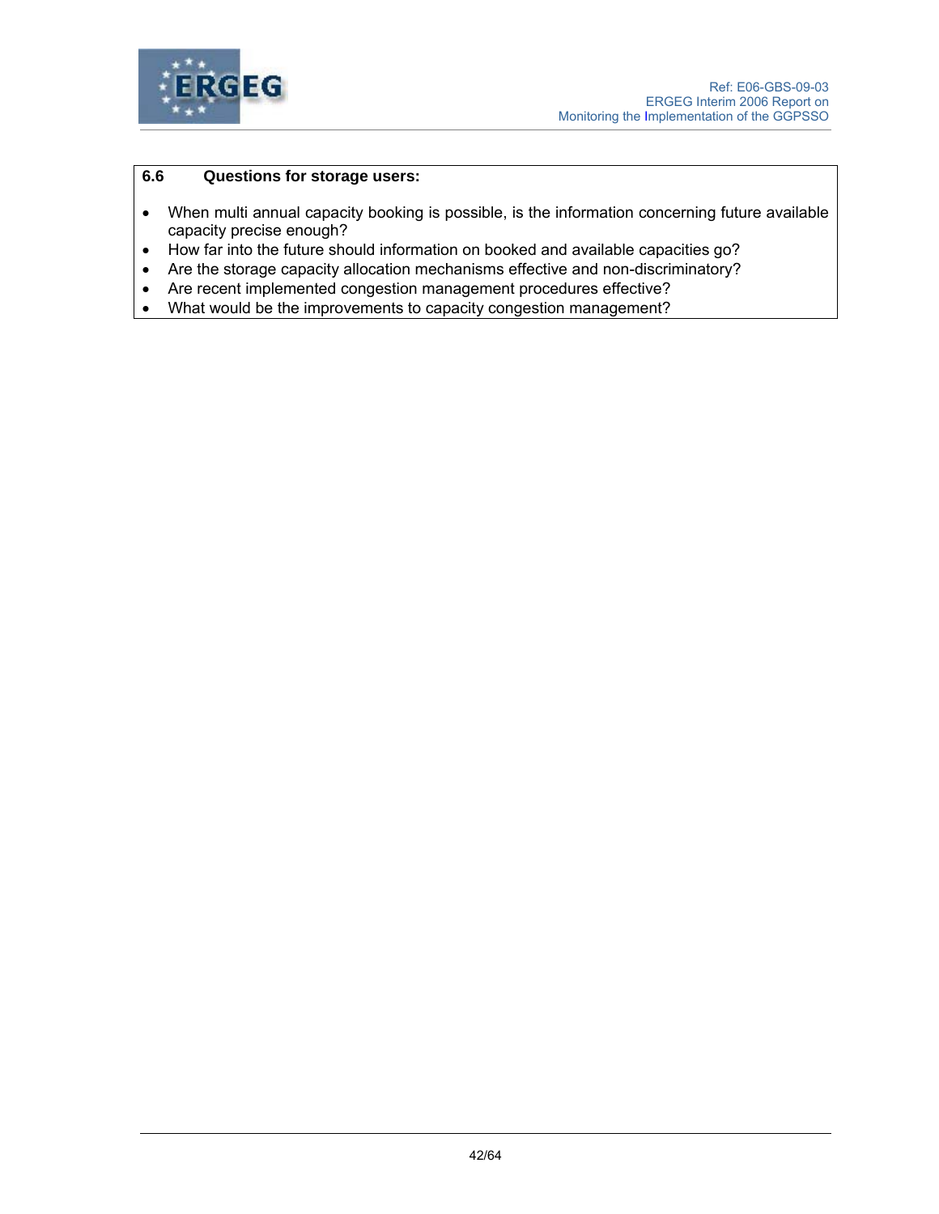### 6.6 Questions for storage users:

- When multi annual capacity booking is possible, is the information concerning future available capacity precise enough?
- How far into the future should information on booked and available capacities go?
- Are the storage capacity allocation mechanisms effective and non-discriminatory?
- Are recent implemented congestion management procedures effective?
- What would be the improvements to capacity congestion management?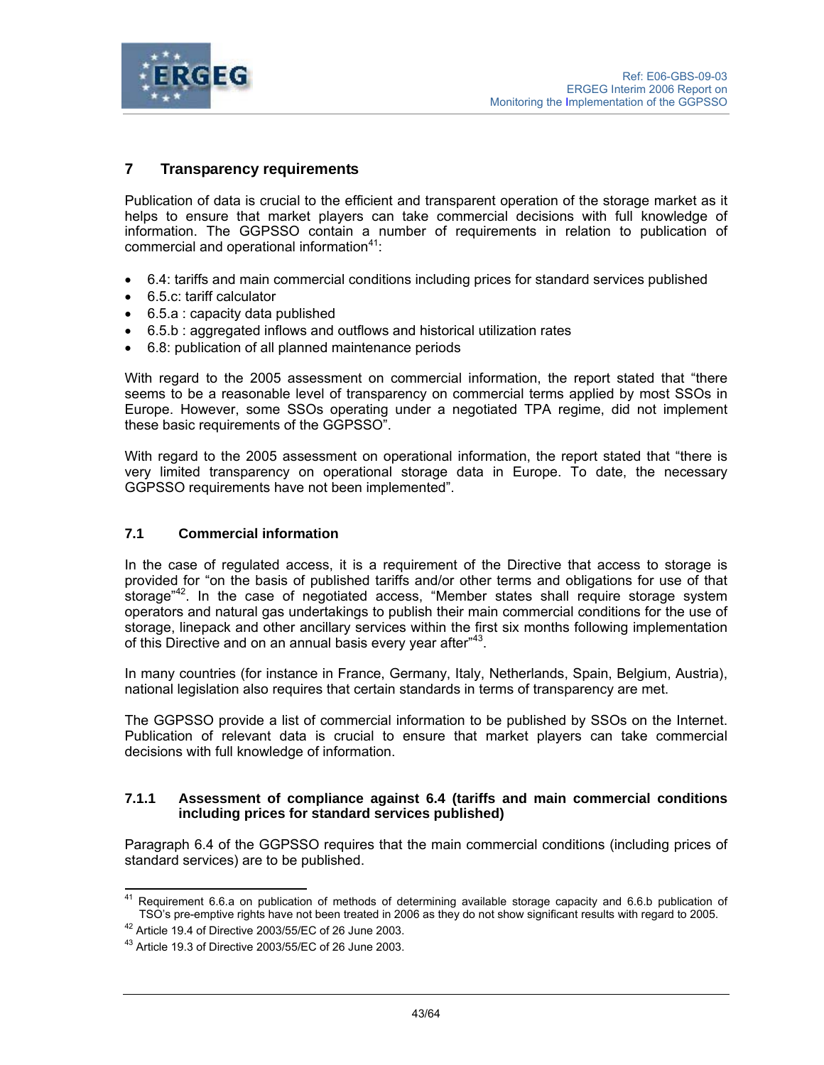## 7 Transparency requirements

Publication of data is crucial to the efficient and transparent operation of the storage market as it helps to ensure that market players can take commercial decisions with full knowledge of information. The GGPSSO contain a number of requirements in relation to publication of commercial and operational information[41]:

- 6.4: tariffs and main commercial conditions including prices for standard services published
- 6.5.c: tariff calculator
- 6.5.a : capacity data published
- 6.5.b : aggregated inflows and outflows and historical utilization rates
- 6.8: publication of all planned maintenance periods

With regard to the 2005 assessment on commercial information, the report stated that "there seems to be a reasonable level of transparency on commercial terms applied by most SSOs in Europe. However, some SSOs operating under a negotiated TPA regime, did not implement these basic requirements of the GGPSSO".

With regard to the 2005 assessment on operational information, the report stated that "there is very limited transparency on operational storage data in Europe. To date, the necessary GGPSSO requirements have not been implemented".

### 7.1 Commercial information

In the case of regulated access, it is a requirement of the Directive that access to storage is provided for "on the basis of published tariffs and/or other terms and obligations for use of that storage"[42]. In the case of negotiated access, "Member states shall require storage system operators and natural gas undertakings to publish their main commercial conditions for the use of storage, linepack and other ancillary services within the first six months following implementation of this Directive and on an annual basis every year after"[43].

In many countries (for instance in France, Germany, Italy, Netherlands, Spain, Belgium, Austria), national legislation also requires that certain standards in terms of transparency are met.

The GGPSSO provide a list of commercial information to be published by SSOs on the Internet. Publication of relevant data is crucial to ensure that market players can take commercial decisions with full knowledge of information.

#### 7.1.1 Assessment of compliance against 6.4 (tariffs and main commercial conditions including prices for standard services published)

Paragraph 6.4 of the GGPSSO requires that the main commercial conditions (including prices of standard services) are to be published.

---

[41] Requirement 6.6.a on publication of methods of determining available storage capacity and 6.6.b publication of TSO's pre-emptive rights have not been treated in 2006 as they do not show significant results with regard to 2005.

[42] Article 19.4 of Directive 2003/55/EC of 26 June 2003.

[43] Article 19.3 of Directive 2003/55/EC of 26 June 2003.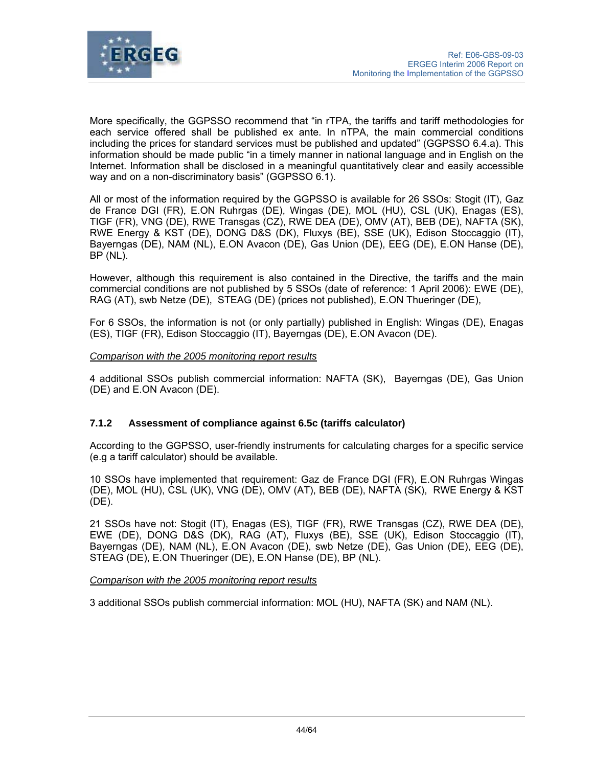More specifically, the GGPSSO recommend that "in rTPA, the tariffs and tariff methodologies for each service offered shall be published ex ante. In nTPA, the main commercial conditions including the prices for standard services must be published and updated" (GGPSSO 6.4.a). This information should be made public "in a timely manner in national language and in English on the Internet. Information shall be disclosed in a meaningful quantitatively clear and easily accessible way and on a non-discriminatory basis" (GGPSSO 6.1).

All or most of the information required by the GGPSSO is available for 26 SSOs: Stogit (IT), Gaz de France DGI (FR), E.ON Ruhrgas (DE), Wingas (DE), MOL (HU), CSL (UK), Enagas (ES), TIGF (FR), VNG (DE), RWE Transgas (CZ), RWE DEA (DE), OMV (AT), BEB (DE), NAFTA (SK), RWE Energy & KST (DE), DONG D&S (DK), Fluxys (BE), SSE (UK), Edison Stoccaggio (IT), Bayerngas (DE), NAM (NL), E.ON Avacon (DE), Gas Union (DE), EEG (DE), E.ON Hanse (DE), BP (NL).

However, although this requirement is also contained in the Directive, the tariffs and the main commercial conditions are not published by 5 SSOs (date of reference: 1 April 2006): EWE (DE), RAG (AT), swb Netze (DE), STEAG (DE) (prices not published), E.ON Thueringer (DE),

For 6 SSOs, the information is not (or only partially) published in English: Wingas (DE), Enagas (ES), TIGF (FR), Edison Stoccaggio (IT), Bayerngas (DE), E.ON Avacon (DE).

*Comparison with the 2005 monitoring report results*

4 additional SSOs publish commercial information: NAFTA (SK), Bayerngas (DE), Gas Union (DE) and E.ON Avacon (DE).

### 7.1.2 Assessment of compliance against 6.5c (tariffs calculator)

According to the GGPSSO, user-friendly instruments for calculating charges for a specific service (e.g a tariff calculator) should be available.

10 SSOs have implemented that requirement: Gaz de France DGI (FR), E.ON Ruhrgas Wingas (DE), MOL (HU), CSL (UK), VNG (DE), OMV (AT), BEB (DE), NAFTA (SK), RWE Energy & KST (DE).

21 SSOs have not: Stogit (IT), Enagas (ES), TIGF (FR), RWE Transgas (CZ), RWE DEA (DE), EWE (DE), DONG D&S (DK), RAG (AT), Fluxys (BE), SSE (UK), Edison Stoccaggio (IT), Bayerngas (DE), NAM (NL), E.ON Avacon (DE), swb Netze (DE), Gas Union (DE), EEG (DE), STEAG (DE), E.ON Thueringer (DE), E.ON Hanse (DE), BP (NL).

*Comparison with the 2005 monitoring report results*

3 additional SSOs publish commercial information: MOL (HU), NAFTA (SK) and NAM (NL).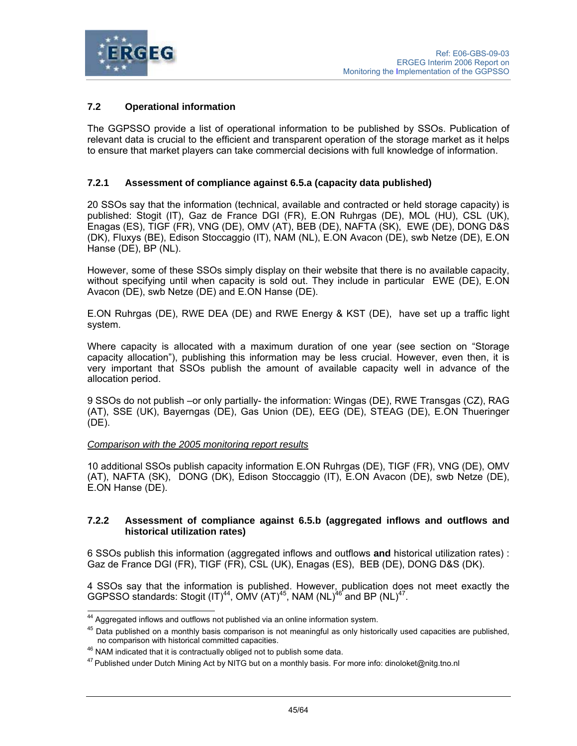### 7.2 Operational information

The GGPSSO provide a list of operational information to be published by SSOs. Publication of relevant data is crucial to the efficient and transparent operation of the storage market as it helps to ensure that market players can take commercial decisions with full knowledge of information.

#### 7.2.1 Assessment of compliance against 6.5.a (capacity data published)

20 SSOs say that the information (technical, available and contracted or held storage capacity) is published: Stogit (IT), Gaz de France DGI (FR), E.ON Ruhrgas (DE), MOL (HU), CSL (UK), Enagas (ES), TIGF (FR), VNG (DE), OMV (AT), BEB (DE), NAFTA (SK), EWE (DE), DONG D&S (DK), Fluxys (BE), Edison Stoccaggio (IT), NAM (NL), E.ON Avacon (DE), swb Netze (DE), E.ON Hanse (DE), BP (NL).

However, some of these SSOs simply display on their website that there is no available capacity, without specifying until when capacity is sold out. They include in particular EWE (DE), E.ON Avacon (DE), swb Netze (DE) and E.ON Hanse (DE).

E.ON Ruhrgas (DE), RWE DEA (DE) and RWE Energy & KST (DE), have set up a traffic light system.

Where capacity is allocated with a maximum duration of one year (see section on "Storage capacity allocation"), publishing this information may be less crucial. However, even then, it is very important that SSOs publish the amount of available capacity well in advance of the allocation period.

9 SSOs do not publish –or only partially- the information: Wingas (DE), RWE Transgas (CZ), RAG (AT), SSE (UK), Bayerngas (DE), Gas Union (DE), EEG (DE), STEAG (DE), E.ON Thueringer (DE).

*Comparison with the 2005 monitoring report results*

10 additional SSOs publish capacity information E.ON Ruhrgas (DE), TIGF (FR), VNG (DE), OMV (AT), NAFTA (SK), DONG (DK), Edison Stoccaggio (IT), E.ON Avacon (DE), swb Netze (DE), E.ON Hanse (DE).

#### 7.2.2 Assessment of compliance against 6.5.b (aggregated inflows and outflows and historical utilization rates)

6 SSOs publish this information (aggregated inflows and outflows **and** historical utilization rates) : Gaz de France DGI (FR), TIGF (FR), CSL (UK), Enagas (ES), BEB (DE), DONG D&S (DK).

4 SSOs say that the information is published. However, publication does not meet exactly the GGPSSO standards: Stogit (IT)[44], OMV (AT)[45], NAM (NL)[46] and BP (NL)[47].

[44] Aggregated inflows and outflows not published via an online information system.

[45] Data published on a monthly basis comparison is not meaningful as only historically used capacities are published, no comparison with historical committed capacities.

[46] NAM indicated that it is contractually obliged not to publish some data.

[47] Published under Dutch Mining Act by NITG but on a monthly basis. For more info: dinoloket@nitg.tno.nl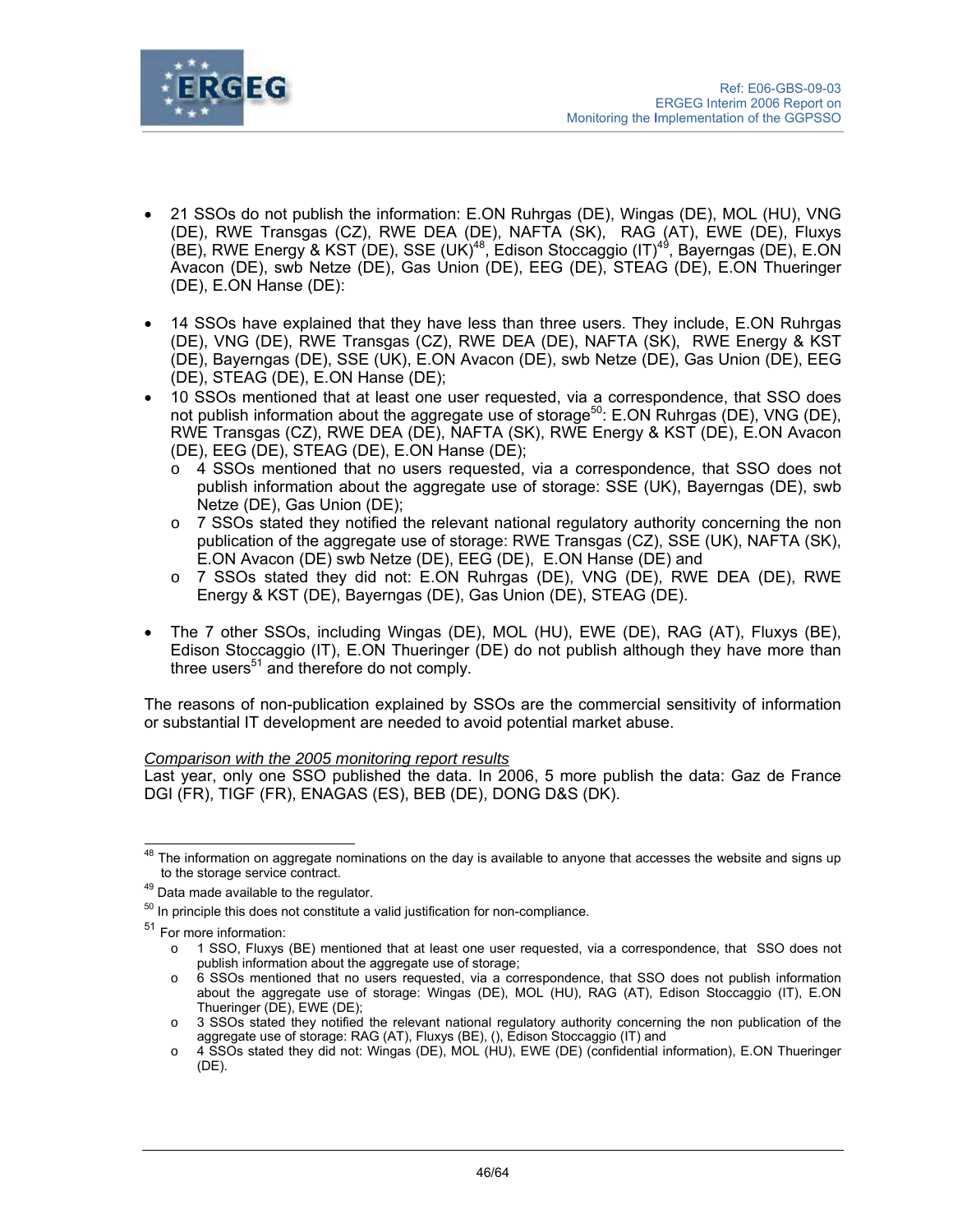- 21 SSOs do not publish the information: E.ON Ruhrgas (DE), Wingas (DE), MOL (HU), VNG (DE), RWE Transgas (CZ), RWE DEA (DE), NAFTA (SK), RAG (AT), EWE (DE), Fluxys (BE), RWE Energy & KST (DE), SSE (UK)[48], Edison Stoccaggio (IT)[49], Bayerngas (DE), E.ON Avacon (DE), swb Netze (DE), Gas Union (DE), EEG (DE), STEAG (DE), E.ON Thueringer (DE), E.ON Hanse (DE):

- 14 SSOs have explained that they have less than three users. They include, E.ON Ruhrgas (DE), VNG (DE), RWE Transgas (CZ), RWE DEA (DE), NAFTA (SK), RWE Energy & KST (DE), Bayerngas (DE), SSE (UK), E.ON Avacon (DE), swb Netze (DE), Gas Union (DE), EEG (DE), STEAG (DE), E.ON Hanse (DE);
- 10 SSOs mentioned that at least one user requested, via a correspondence, that SSO does not publish information about the aggregate use of storage[50]: E.ON Ruhrgas (DE), VNG (DE), RWE Transgas (CZ), RWE DEA (DE), NAFTA (SK), RWE Energy & KST (DE), E.ON Avacon (DE), EEG (DE), STEAG (DE), E.ON Hanse (DE);
  - o 4 SSOs mentioned that no users requested, via a correspondence, that SSO does not publish information about the aggregate use of storage: SSE (UK), Bayerngas (DE), swb Netze (DE), Gas Union (DE);
  - o 7 SSOs stated they notified the relevant national regulatory authority concerning the non publication of the aggregate use of storage: RWE Transgas (CZ), SSE (UK), NAFTA (SK), E.ON Avacon (DE) swb Netze (DE), EEG (DE), E.ON Hanse (DE) and
  - o 7 SSOs stated they did not: E.ON Ruhrgas (DE), VNG (DE), RWE DEA (DE), RWE Energy & KST (DE), Bayerngas (DE), Gas Union (DE), STEAG (DE).

- The 7 other SSOs, including Wingas (DE), MOL (HU), EWE (DE), RAG (AT), Fluxys (BE), Edison Stoccaggio (IT), E.ON Thueringer (DE) do not publish although they have more than three users[51] and therefore do not comply.

The reasons of non-publication explained by SSOs are the commercial sensitivity of information or substantial IT development are needed to avoid potential market abuse.

*Comparison with the 2005 monitoring report results*

Last year, only one SSO published the data. In 2006, 5 more publish the data: Gaz de France DGI (FR), TIGF (FR), ENAGAS (ES), BEB (DE), DONG D&S (DK).

---

[48] The information on aggregate nominations on the day is available to anyone that accesses the website and signs up to the storage service contract.

[49] Data made available to the regulator.

[50] In principle this does not constitute a valid justification for non-compliance.

[51] For more information:
- o 1 SSO, Fluxys (BE) mentioned that at least one user requested, via a correspondence, that SSO does not publish information about the aggregate use of storage;
- o 6 SSOs mentioned that no users requested, via a correspondence, that SSO does not publish information about the aggregate use of storage: Wingas (DE), MOL (HU), RAG (AT), Edison Stoccaggio (IT), E.ON Thueringer (DE), EWE (DE);
- o 3 SSOs stated they notified the relevant national regulatory authority concerning the non publication of the aggregate use of storage: RAG (AT), Fluxys (BE), (), Edison Stoccaggio (IT) and
- o 4 SSOs stated they did not: Wingas (DE), MOL (HU), EWE (DE) (confidential information), E.ON Thueringer (DE).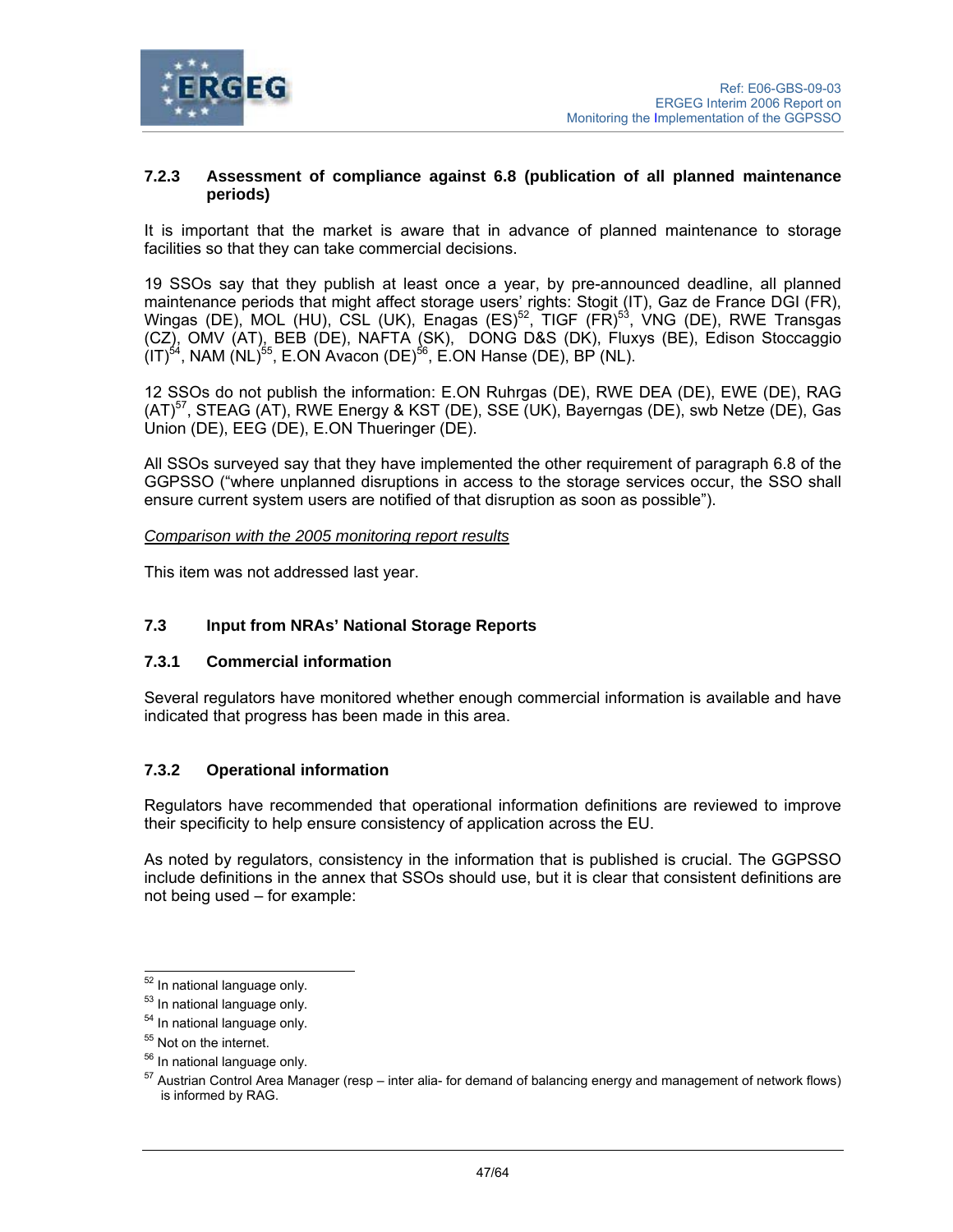### 7.2.3 Assessment of compliance against 6.8 (publication of all planned maintenance periods)

It is important that the market is aware that in advance of planned maintenance to storage facilities so that they can take commercial decisions.

19 SSOs say that they publish at least once a year, by pre-announced deadline, all planned maintenance periods that might affect storage users' rights: Stogit (IT), Gaz de France DGI (FR), Wingas (DE), MOL (HU), CSL (UK), Enagas (ES)[52], TIGF (FR)[53], VNG (DE), RWE Transgas (CZ), OMV (AT), BEB (DE), NAFTA (SK), DONG D&S (DK), Fluxys (BE), Edison Stoccaggio (IT)[54], NAM (NL)[55], E.ON Avacon (DE)[56], E.ON Hanse (DE), BP (NL).

12 SSOs do not publish the information: E.ON Ruhrgas (DE), RWE DEA (DE), EWE (DE), RAG (AT)[57], STEAG (AT), RWE Energy & KST (DE), SSE (UK), Bayerngas (DE), swb Netze (DE), Gas Union (DE), EEG (DE), E.ON Thueringer (DE).

All SSOs surveyed say that they have implemented the other requirement of paragraph 6.8 of the GGPSSO ("where unplanned disruptions in access to the storage services occur, the SSO shall ensure current system users are notified of that disruption as soon as possible").

*Comparison with the 2005 monitoring report results*

This item was not addressed last year.

## 7.3 Input from NRAs' National Storage Reports

### 7.3.1 Commercial information

Several regulators have monitored whether enough commercial information is available and have indicated that progress has been made in this area.

### 7.3.2 Operational information

Regulators have recommended that operational information definitions are reviewed to improve their specificity to help ensure consistency of application across the EU.

As noted by regulators, consistency in the information that is published is crucial. The GGPSSO include definitions in the annex that SSOs should use, but it is clear that consistent definitions are not being used – for example:

---

[52] In national language only.

[53] In national language only.

[54] In national language only.

[55] Not on the internet.

[56] In national language only.

[57] Austrian Control Area Manager (resp – inter alia- for demand of balancing energy and management of network flows) is informed by RAG.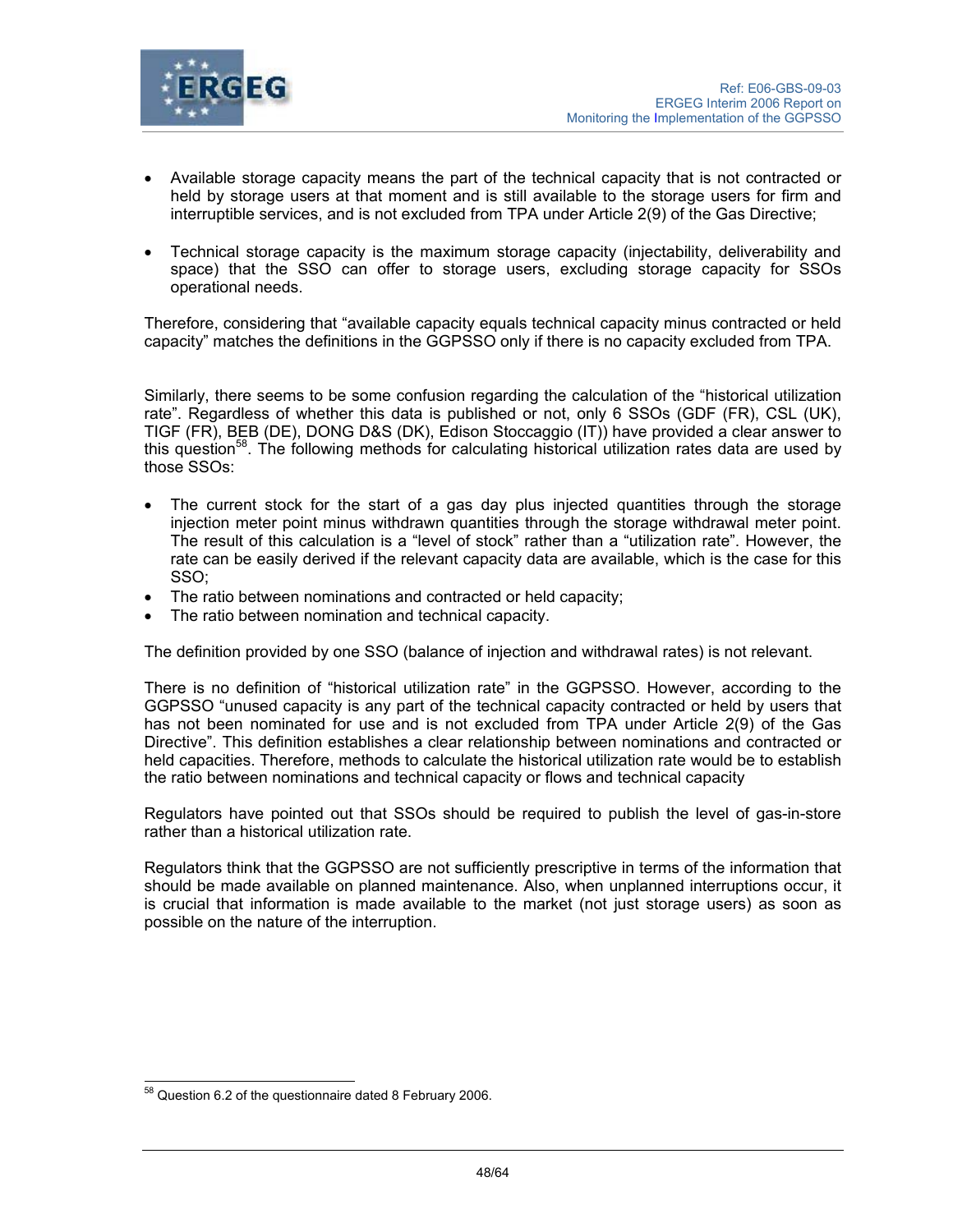- Available storage capacity means the part of the technical capacity that is not contracted or held by storage users at that moment and is still available to the storage users for firm and interruptible services, and is not excluded from TPA under Article 2(9) of the Gas Directive;

- Technical storage capacity is the maximum storage capacity (injectability, deliverability and space) that the SSO can offer to storage users, excluding storage capacity for SSOs operational needs.

Therefore, considering that "available capacity equals technical capacity minus contracted or held capacity" matches the definitions in the GGPSSO only if there is no capacity excluded from TPA.

Similarly, there seems to be some confusion regarding the calculation of the "historical utilization rate". Regardless of whether this data is published or not, only 6 SSOs (GDF (FR), CSL (UK), TIGF (FR), BEB (DE), DONG D&S (DK), Edison Stoccaggio (IT)) have provided a clear answer to this question[58]. The following methods for calculating historical utilization rates data are used by those SSOs:

- The current stock for the start of a gas day plus injected quantities through the storage injection meter point minus withdrawn quantities through the storage withdrawal meter point. The result of this calculation is a "level of stock" rather than a "utilization rate". However, the rate can be easily derived if the relevant capacity data are available, which is the case for this SSO;
- The ratio between nominations and contracted or held capacity;
- The ratio between nomination and technical capacity.

The definition provided by one SSO (balance of injection and withdrawal rates) is not relevant.

There is no definition of "historical utilization rate" in the GGPSSO. However, according to the GGPSSO "unused capacity is any part of the technical capacity contracted or held by users that has not been nominated for use and is not excluded from TPA under Article 2(9) of the Gas Directive". This definition establishes a clear relationship between nominations and contracted or held capacities. Therefore, methods to calculate the historical utilization rate would be to establish the ratio between nominations and technical capacity or flows and technical capacity

Regulators have pointed out that SSOs should be required to publish the level of gas-in-store rather than a historical utilization rate.

Regulators think that the GGPSSO are not sufficiently prescriptive in terms of the information that should be made available on planned maintenance. Also, when unplanned interruptions occur, it is crucial that information is made available to the market (not just storage users) as soon as possible on the nature of the interruption.

---

[58] Question 6.2 of the questionnaire dated 8 February 2006.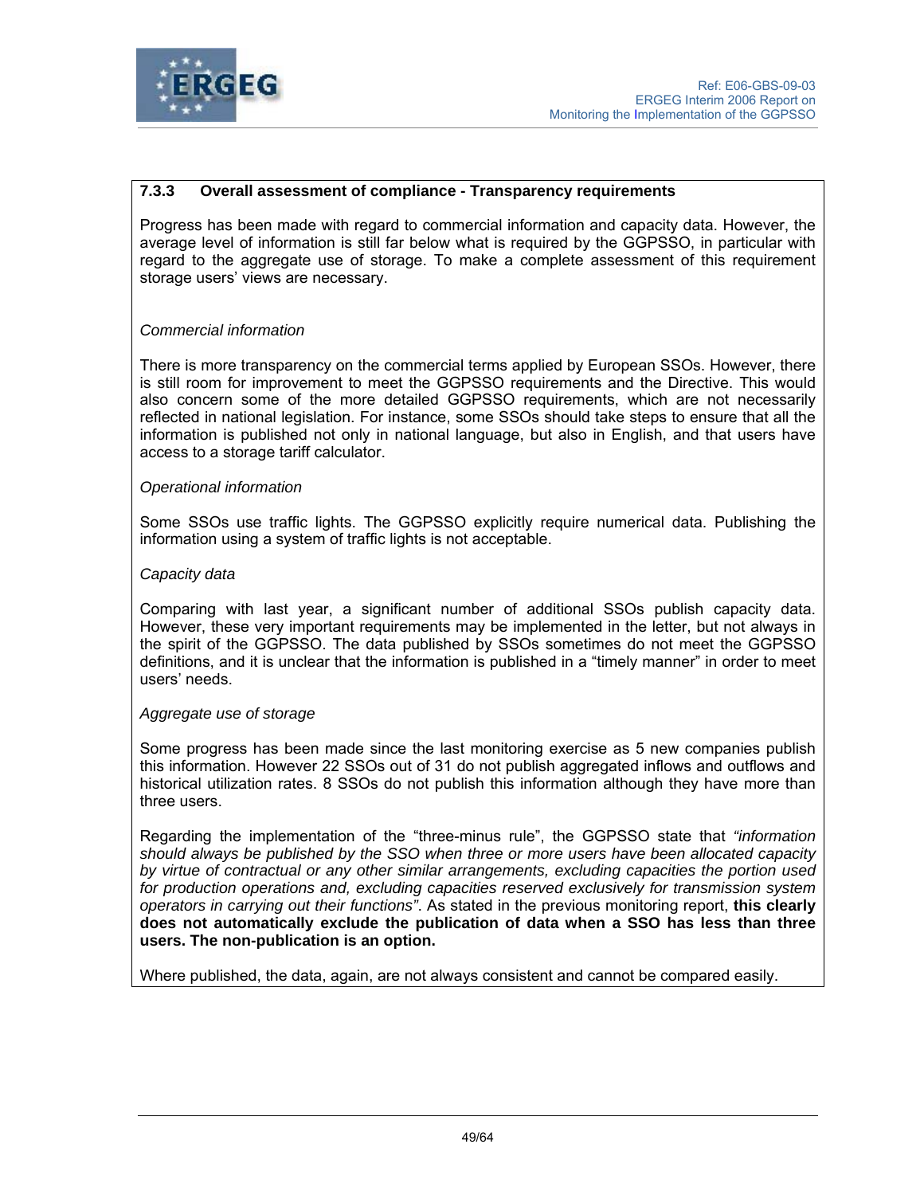### 7.3.3 Overall assessment of compliance - Transparency requirements

Progress has been made with regard to commercial information and capacity data. However, the average level of information is still far below what is required by the GGPSSO, in particular with regard to the aggregate use of storage. To make a complete assessment of this requirement storage users' views are necessary.

*Commercial information*

There is more transparency on the commercial terms applied by European SSOs. However, there is still room for improvement to meet the GGPSSO requirements and the Directive. This would also concern some of the more detailed GGPSSO requirements, which are not necessarily reflected in national legislation. For instance, some SSOs should take steps to ensure that all the information is published not only in national language, but also in English, and that users have access to a storage tariff calculator.

*Operational information*

Some SSOs use traffic lights. The GGPSSO explicitly require numerical data. Publishing the information using a system of traffic lights is not acceptable.

*Capacity data*

Comparing with last year, a significant number of additional SSOs publish capacity data. However, these very important requirements may be implemented in the letter, but not always in the spirit of the GGPSSO. The data published by SSOs sometimes do not meet the GGPSSO definitions, and it is unclear that the information is published in a "timely manner" in order to meet users' needs.

*Aggregate use of storage*

Some progress has been made since the last monitoring exercise as 5 new companies publish this information. However 22 SSOs out of 31 do not publish aggregated inflows and outflows and historical utilization rates. 8 SSOs do not publish this information although they have more than three users.

Regarding the implementation of the "three-minus rule", the GGPSSO state that *"information should always be published by the SSO when three or more users have been allocated capacity by virtue of contractual or any other similar arrangements, excluding capacities the portion used for production operations and, excluding capacities reserved exclusively for transmission system operators in carrying out their functions"*. As stated in the previous monitoring report, **this clearly does not automatically exclude the publication of data when a SSO has less than three users. The non-publication is an option.**

Where published, the data, again, are not always consistent and cannot be compared easily.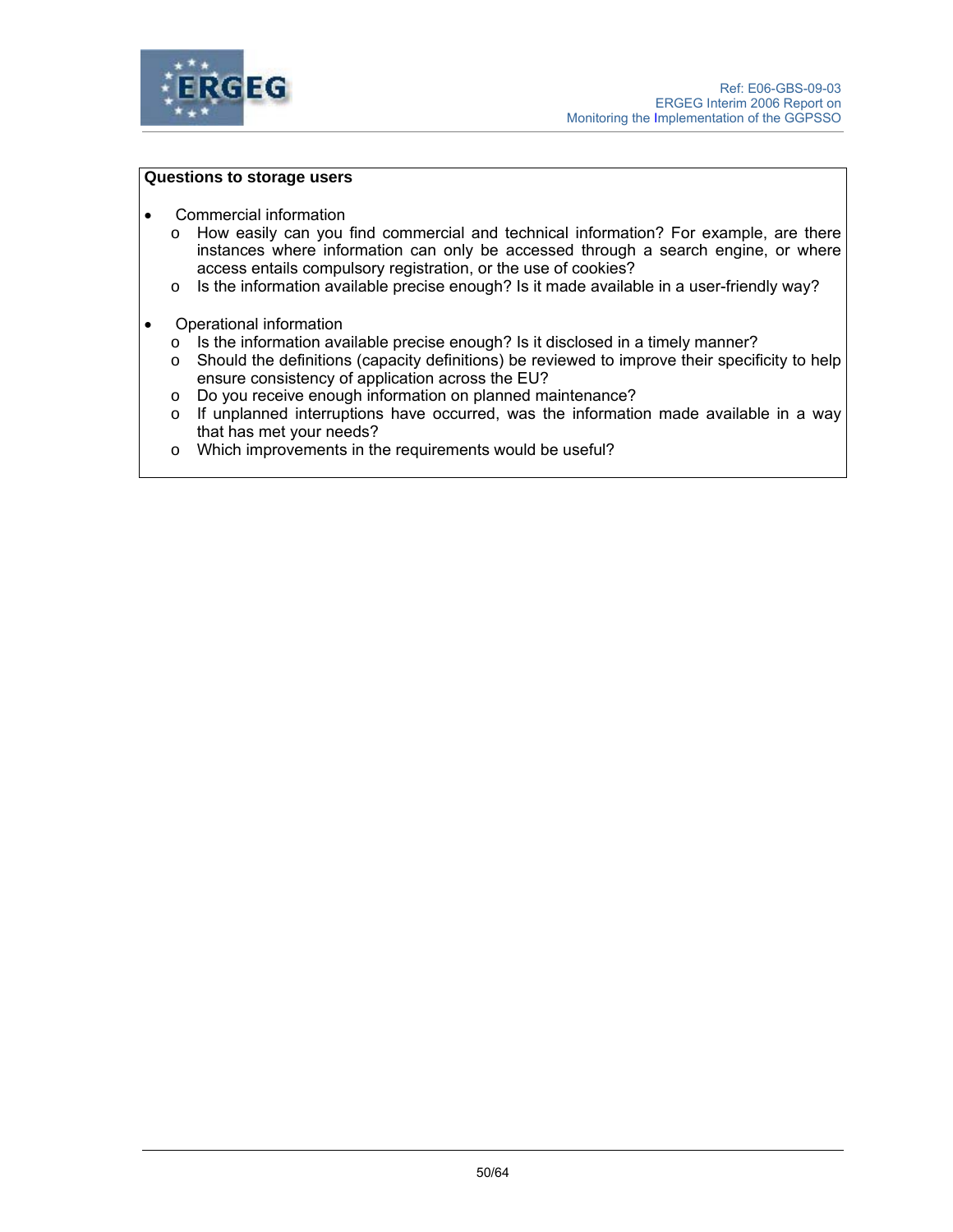**Questions to storage users**

- Commercial information
  - How easily can you find commercial and technical information? For example, are there instances where information can only be accessed through a search engine, or where access entails compulsory registration, or the use of cookies?
  - Is the information available precise enough? Is it made available in a user-friendly way?

- Operational information
  - Is the information available precise enough? Is it disclosed in a timely manner?
  - Should the definitions (capacity definitions) be reviewed to improve their specificity to help ensure consistency of application across the EU?
  - Do you receive enough information on planned maintenance?
  - If unplanned interruptions have occurred, was the information made available in a way that has met your needs?
  - Which improvements in the requirements would be useful?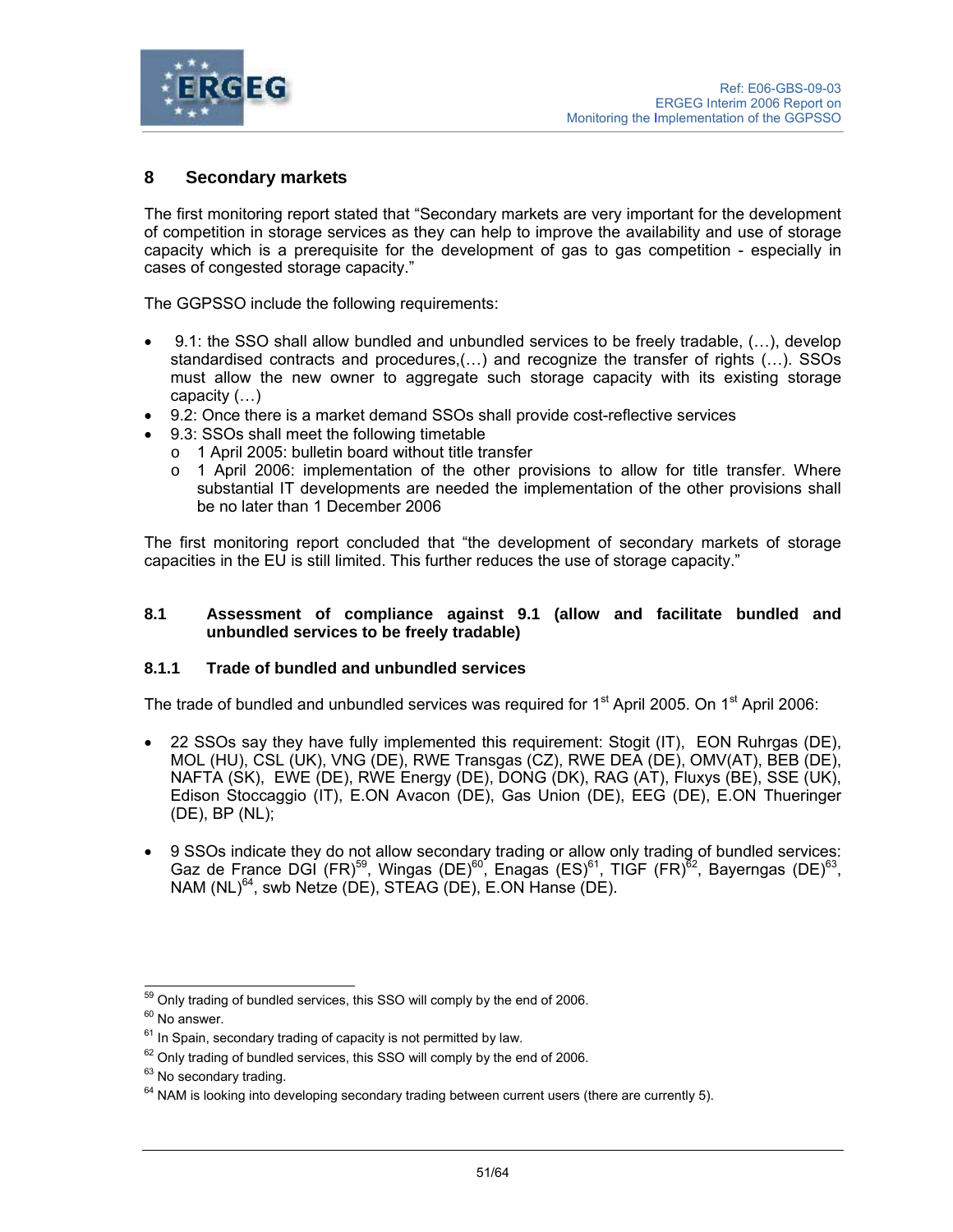## 8 Secondary markets

The first monitoring report stated that "Secondary markets are very important for the development of competition in storage services as they can help to improve the availability and use of storage capacity which is a prerequisite for the development of gas to gas competition - especially in cases of congested storage capacity."

The GGPSSO include the following requirements:

- 9.1: the SSO shall allow bundled and unbundled services to be freely tradable, (…), develop standardised contracts and procedures,(…) and recognize the transfer of rights (…). SSOs must allow the new owner to aggregate such storage capacity with its existing storage capacity (…)
- 9.2: Once there is a market demand SSOs shall provide cost-reflective services
- 9.3: SSOs shall meet the following timetable
  - 1 April 2005: bulletin board without title transfer
  - 1 April 2006: implementation of the other provisions to allow for title transfer. Where substantial IT developments are needed the implementation of the other provisions shall be no later than 1 December 2006

The first monitoring report concluded that "the development of secondary markets of storage capacities in the EU is still limited. This further reduces the use of storage capacity."

### 8.1 Assessment of compliance against 9.1 (allow and facilitate bundled and unbundled services to be freely tradable)

#### 8.1.1 Trade of bundled and unbundled services

The trade of bundled and unbundled services was required for 1st April 2005. On 1st April 2006:

- 22 SSOs say they have fully implemented this requirement: Stogit (IT), EON Ruhrgas (DE), MOL (HU), CSL (UK), VNG (DE), RWE Transgas (CZ), RWE DEA (DE), OMV(AT), BEB (DE), NAFTA (SK), EWE (DE), RWE Energy (DE), DONG (DK), RAG (AT), Fluxys (BE), SSE (UK), Edison Stoccaggio (IT), E.ON Avacon (DE), Gas Union (DE), EEG (DE), E.ON Thueringer (DE), BP (NL);

- 9 SSOs indicate they do not allow secondary trading or allow only trading of bundled services: Gaz de France DGI (FR)[59], Wingas (DE)[60], Enagas (ES)[61], TIGF (FR)[62], Bayerngas (DE)[63], NAM (NL)[64], swb Netze (DE), STEAG (DE), E.ON Hanse (DE).

---

[59] Only trading of bundled services, this SSO will comply by the end of 2006.

[60] No answer.

[61] In Spain, secondary trading of capacity is not permitted by law.

[62] Only trading of bundled services, this SSO will comply by the end of 2006.

[63] No secondary trading.

[64] NAM is looking into developing secondary trading between current users (there are currently 5).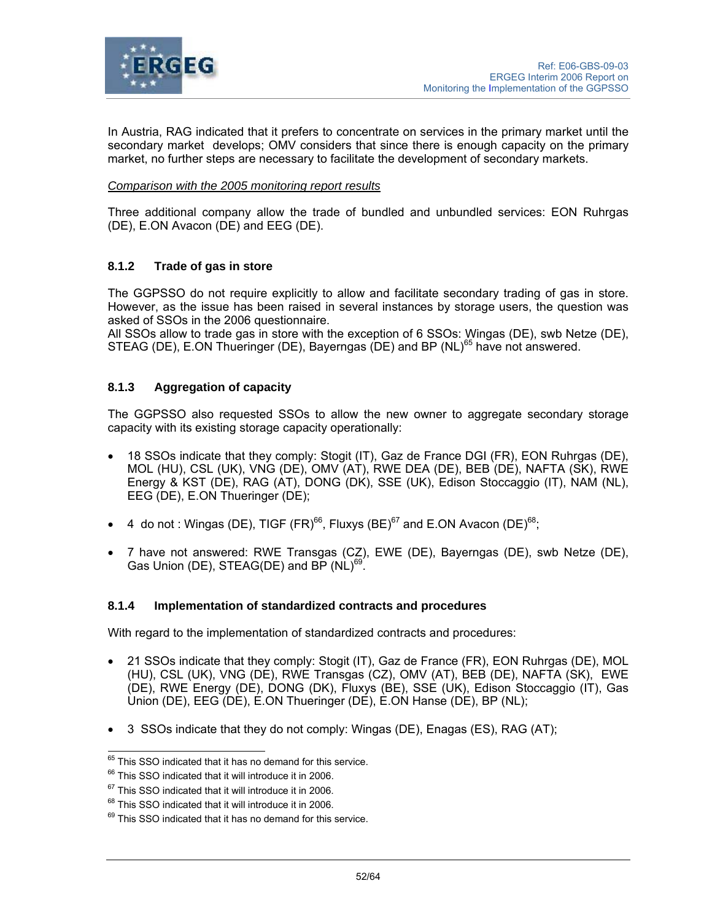In Austria, RAG indicated that it prefers to concentrate on services in the primary market until the secondary market develops; OMV considers that since there is enough capacity on the primary market, no further steps are necessary to facilitate the development of secondary markets.

*Comparison with the 2005 monitoring report results*

Three additional company allow the trade of bundled and unbundled services: EON Ruhrgas (DE), E.ON Avacon (DE) and EEG (DE).

### 8.1.2 Trade of gas in store

The GGPSSO do not require explicitly to allow and facilitate secondary trading of gas in store. However, as the issue has been raised in several instances by storage users, the question was asked of SSOs in the 2006 questionnaire.
All SSOs allow to trade gas in store with the exception of 6 SSOs: Wingas (DE), swb Netze (DE), STEAG (DE), E.ON Thueringer (DE), Bayerngas (DE) and BP (NL)[65] have not answered.

### 8.1.3 Aggregation of capacity

The GGPSSO also requested SSOs to allow the new owner to aggregate secondary storage capacity with its existing storage capacity operationally:

- 18 SSOs indicate that they comply: Stogit (IT), Gaz de France DGI (FR), EON Ruhrgas (DE), MOL (HU), CSL (UK), VNG (DE), OMV (AT), RWE DEA (DE), BEB (DE), NAFTA (SK), RWE Energy & KST (DE), RAG (AT), DONG (DK), SSE (UK), Edison Stoccaggio (IT), NAM (NL), EEG (DE), E.ON Thueringer (DE);
- 4 do not : Wingas (DE), TIGF (FR)[66], Fluxys (BE)[67] and E.ON Avacon (DE)[68];
- 7 have not answered: RWE Transgas (CZ), EWE (DE), Bayerngas (DE), swb Netze (DE), Gas Union (DE), STEAG(DE) and BP (NL)[69].

### 8.1.4 Implementation of standardized contracts and procedures

With regard to the implementation of standardized contracts and procedures:

- 21 SSOs indicate that they comply: Stogit (IT), Gaz de France (FR), EON Ruhrgas (DE), MOL (HU), CSL (UK), VNG (DE), RWE Transgas (CZ), OMV (AT), BEB (DE), NAFTA (SK), EWE (DE), RWE Energy (DE), DONG (DK), Fluxys (BE), SSE (UK), Edison Stoccaggio (IT), Gas Union (DE), EEG (DE), E.ON Thueringer (DE), E.ON Hanse (DE), BP (NL);
- 3 SSOs indicate that they do not comply: Wingas (DE), Enagas (ES), RAG (AT);

---

[65] This SSO indicated that it has no demand for this service.

[66] This SSO indicated that it will introduce it in 2006.

[67] This SSO indicated that it will introduce it in 2006.

[68] This SSO indicated that it will introduce it in 2006.

[69] This SSO indicated that it has no demand for this service.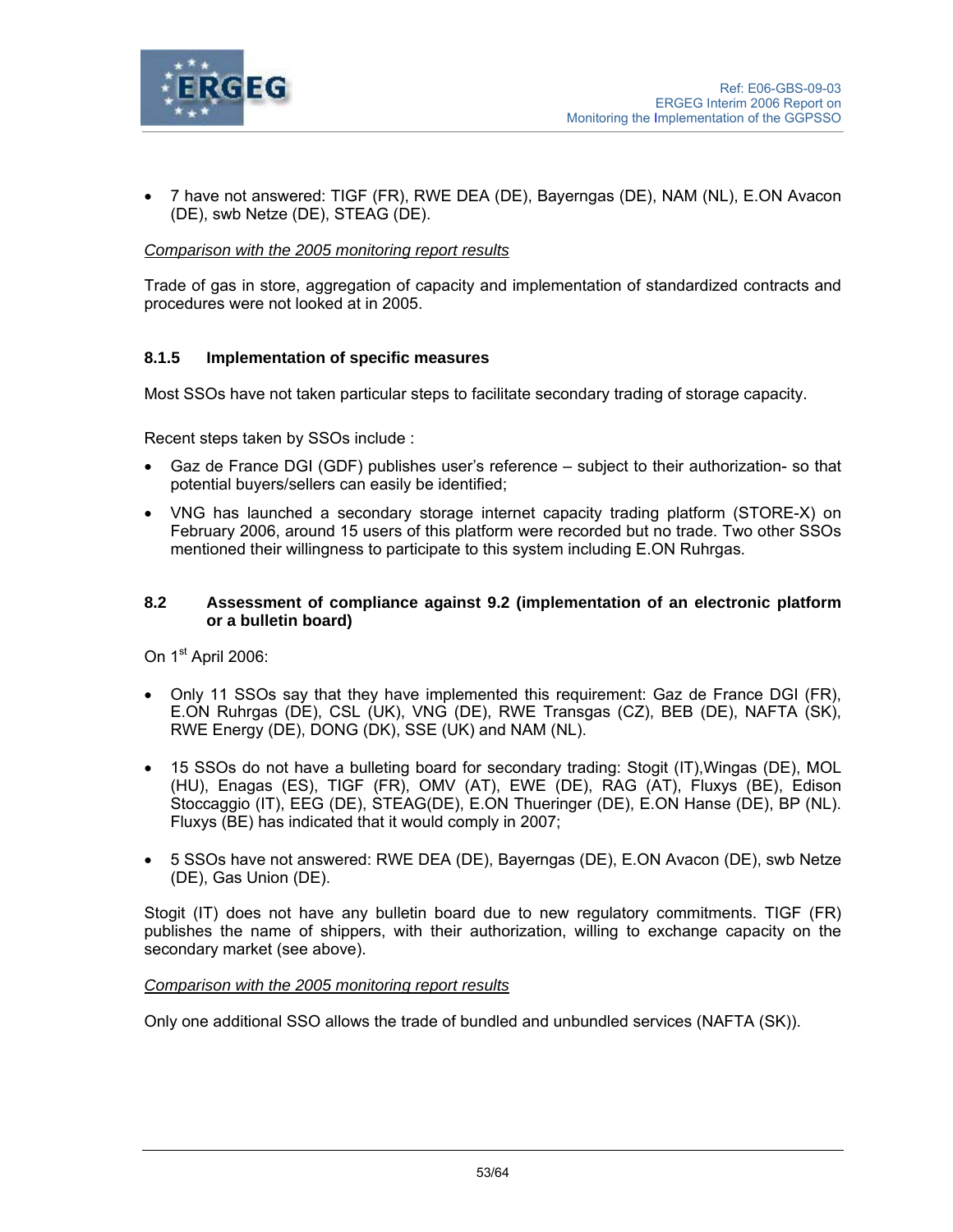- 7 have not answered: TIGF (FR), RWE DEA (DE), Bayerngas (DE), NAM (NL), E.ON Avacon (DE), swb Netze (DE), STEAG (DE).

*Comparison with the 2005 monitoring report results*

Trade of gas in store, aggregation of capacity and implementation of standardized contracts and procedures were not looked at in 2005.

### 8.1.5 Implementation of specific measures

Most SSOs have not taken particular steps to facilitate secondary trading of storage capacity.

Recent steps taken by SSOs include :

- Gaz de France DGI (GDF) publishes user's reference – subject to their authorization- so that potential buyers/sellers can easily be identified;
- VNG has launched a secondary storage internet capacity trading platform (STORE-X) on February 2006, around 15 users of this platform were recorded but no trade. Two other SSOs mentioned their willingness to participate to this system including E.ON Ruhrgas.

## 8.2 Assessment of compliance against 9.2 (implementation of an electronic platform or a bulletin board)

On 1st April 2006:

- Only 11 SSOs say that they have implemented this requirement: Gaz de France DGI (FR), E.ON Ruhrgas (DE), CSL (UK), VNG (DE), RWE Transgas (CZ), BEB (DE), NAFTA (SK), RWE Energy (DE), DONG (DK), SSE (UK) and NAM (NL).
- 15 SSOs do not have a bulleting board for secondary trading: Stogit (IT),Wingas (DE), MOL (HU), Enagas (ES), TIGF (FR), OMV (AT), EWE (DE), RAG (AT), Fluxys (BE), Edison Stoccaggio (IT), EEG (DE), STEAG(DE), E.ON Thueringer (DE), E.ON Hanse (DE), BP (NL). Fluxys (BE) has indicated that it would comply in 2007;
- 5 SSOs have not answered: RWE DEA (DE), Bayerngas (DE), E.ON Avacon (DE), swb Netze (DE), Gas Union (DE).

Stogit (IT) does not have any bulletin board due to new regulatory commitments. TIGF (FR) publishes the name of shippers, with their authorization, willing to exchange capacity on the secondary market (see above).

*Comparison with the 2005 monitoring report results*

Only one additional SSO allows the trade of bundled and unbundled services (NAFTA (SK)).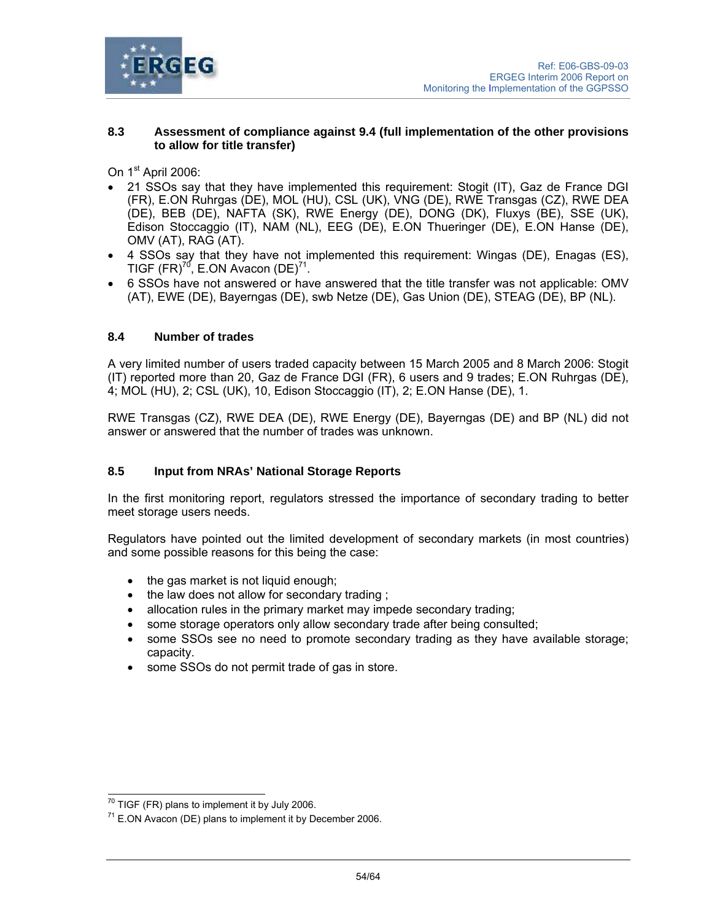### 8.3 Assessment of compliance against 9.4 (full implementation of the other provisions to allow for title transfer)

On 1st April 2006:

- 21 SSOs say that they have implemented this requirement: Stogit (IT), Gaz de France DGI (FR), E.ON Ruhrgas (DE), MOL (HU), CSL (UK), VNG (DE), RWE Transgas (CZ), RWE DEA (DE), BEB (DE), NAFTA (SK), RWE Energy (DE), DONG (DK), Fluxys (BE), SSE (UK), Edison Stoccaggio (IT), NAM (NL), EEG (DE), E.ON Thueringer (DE), E.ON Hanse (DE), OMV (AT), RAG (AT).
- 4 SSOs say that they have not implemented this requirement: Wingas (DE), Enagas (ES), TIGF (FR)[70], E.ON Avacon (DE)[71].
- 6 SSOs have not answered or have answered that the title transfer was not applicable: OMV (AT), EWE (DE), Bayerngas (DE), swb Netze (DE), Gas Union (DE), STEAG (DE), BP (NL).

### 8.4 Number of trades

A very limited number of users traded capacity between 15 March 2005 and 8 March 2006: Stogit (IT) reported more than 20, Gaz de France DGI (FR), 6 users and 9 trades; E.ON Ruhrgas (DE), 4; MOL (HU), 2; CSL (UK), 10, Edison Stoccaggio (IT), 2; E.ON Hanse (DE), 1.

RWE Transgas (CZ), RWE DEA (DE), RWE Energy (DE), Bayerngas (DE) and BP (NL) did not answer or answered that the number of trades was unknown.

### 8.5 Input from NRAs' National Storage Reports

In the first monitoring report, regulators stressed the importance of secondary trading to better meet storage users needs.

Regulators have pointed out the limited development of secondary markets (in most countries) and some possible reasons for this being the case:

- the gas market is not liquid enough;
- the law does not allow for secondary trading ;
- allocation rules in the primary market may impede secondary trading;
- some storage operators only allow secondary trade after being consulted;
- some SSOs see no need to promote secondary trading as they have available storage; capacity.
- some SSOs do not permit trade of gas in store.

---

[70] TIGF (FR) plans to implement it by July 2006.

[71] E.ON Avacon (DE) plans to implement it by December 2006.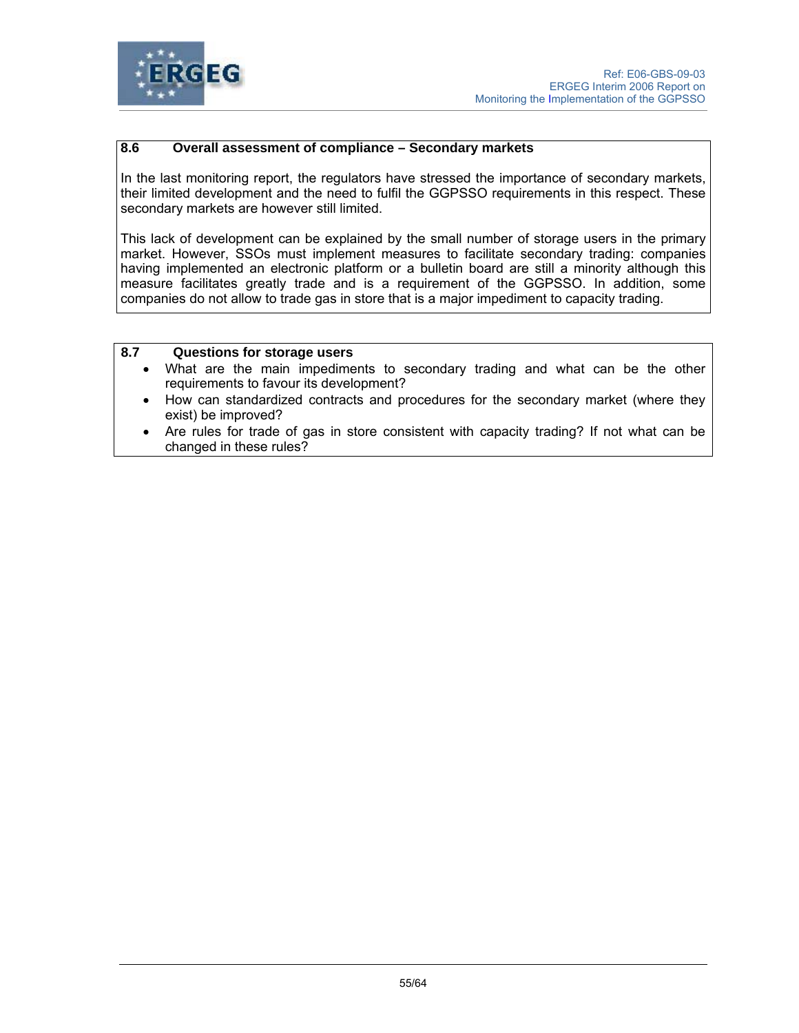### 8.6 Overall assessment of compliance – Secondary markets

In the last monitoring report, the regulators have stressed the importance of secondary markets, their limited development and the need to fulfil the GGPSSO requirements in this respect. These secondary markets are however still limited.

This lack of development can be explained by the small number of storage users in the primary market. However, SSOs must implement measures to facilitate secondary trading: companies having implemented an electronic platform or a bulletin board are still a minority although this measure facilitates greatly trade and is a requirement of the GGPSSO. In addition, some companies do not allow to trade gas in store that is a major impediment to capacity trading.

### 8.7 Questions for storage users

- What are the main impediments to secondary trading and what can be the other requirements to favour its development?
- How can standardized contracts and procedures for the secondary market (where they exist) be improved?
- Are rules for trade of gas in store consistent with capacity trading? If not what can be changed in these rules?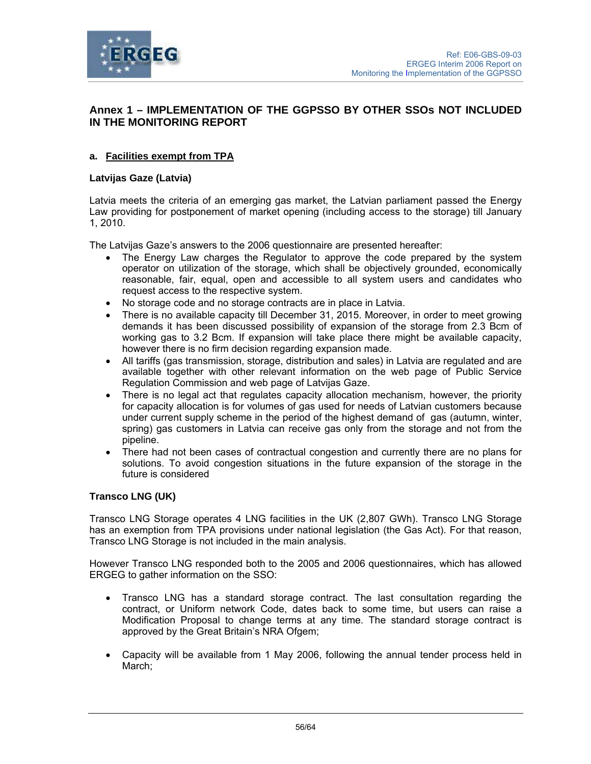## Annex 1 – IMPLEMENTATION OF THE GGPSSO BY OTHER SSOs NOT INCLUDED IN THE MONITORING REPORT

### a. Facilities exempt from TPA

#### Latvijas Gaze (Latvia)

Latvia meets the criteria of an emerging gas market, the Latvian parliament passed the Energy Law providing for postponement of market opening (including access to the storage) till January 1, 2010.

The Latvijas Gaze's answers to the 2006 questionnaire are presented hereafter:

- The Energy Law charges the Regulator to approve the code prepared by the system operator on utilization of the storage, which shall be objectively grounded, economically reasonable, fair, equal, open and accessible to all system users and candidates who request access to the respective system.
- No storage code and no storage contracts are in place in Latvia.
- There is no available capacity till December 31, 2015. Moreover, in order to meet growing demands it has been discussed possibility of expansion of the storage from 2.3 Bcm of working gas to 3.2 Bcm. If expansion will take place there might be available capacity, however there is no firm decision regarding expansion made.
- All tariffs (gas transmission, storage, distribution and sales) in Latvia are regulated and are available together with other relevant information on the web page of Public Service Regulation Commission and web page of Latvijas Gaze.
- There is no legal act that regulates capacity allocation mechanism, however, the priority for capacity allocation is for volumes of gas used for needs of Latvian customers because under current supply scheme in the period of the highest demand of gas (autumn, winter, spring) gas customers in Latvia can receive gas only from the storage and not from the pipeline.
- There had not been cases of contractual congestion and currently there are no plans for solutions. To avoid congestion situations in the future expansion of the storage in the future is considered

#### Transco LNG (UK)

Transco LNG Storage operates 4 LNG facilities in the UK (2,807 GWh). Transco LNG Storage has an exemption from TPA provisions under national legislation (the Gas Act). For that reason, Transco LNG Storage is not included in the main analysis.

However Transco LNG responded both to the 2005 and 2006 questionnaires, which has allowed ERGEG to gather information on the SSO:

- Transco LNG has a standard storage contract. The last consultation regarding the contract, or Uniform network Code, dates back to some time, but users can raise a Modification Proposal to change terms at any time. The standard storage contract is approved by the Great Britain's NRA Ofgem;

- Capacity will be available from 1 May 2006, following the annual tender process held in March;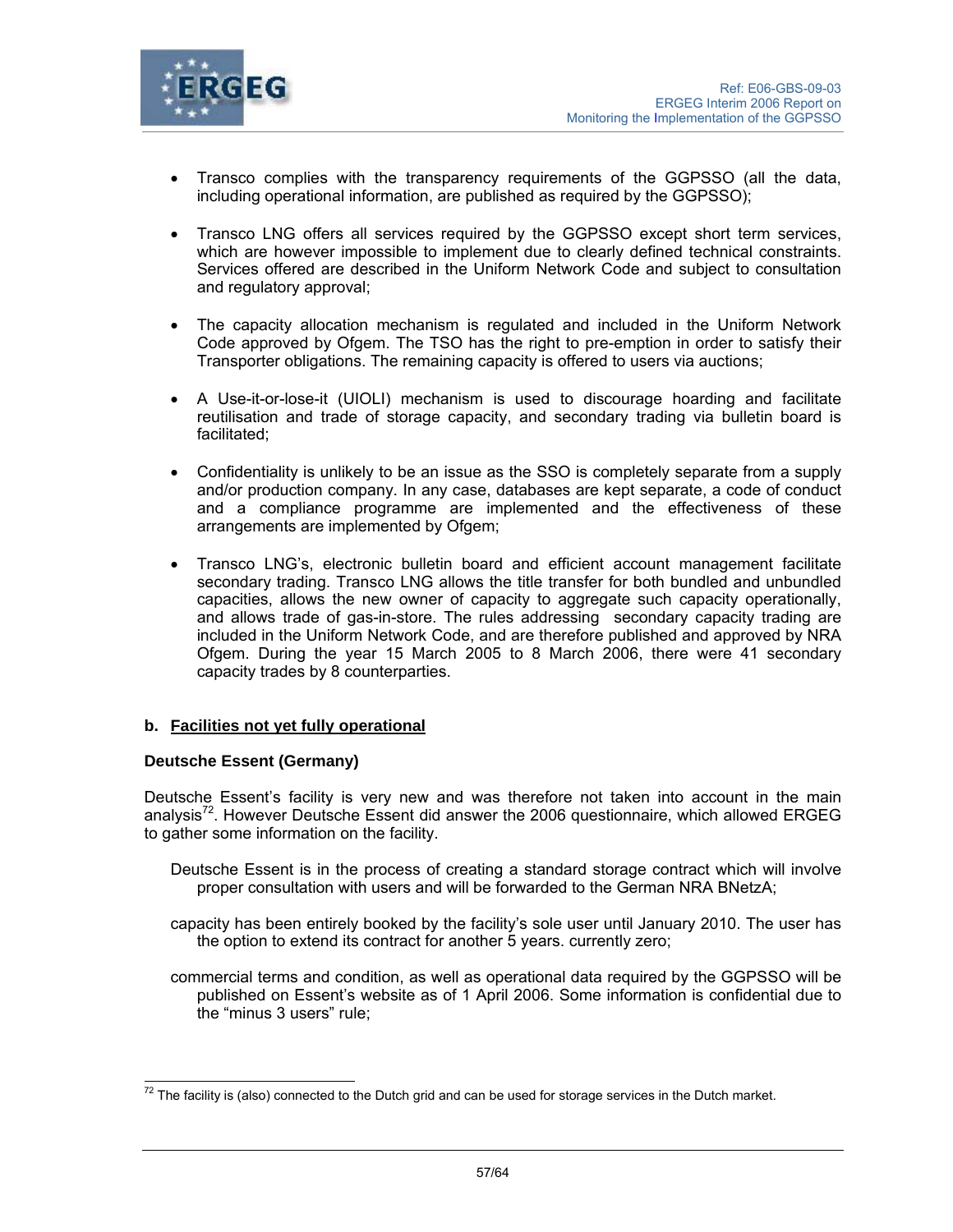- Transco complies with the transparency requirements of the GGPSSO (all the data, including operational information, are published as required by the GGPSSO);

- Transco LNG offers all services required by the GGPSSO except short term services, which are however impossible to implement due to clearly defined technical constraints. Services offered are described in the Uniform Network Code and subject to consultation and regulatory approval;

- The capacity allocation mechanism is regulated and included in the Uniform Network Code approved by Ofgem. The TSO has the right to pre-emption in order to satisfy their Transporter obligations. The remaining capacity is offered to users via auctions;

- A Use-it-or-lose-it (UIOLI) mechanism is used to discourage hoarding and facilitate reutilisation and trade of storage capacity, and secondary trading via bulletin board is facilitated;

- Confidentiality is unlikely to be an issue as the SSO is completely separate from a supply and/or production company. In any case, databases are kept separate, a code of conduct and a compliance programme are implemented and the effectiveness of these arrangements are implemented by Ofgem;

- Transco LNG's, electronic bulletin board and efficient account management facilitate secondary trading. Transco LNG allows the title transfer for both bundled and unbundled capacities, allows the new owner of capacity to aggregate such capacity operationally, and allows trade of gas-in-store. The rules addressing secondary capacity trading are included in the Uniform Network Code, and are therefore published and approved by NRA Ofgem. During the year 15 March 2005 to 8 March 2006, there were 41 secondary capacity trades by 8 counterparties.

**b. <u>Facilities not yet fully operational</u>**

**Deutsche Essent (Germany)**

Deutsche Essent's facility is very new and was therefore not taken into account in the main analysis[72]. However Deutsche Essent did answer the 2006 questionnaire, which allowed ERGEG to gather some information on the facility.

Deutsche Essent is in the process of creating a standard storage contract which will involve proper consultation with users and will be forwarded to the German NRA BNetzA;

capacity has been entirely booked by the facility's sole user until January 2010. The user has the option to extend its contract for another 5 years. currently zero;

commercial terms and condition, as well as operational data required by the GGPSSO will be published on Essent's website as of 1 April 2006. Some information is confidential due to the "minus 3 users" rule;

[72] The facility is (also) connected to the Dutch grid and can be used for storage services in the Dutch market.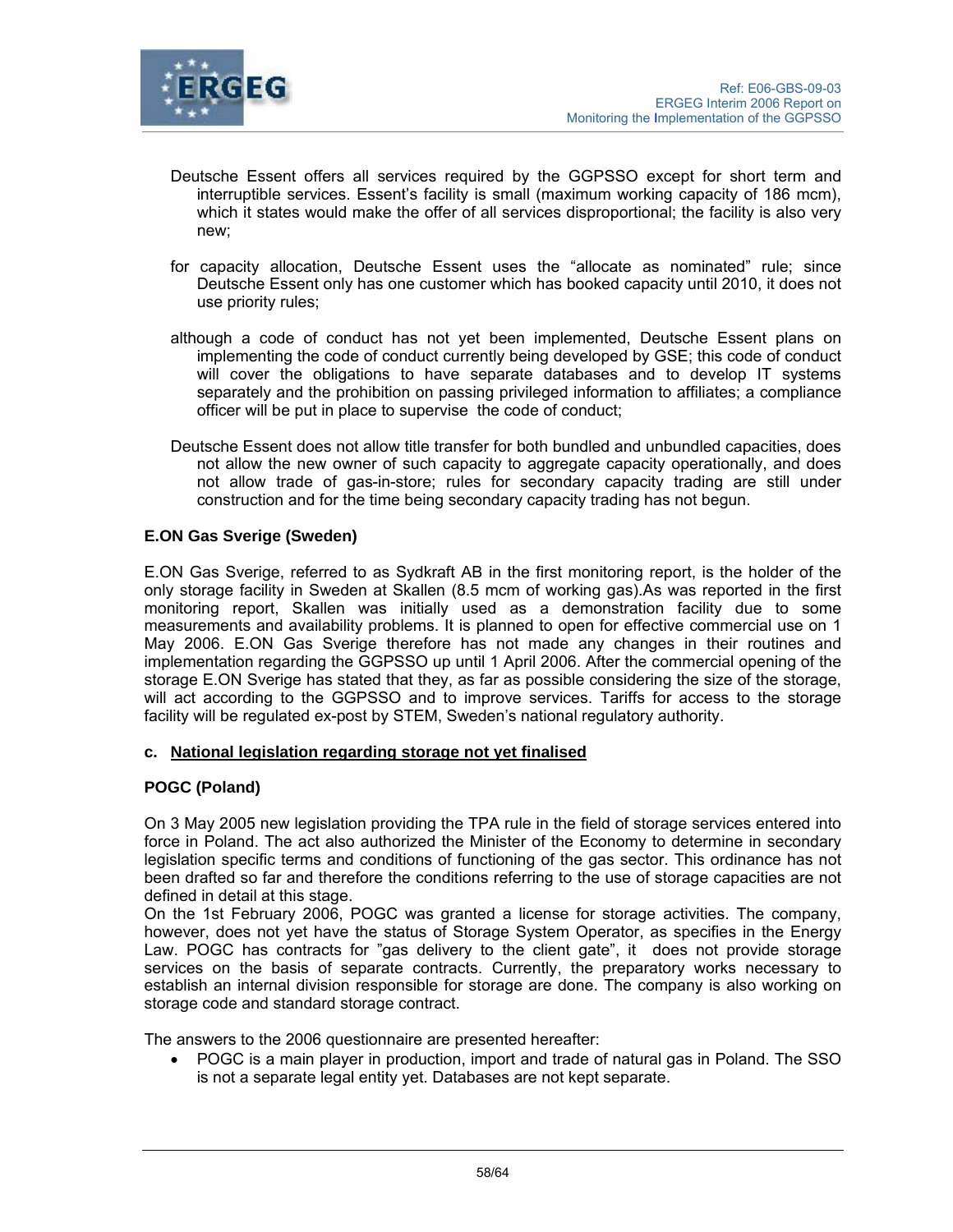Deutsche Essent offers all services required by the GGPSSO except for short term and interruptible services. Essent's facility is small (maximum working capacity of 186 mcm), which it states would make the offer of all services disproportional; the facility is also very new;

for capacity allocation, Deutsche Essent uses the "allocate as nominated" rule; since Deutsche Essent only has one customer which has booked capacity until 2010, it does not use priority rules;

although a code of conduct has not yet been implemented, Deutsche Essent plans on implementing the code of conduct currently being developed by GSE; this code of conduct will cover the obligations to have separate databases and to develop IT systems separately and the prohibition on passing privileged information to affiliates; a compliance officer will be put in place to supervise the code of conduct;

Deutsche Essent does not allow title transfer for both bundled and unbundled capacities, does not allow the new owner of such capacity to aggregate capacity operationally, and does not allow trade of gas-in-store; rules for secondary capacity trading are still under construction and for the time being secondary capacity trading has not begun.

**E.ON Gas Sverige (Sweden)**

E.ON Gas Sverige, referred to as Sydkraft AB in the first monitoring report, is the holder of the only storage facility in Sweden at Skallen (8.5 mcm of working gas).As was reported in the first monitoring report, Skallen was initially used as a demonstration facility due to some measurements and availability problems. It is planned to open for effective commercial use on 1 May 2006. E.ON Gas Sverige therefore has not made any changes in their routines and implementation regarding the GGPSSO up until 1 April 2006. After the commercial opening of the storage E.ON Sverige has stated that they, as far as possible considering the size of the storage, will act according to the GGPSSO and to improve services. Tariffs for access to the storage facility will be regulated ex-post by STEM, Sweden's national regulatory authority.

**c. National legislation regarding storage not yet finalised**

**POGC (Poland)**

On 3 May 2005 new legislation providing the TPA rule in the field of storage services entered into force in Poland. The act also authorized the Minister of the Economy to determine in secondary legislation specific terms and conditions of functioning of the gas sector. This ordinance has not been drafted so far and therefore the conditions referring to the use of storage capacities are not defined in detail at this stage.
On the 1st February 2006, POGC was granted a license for storage activities. The company, however, does not yet have the status of Storage System Operator, as specifies in the Energy Law. POGC has contracts for "gas delivery to the client gate", it does not provide storage services on the basis of separate contracts. Currently, the preparatory works necessary to establish an internal division responsible for storage are done. The company is also working on storage code and standard storage contract.

The answers to the 2006 questionnaire are presented hereafter:

- POGC is a main player in production, import and trade of natural gas in Poland. The SSO is not a separate legal entity yet. Databases are not kept separate.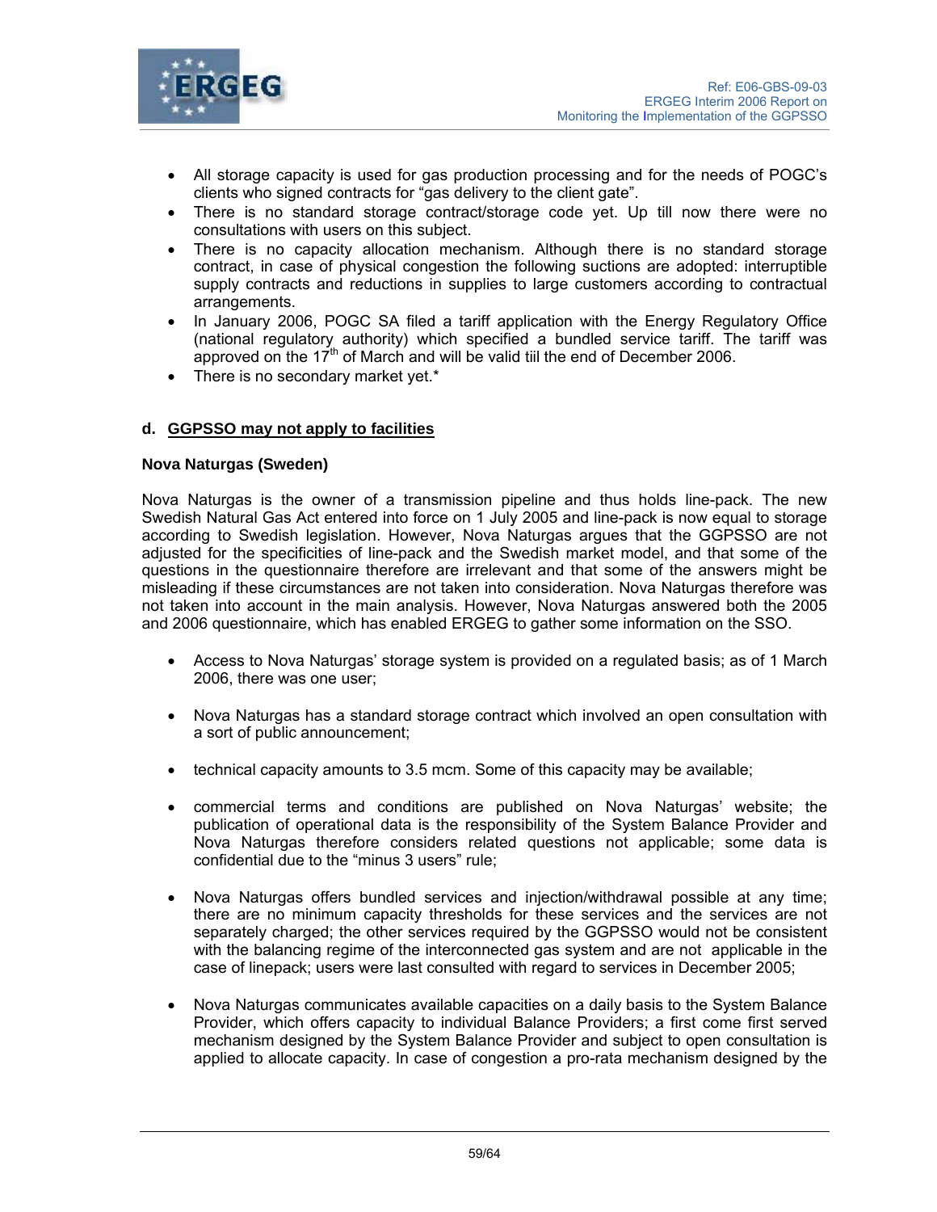- All storage capacity is used for gas production processing and for the needs of POGC's clients who signed contracts for "gas delivery to the client gate".
- There is no standard storage contract/storage code yet. Up till now there were no consultations with users on this subject.
- There is no capacity allocation mechanism. Although there is no standard storage contract, in case of physical congestion the following suctions are adopted: interruptible supply contracts and reductions in supplies to large customers according to contractual arrangements.
- In January 2006, POGC SA filed a tariff application with the Energy Regulatory Office (national regulatory authority) which specified a bundled service tariff. The tariff was approved on the 17th of March and will be valid till the end of December 2006.
- There is no secondary market yet.*

### d. <u>GGPSSO may not apply to facilities</u>

#### Nova Naturgas (Sweden)

Nova Naturgas is the owner of a transmission pipeline and thus holds line-pack. The new Swedish Natural Gas Act entered into force on 1 July 2005 and line-pack is now equal to storage according to Swedish legislation. However, Nova Naturgas argues that the GGPSSO are not adjusted for the specificities of line-pack and the Swedish market model, and that some of the questions in the questionnaire therefore are irrelevant and that some of the answers might be misleading if these circumstances are not taken into consideration. Nova Naturgas therefore was not taken into account in the main analysis. However, Nova Naturgas answered both the 2005 and 2006 questionnaire, which has enabled ERGEG to gather some information on the SSO.

- Access to Nova Naturgas' storage system is provided on a regulated basis; as of 1 March 2006, there was one user;

- Nova Naturgas has a standard storage contract which involved an open consultation with a sort of public announcement;

- technical capacity amounts to 3.5 mcm. Some of this capacity may be available;

- commercial terms and conditions are published on Nova Naturgas' website; the publication of operational data is the responsibility of the System Balance Provider and Nova Naturgas therefore considers related questions not applicable; some data is confidential due to the "minus 3 users" rule;

- Nova Naturgas offers bundled services and injection/withdrawal possible at any time; there are no minimum capacity thresholds for these services and the services are not separately charged; the other services required by the GGPSSO would not be consistent with the balancing regime of the interconnected gas system and are not applicable in the case of linepack; users were last consulted with regard to services in December 2005;

- Nova Naturgas communicates available capacities on a daily basis to the System Balance Provider, which offers capacity to individual Balance Providers; a first come first served mechanism designed by the System Balance Provider and subject to open consultation is applied to allocate capacity. In case of congestion a pro-rata mechanism designed by the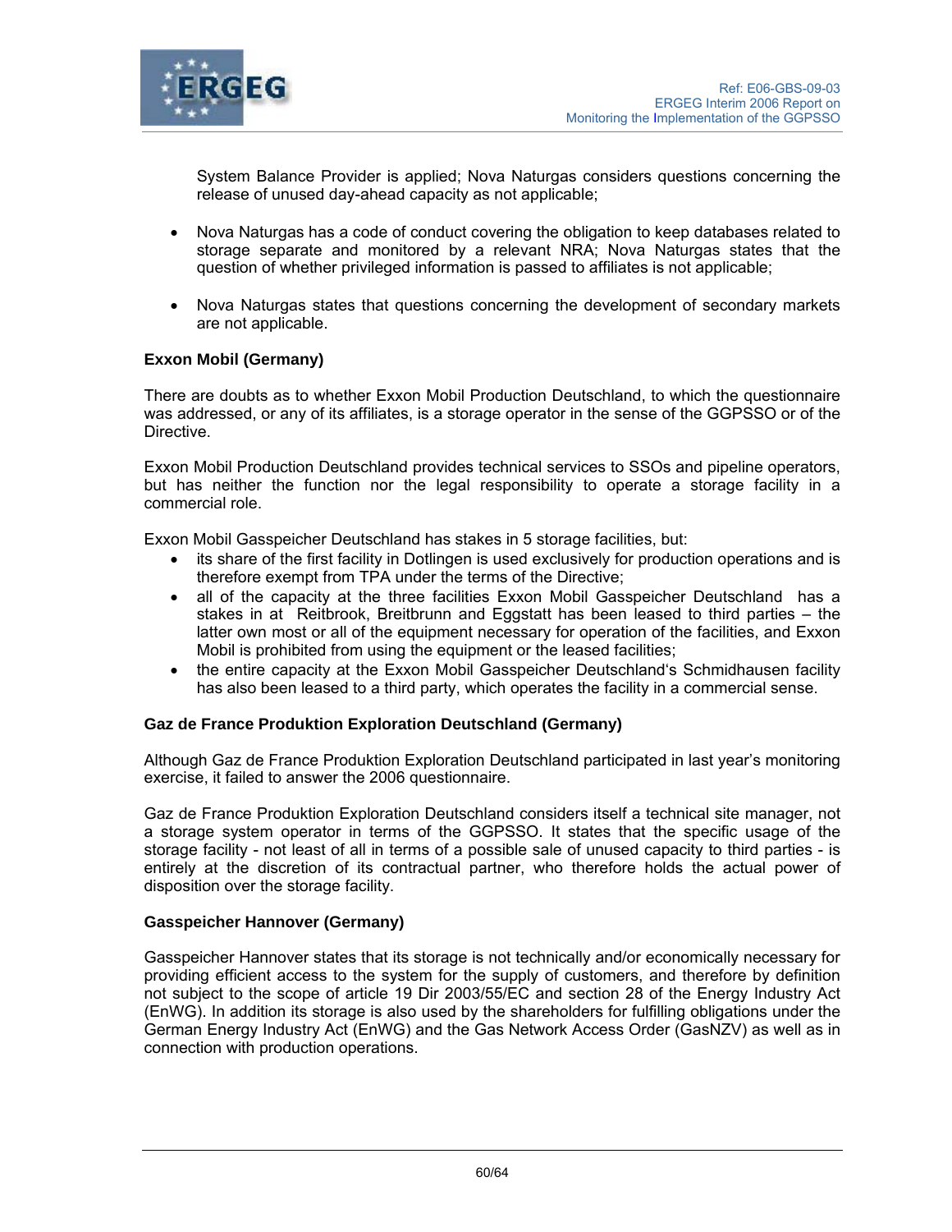System Balance Provider is applied; Nova Naturgas considers questions concerning the release of unused day-ahead capacity as not applicable;

- Nova Naturgas has a code of conduct covering the obligation to keep databases related to storage separate and monitored by a relevant NRA; Nova Naturgas states that the question of whether privileged information is passed to affiliates is not applicable;

- Nova Naturgas states that questions concerning the development of secondary markets are not applicable.

**Exxon Mobil (Germany)**

There are doubts as to whether Exxon Mobil Production Deutschland, to which the questionnaire was addressed, or any of its affiliates, is a storage operator in the sense of the GGPSSO or of the Directive.

Exxon Mobil Production Deutschland provides technical services to SSOs and pipeline operators, but has neither the function nor the legal responsibility to operate a storage facility in a commercial role.

Exxon Mobil Gasspeicher Deutschland has stakes in 5 storage facilities, but:

- its share of the first facility in Dotlingen is used exclusively for production operations and is therefore exempt from TPA under the terms of the Directive;
- all of the capacity at the three facilities Exxon Mobil Gasspeicher Deutschland has a stakes in at Reitbrook, Breitbrunn and Eggstatt has been leased to third parties – the latter own most or all of the equipment necessary for operation of the facilities, and Exxon Mobil is prohibited from using the equipment or the leased facilities;
- the entire capacity at the Exxon Mobil Gasspeicher Deutschland's Schmidhausen facility has also been leased to a third party, which operates the facility in a commercial sense.

**Gaz de France Produktion Exploration Deutschland (Germany)**

Although Gaz de France Produktion Exploration Deutschland participated in last year's monitoring exercise, it failed to answer the 2006 questionnaire.

Gaz de France Produktion Exploration Deutschland considers itself a technical site manager, not a storage system operator in terms of the GGPSSO. It states that the specific usage of the storage facility - not least of all in terms of a possible sale of unused capacity to third parties - is entirely at the discretion of its contractual partner, who therefore holds the actual power of disposition over the storage facility.

**Gasspeicher Hannover (Germany)**

Gasspeicher Hannover states that its storage is not technically and/or economically necessary for providing efficient access to the system for the supply of customers, and therefore by definition not subject to the scope of article 19 Dir 2003/55/EC and section 28 of the Energy Industry Act (EnWG). In addition its storage is also used by the shareholders for fulfilling obligations under the German Energy Industry Act (EnWG) and the Gas Network Access Order (GasNZV) as well as in connection with production operations.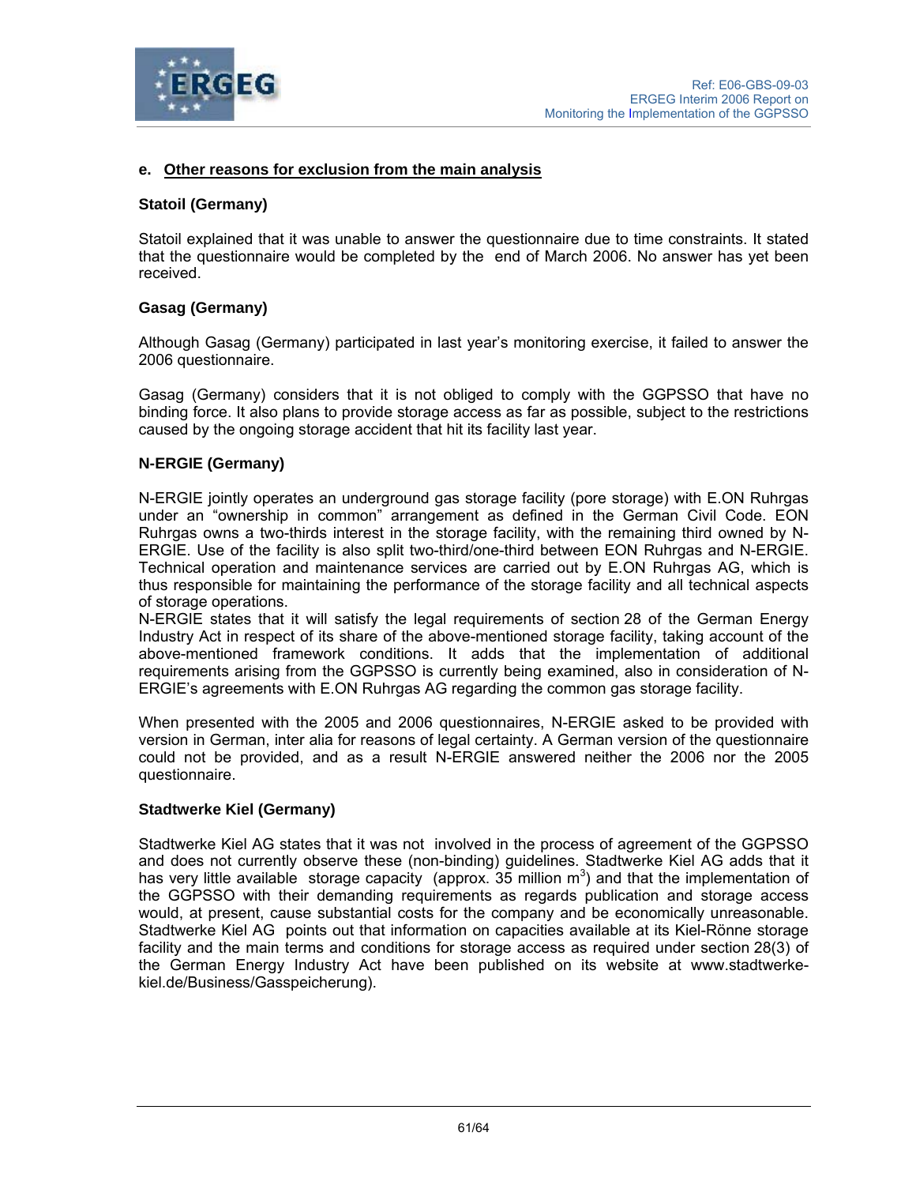## e. Other reasons for exclusion from the main analysis

### Statoil (Germany)

Statoil explained that it was unable to answer the questionnaire due to time constraints. It stated that the questionnaire would be completed by the end of March 2006. No answer has yet been received.

### Gasag (Germany)

Although Gasag (Germany) participated in last year's monitoring exercise, it failed to answer the 2006 questionnaire.

Gasag (Germany) considers that it is not obliged to comply with the GGPSSO that have no binding force. It also plans to provide storage access as far as possible, subject to the restrictions caused by the ongoing storage accident that hit its facility last year.

### N-ERGIE (Germany)

N-ERGIE jointly operates an underground gas storage facility (pore storage) with E.ON Ruhrgas under an "ownership in common" arrangement as defined in the German Civil Code. EON Ruhrgas owns a two-thirds interest in the storage facility, with the remaining third owned by N-ERGIE. Use of the facility is also split two-third/one-third between EON Ruhrgas and N-ERGIE. Technical operation and maintenance services are carried out by E.ON Ruhrgas AG, which is thus responsible for maintaining the performance of the storage facility and all technical aspects of storage operations.
N-ERGIE states that it will satisfy the legal requirements of section 28 of the German Energy Industry Act in respect of its share of the above-mentioned storage facility, taking account of the above-mentioned framework conditions. It adds that the implementation of additional requirements arising from the GGPSSO is currently being examined, also in consideration of N-ERGIE's agreements with E.ON Ruhrgas AG regarding the common gas storage facility.

When presented with the 2005 and 2006 questionnaires, N-ERGIE asked to be provided with version in German, inter alia for reasons of legal certainty. A German version of the questionnaire could not be provided, and as a result N-ERGIE answered neither the 2006 nor the 2005 questionnaire.

### Stadtwerke Kiel (Germany)

Stadtwerke Kiel AG states that it was not involved in the process of agreement of the GGPSSO and does not currently observe these (non-binding) guidelines. Stadtwerke Kiel AG adds that it has very little available storage capacity (approx. 35 million $m^3$) and that the implementation of the GGPSSO with their demanding requirements as regards publication and storage access would, at present, cause substantial costs for the company and be economically unreasonable. Stadtwerke Kiel AG points out that information on capacities available at its Kiel-Rönne storage facility and the main terms and conditions for storage access as required under section 28(3) of the German Energy Industry Act have been published on its website at www.stadtwerke-kiel.de/Business/Gasspeicherung).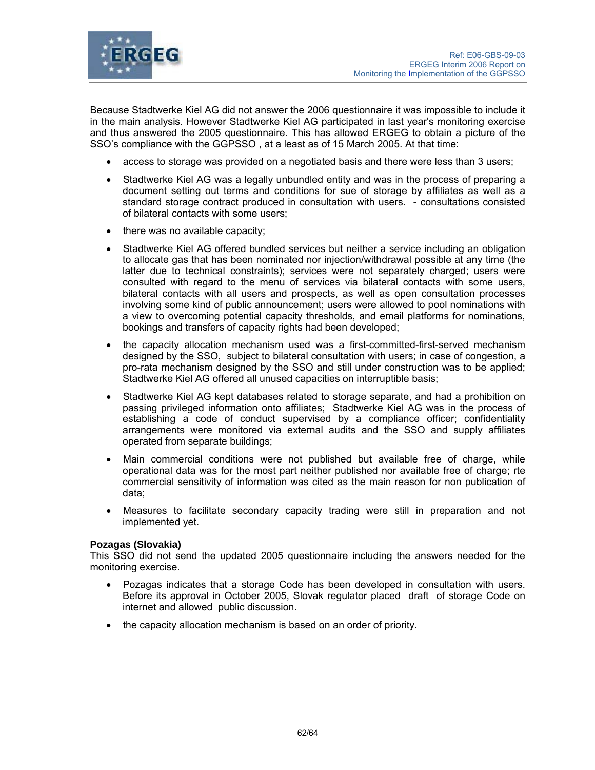Because Stadtwerke Kiel AG did not answer the 2006 questionnaire it was impossible to include it in the main analysis. However Stadtwerke Kiel AG participated in last year's monitoring exercise and thus answered the 2005 questionnaire. This has allowed ERGEG to obtain a picture of the SSO's compliance with the GGPSSO , at a least as of 15 March 2005. At that time:

- access to storage was provided on a negotiated basis and there were less than 3 users;
- Stadtwerke Kiel AG was a legally unbundled entity and was in the process of preparing a document setting out terms and conditions for sue of storage by affiliates as well as a standard storage contract produced in consultation with users. - consultations consisted of bilateral contacts with some users;
- there was no available capacity;
- Stadtwerke Kiel AG offered bundled services but neither a service including an obligation to allocate gas that has been nominated nor injection/withdrawal possible at any time (the latter due to technical constraints); services were not separately charged; users were consulted with regard to the menu of services via bilateral contacts with some users, bilateral contacts with all users and prospects, as well as open consultation processes involving some kind of public announcement; users were allowed to pool nominations with a view to overcoming potential capacity thresholds, and email platforms for nominations, bookings and transfers of capacity rights had been developed;
- the capacity allocation mechanism used was a first-committed-first-served mechanism designed by the SSO, subject to bilateral consultation with users; in case of congestion, a pro-rata mechanism designed by the SSO and still under construction was to be applied; Stadtwerke Kiel AG offered all unused capacities on interruptible basis;
- Stadtwerke Kiel AG kept databases related to storage separate, and had a prohibition on passing privileged information onto affiliates; Stadtwerke Kiel AG was in the process of establishing a code of conduct supervised by a compliance officer; confidentiality arrangements were monitored via external audits and the SSO and supply affiliates operated from separate buildings;
- Main commercial conditions were not published but available free of charge, while operational data was for the most part neither published nor available free of charge; rte commercial sensitivity of information was cited as the main reason for non publication of data;
- Measures to facilitate secondary capacity trading were still in preparation and not implemented yet.

**Pozagas (Slovakia)**
This SSO did not send the updated 2005 questionnaire including the answers needed for the monitoring exercise.

- Pozagas indicates that a storage Code has been developed in consultation with users. Before its approval in October 2005, Slovak regulator placed draft of storage Code on internet and allowed public discussion.
- the capacity allocation mechanism is based on an order of priority.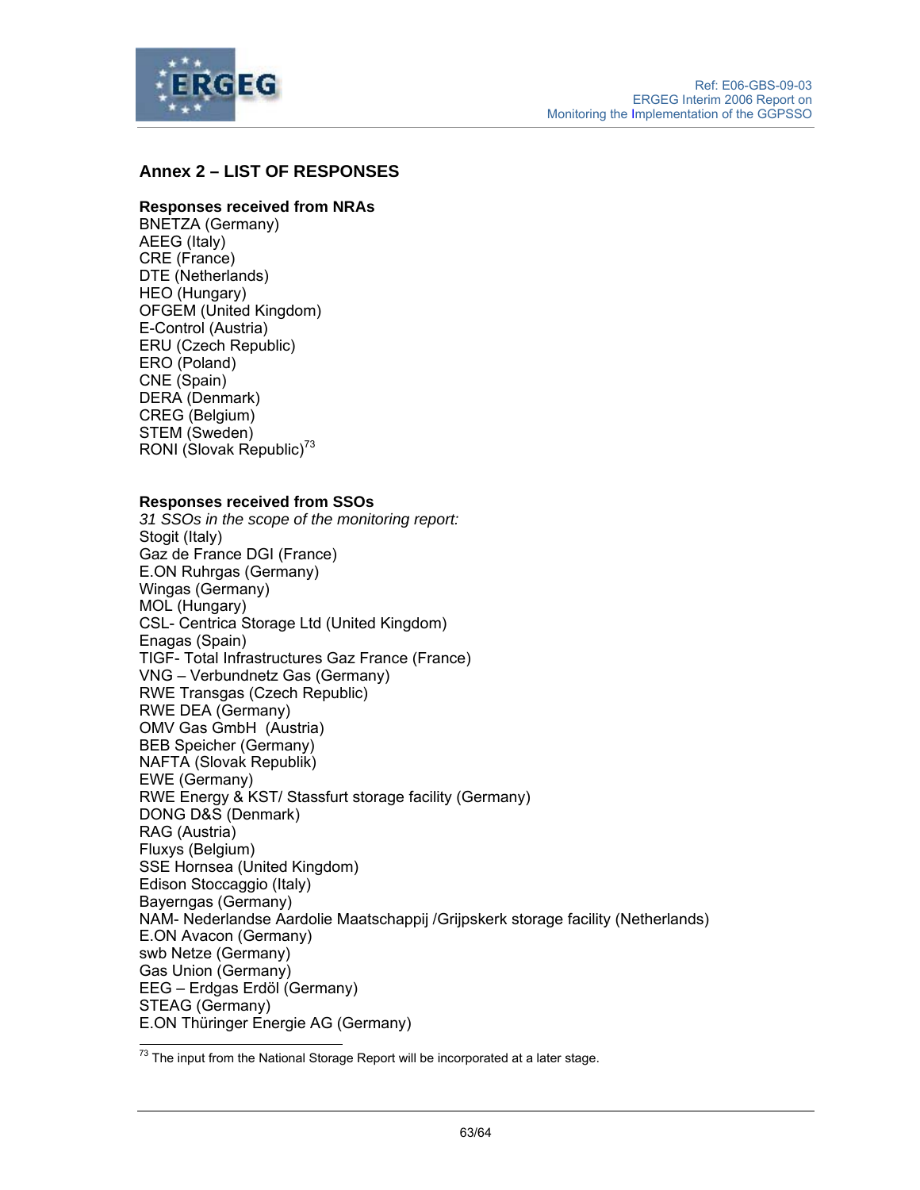## Annex 2 – LIST OF RESPONSES

**Responses received from NRAs**

BNETZA (Germany)
AEEG (Italy)
CRE (France)
DTE (Netherlands)
HEO (Hungary)
OFGEM (United Kingdom)
E-Control (Austria)
ERU (Czech Republic)
ERO (Poland)
CNE (Spain)
DERA (Denmark)
CREG (Belgium)
STEM (Sweden)
RONI (Slovak Republic)[73]

**Responses received from SSOs**

*31 SSOs in the scope of the monitoring report:*

Stogit (Italy)
Gaz de France DGI (France)
E.ON Ruhrgas (Germany)
Wingas (Germany)
MOL (Hungary)
CSL- Centrica Storage Ltd (United Kingdom)
Enagas (Spain)
TIGF- Total Infrastructures Gaz France (France)
VNG – Verbundnetz Gas (Germany)
RWE Transgas (Czech Republic)
RWE DEA (Germany)
OMV Gas GmbH (Austria)
BEB Speicher (Germany)
NAFTA (Slovak Republik)
EWE (Germany)
RWE Energy & KST/ Stassfurt storage facility (Germany)
DONG D&S (Denmark)
RAG (Austria)
Fluxys (Belgium)
SSE Hornsea (United Kingdom)
Edison Stoccaggio (Italy)
Bayerngas (Germany)
NAM- Nederlandse Aardolie Maatschappij /Grijpskerk storage facility (Netherlands)
E.ON Avacon (Germany)
swb Netze (Germany)
Gas Union (Germany)
EEG – Erdgas Erdöl (Germany)
STEAG (Germany)
E.ON Thüringer Energie AG (Germany)

---

[73] The input from the National Storage Report will be incorporated at a later stage.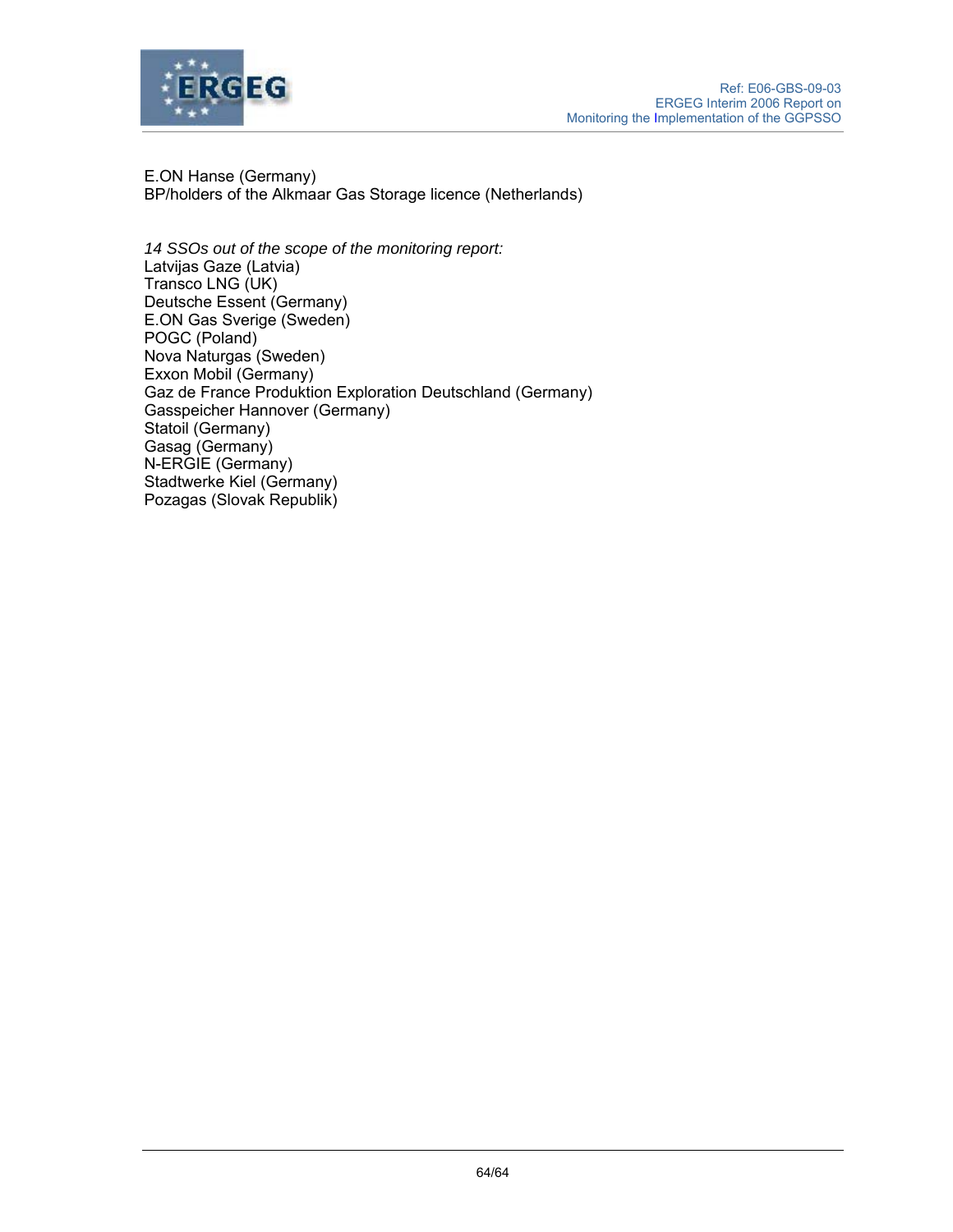E.ON Hanse (Germany)
BP/holders of the Alkmaar Gas Storage licence (Netherlands)

*14 SSOs out of the scope of the monitoring report:*
Latvijas Gaze (Latvia)
Transco LNG (UK)
Deutsche Essent (Germany)
E.ON Gas Sverige (Sweden)
POGC (Poland)
Nova Naturgas (Sweden)
Exxon Mobil (Germany)
Gaz de France Produktion Exploration Deutschland (Germany)
Gasspeicher Hannover (Germany)
Statoil (Germany)
Gasag (Germany)
N-ERGIE (Germany)
Stadtwerke Kiel (Germany)
Pozagas (Slovak Republik)